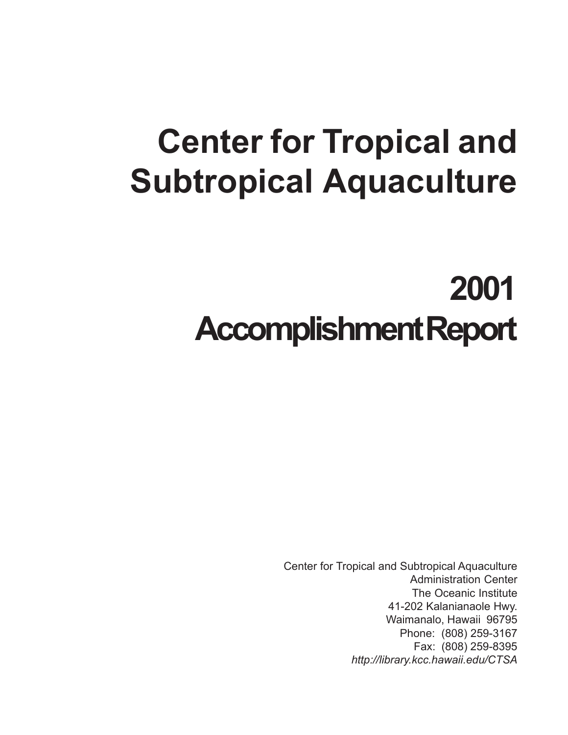# Center for Tropical and Subtropical Aquaculture

# 2001 Accomplishment Report

Center for Tropical and Subtropical Aquaculture
Administration Center
The Oceanic Institute
41-202 Kalanianaole Hwy.
Waimanalo, Hawaii 96795
Phone: (808) 259-3167
Fax: (808) 259-8395
*http://library.kcc.hawaii.edu/CTSA*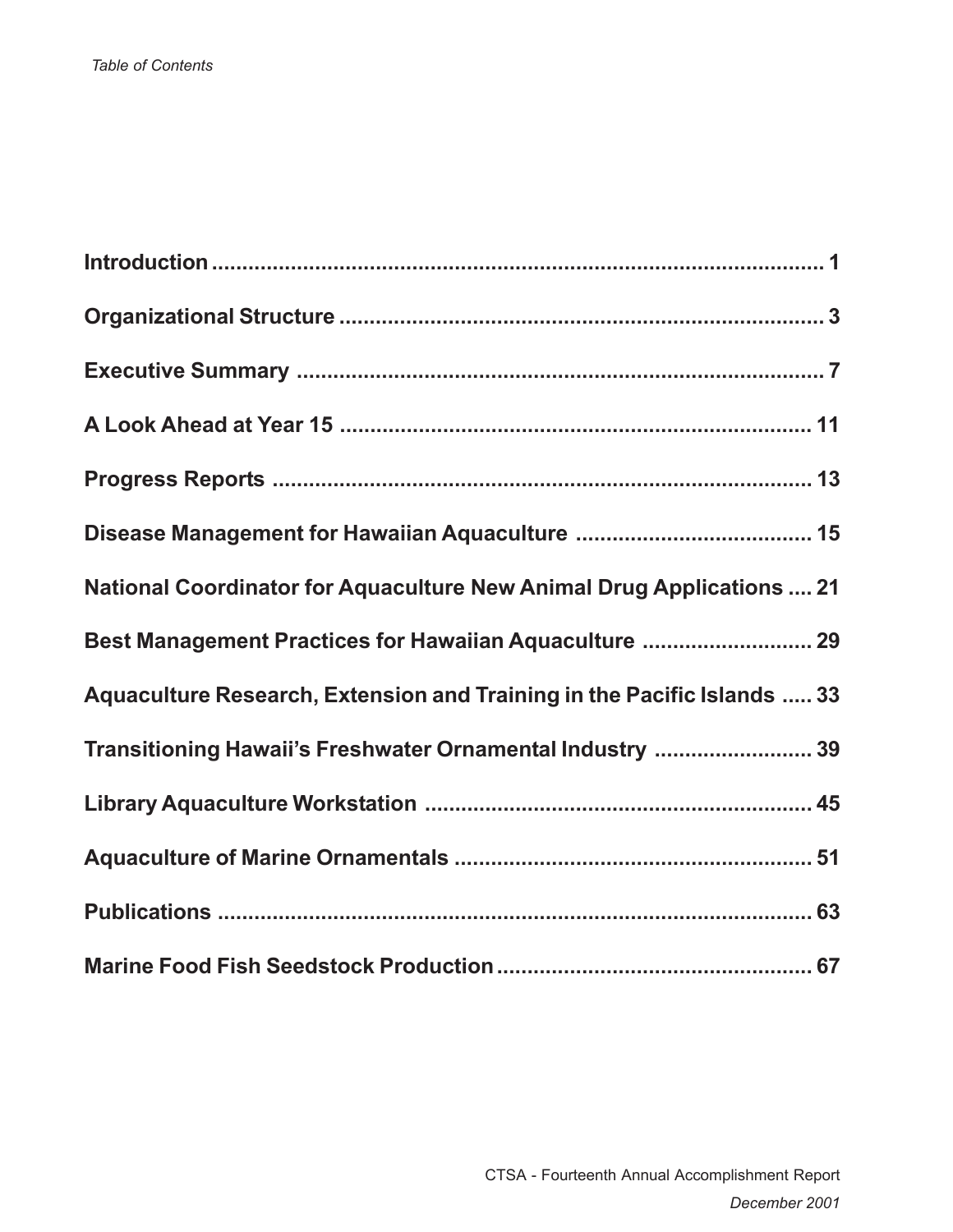*Table of Contents*

**Introduction** ........................................................................................ 1

**Organizational Structure** ................................................................. 3

**Executive Summary** ......................................................................... 7

**A Look Ahead at Year 15** ............................................................... 11

**Progress Reports** ........................................................................... 13

**Disease Management for Hawaiian Aquaculture** ....................................... 15

**National Coordinator for Aquaculture New Animal Drug Applications** .... 21

**Best Management Practices for Hawaiian Aquaculture** ............................ 29

**Aquaculture Research, Extension and Training in the Pacific Islands** ..... 33

**Transitioning Hawaii's Freshwater Ornamental Industry** .......................... 39

**Library Aquaculture Workstation** ................................................................ 45

**Aquaculture of Marine Ornamentals** ........................................................... 51

**Publications** .................................................................................... 63

**Marine Food Fish Seedstock Production** .................................................... 67

CTSA - Fourteenth Annual Accomplishment Report

*December 2001*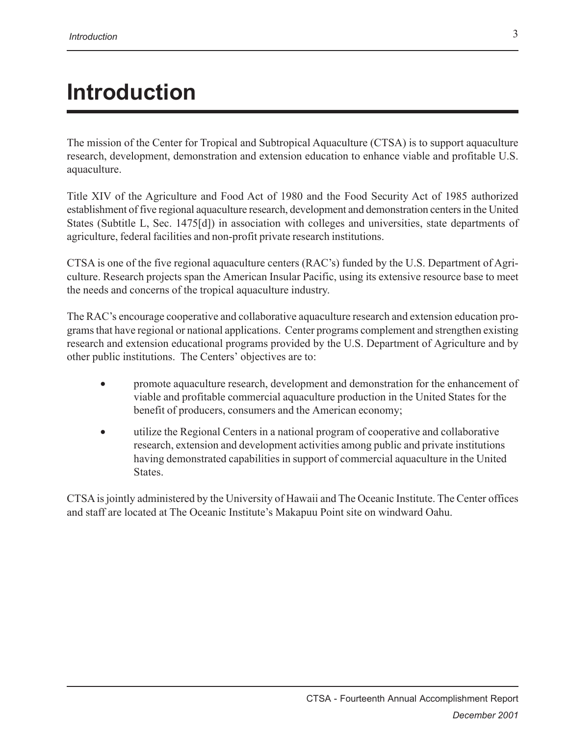# Introduction

The mission of the Center for Tropical and Subtropical Aquaculture (CTSA) is to support aquaculture research, development, demonstration and extension education to enhance viable and profitable U.S. aquaculture.

Title XIV of the Agriculture and Food Act of 1980 and the Food Security Act of 1985 authorized establishment of five regional aquaculture research, development and demonstration centers in the United States (Subtitle L, Sec. 1475[d]) in association with colleges and universities, state departments of agriculture, federal facilities and non-profit private research institutions.

CTSA is one of the five regional aquaculture centers (RAC's) funded by the U.S. Department of Agriculture. Research projects span the American Insular Pacific, using its extensive resource base to meet the needs and concerns of the tropical aquaculture industry.

The RAC's encourage cooperative and collaborative aquaculture research and extension education programs that have regional or national applications. Center programs complement and strengthen existing research and extension educational programs provided by the U.S. Department of Agriculture and by other public institutions. The Centers' objectives are to:

- promote aquaculture research, development and demonstration for the enhancement of viable and profitable commercial aquaculture production in the United States for the benefit of producers, consumers and the American economy;
- utilize the Regional Centers in a national program of cooperative and collaborative research, extension and development activities among public and private institutions having demonstrated capabilities in support of commercial aquaculture in the United States.

CTSA is jointly administered by the University of Hawaii and The Oceanic Institute. The Center offices and staff are located at The Oceanic Institute's Makapuu Point site on windward Oahu.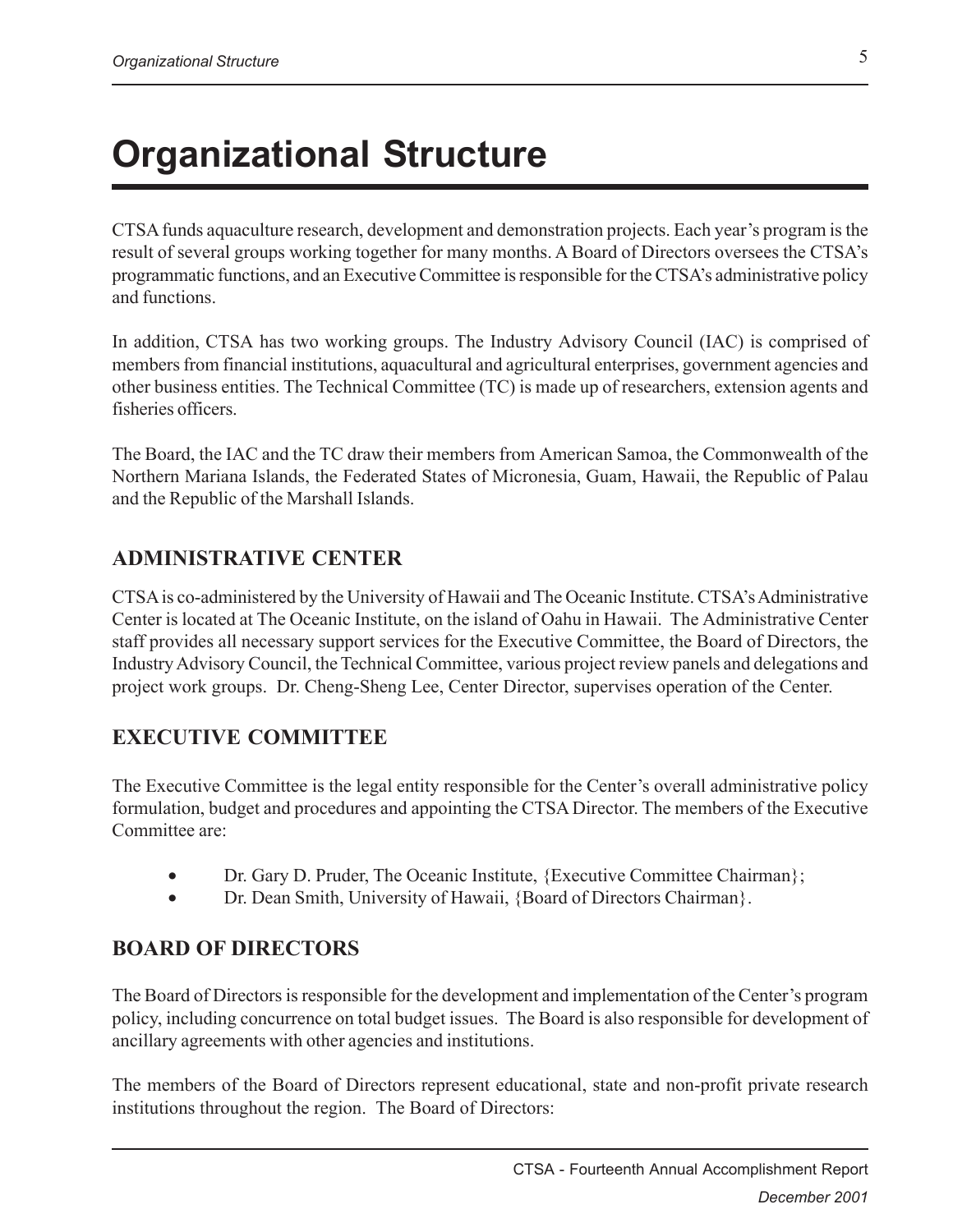# Organizational Structure

CTSA funds aquaculture research, development and demonstration projects. Each year's program is the result of several groups working together for many months. A Board of Directors oversees the CTSA's programmatic functions, and an Executive Committee is responsible for the CTSA's administrative policy and functions.

In addition, CTSA has two working groups. The Industry Advisory Council (IAC) is comprised of members from financial institutions, aquacultural and agricultural enterprises, government agencies and other business entities. The Technical Committee (TC) is made up of researchers, extension agents and fisheries officers.

The Board, the IAC and the TC draw their members from American Samoa, the Commonwealth of the Northern Mariana Islands, the Federated States of Micronesia, Guam, Hawaii, the Republic of Palau and the Republic of the Marshall Islands.

## ADMINISTRATIVE CENTER

CTSA is co-administered by the University of Hawaii and The Oceanic Institute. CTSA's Administrative Center is located at The Oceanic Institute, on the island of Oahu in Hawaii. The Administrative Center staff provides all necessary support services for the Executive Committee, the Board of Directors, the Industry Advisory Council, the Technical Committee, various project review panels and delegations and project work groups. Dr. Cheng-Sheng Lee, Center Director, supervises operation of the Center.

## EXECUTIVE COMMITTEE

The Executive Committee is the legal entity responsible for the Center's overall administrative policy formulation, budget and procedures and appointing the CTSA Director. The members of the Executive Committee are:

- Dr. Gary D. Pruder, The Oceanic Institute, {Executive Committee Chairman};
- Dr. Dean Smith, University of Hawaii, {Board of Directors Chairman}.

## BOARD OF DIRECTORS

The Board of Directors is responsible for the development and implementation of the Center's program policy, including concurrence on total budget issues. The Board is also responsible for development of ancillary agreements with other agencies and institutions.

The members of the Board of Directors represent educational, state and non-profit private research institutions throughout the region. The Board of Directors: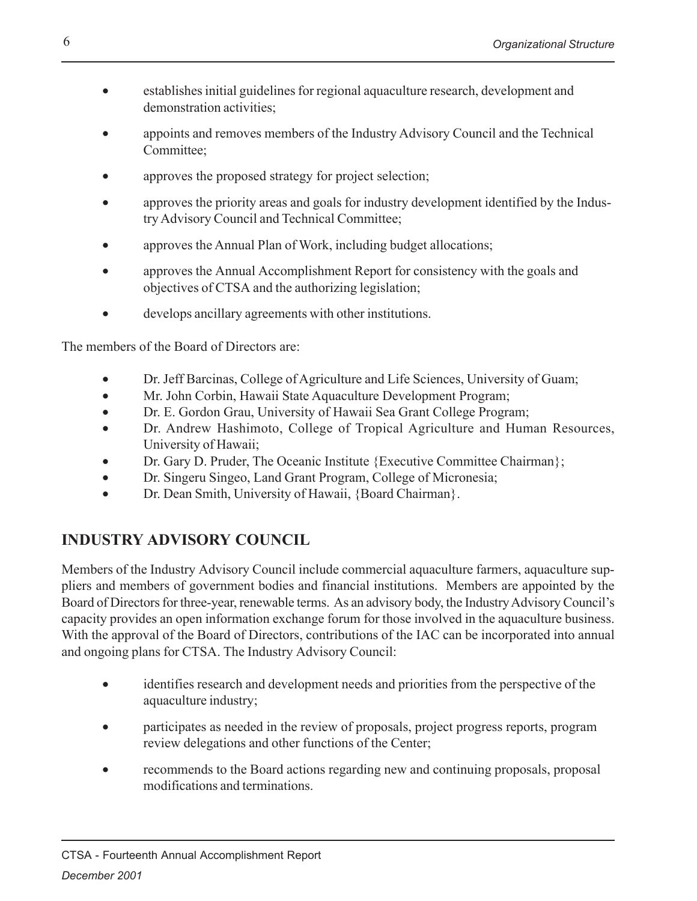- establishes initial guidelines for regional aquaculture research, development and demonstration activities;
- appoints and removes members of the Industry Advisory Council and the Technical Committee;
- approves the proposed strategy for project selection;
- approves the priority areas and goals for industry development identified by the Industry Advisory Council and Technical Committee;
- approves the Annual Plan of Work, including budget allocations;
- approves the Annual Accomplishment Report for consistency with the goals and objectives of CTSA and the authorizing legislation;
- develops ancillary agreements with other institutions.

The members of the Board of Directors are:

- Dr. Jeff Barcinas, College of Agriculture and Life Sciences, University of Guam;
- Mr. John Corbin, Hawaii State Aquaculture Development Program;
- Dr. E. Gordon Grau, University of Hawaii Sea Grant College Program;
- Dr. Andrew Hashimoto, College of Tropical Agriculture and Human Resources, University of Hawaii;
- Dr. Gary D. Pruder, The Oceanic Institute {Executive Committee Chairman};
- Dr. Singeru Singeo, Land Grant Program, College of Micronesia;
- Dr. Dean Smith, University of Hawaii, {Board Chairman}.

## INDUSTRY ADVISORY COUNCIL

Members of the Industry Advisory Council include commercial aquaculture farmers, aquaculture suppliers and members of government bodies and financial institutions. Members are appointed by the Board of Directors for three-year, renewable terms. As an advisory body, the Industry Advisory Council's capacity provides an open information exchange forum for those involved in the aquaculture business. With the approval of the Board of Directors, contributions of the IAC can be incorporated into annual and ongoing plans for CTSA. The Industry Advisory Council:

- identifies research and development needs and priorities from the perspective of the aquaculture industry;
- participates as needed in the review of proposals, project progress reports, program review delegations and other functions of the Center;
- recommends to the Board actions regarding new and continuing proposals, proposal modifications and terminations.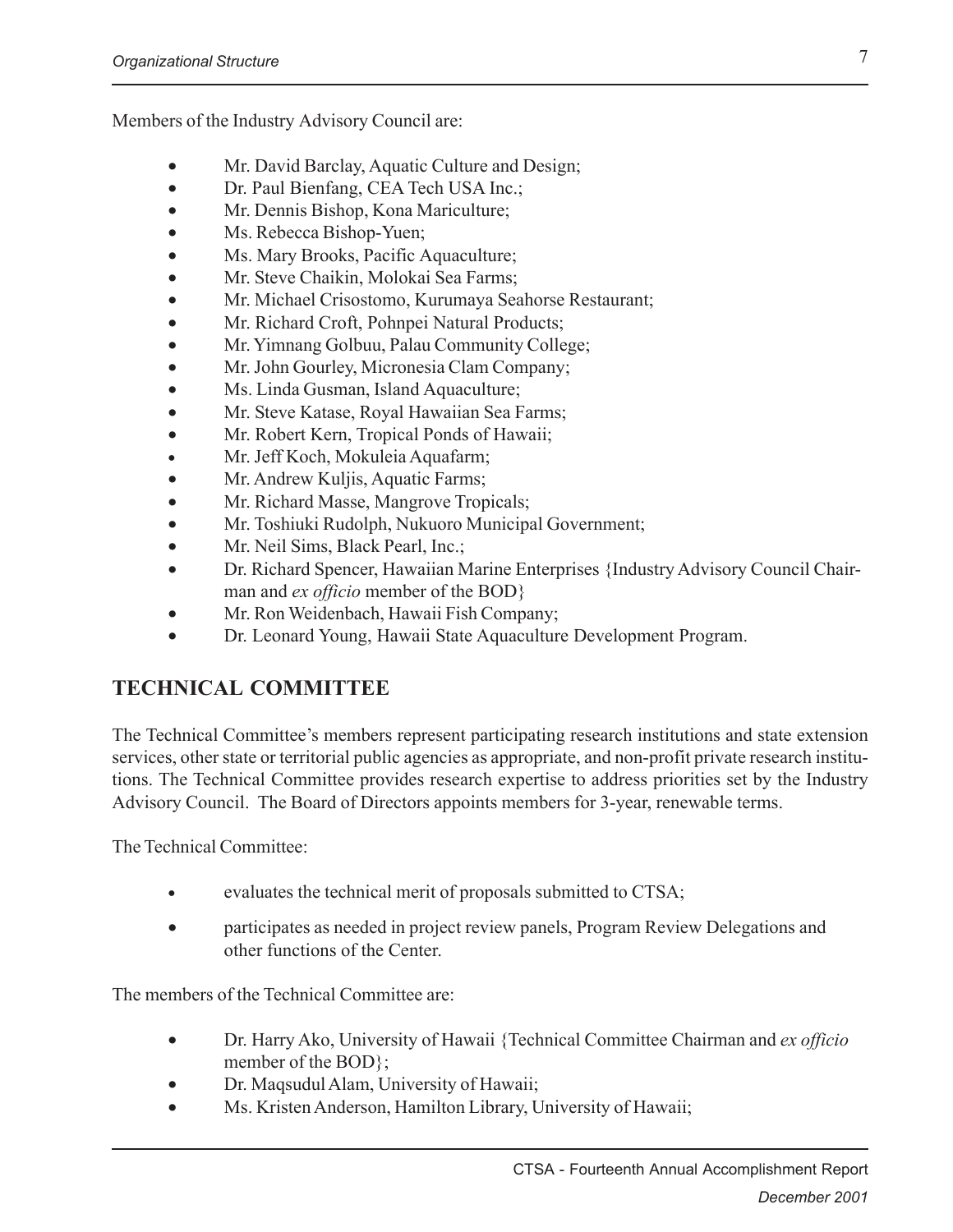Members of the Industry Advisory Council are:

- Mr. David Barclay, Aquatic Culture and Design;
- Dr. Paul Bienfang, CEA Tech USA Inc.;
- Mr. Dennis Bishop, Kona Mariculture;
- Ms. Rebecca Bishop-Yuen;
- Ms. Mary Brooks, Pacific Aquaculture;
- Mr. Steve Chaikin, Molokai Sea Farms;
- Mr. Michael Crisostomo, Kurumaya Seahorse Restaurant;
- Mr. Richard Croft, Pohnpei Natural Products;
- Mr. Yimnang Golbuu, Palau Community College;
- Mr. John Gourley, Micronesia Clam Company;
- Ms. Linda Gusman, Island Aquaculture;
- Mr. Steve Katase, Royal Hawaiian Sea Farms;
- Mr. Robert Kern, Tropical Ponds of Hawaii;
- Mr. Jeff Koch, Mokuleia Aquafarm;
- Mr. Andrew Kuljis, Aquatic Farms;
- Mr. Richard Masse, Mangrove Tropicals;
- Mr. Toshiuki Rudolph, Nukuoro Municipal Government;
- Mr. Neil Sims, Black Pearl, Inc.;
- Dr. Richard Spencer, Hawaiian Marine Enterprises {Industry Advisory Council Chairman and *ex officio* member of the BOD}
- Mr. Ron Weidenbach, Hawaii Fish Company;
- Dr. Leonard Young, Hawaii State Aquaculture Development Program.

## TECHNICAL COMMITTEE

The Technical Committee's members represent participating research institutions and state extension services, other state or territorial public agencies as appropriate, and non-profit private research institutions. The Technical Committee provides research expertise to address priorities set by the Industry Advisory Council. The Board of Directors appoints members for 3-year, renewable terms.

The Technical Committee:

- evaluates the technical merit of proposals submitted to CTSA;
- participates as needed in project review panels, Program Review Delegations and other functions of the Center.

The members of the Technical Committee are:

- Dr. Harry Ako, University of Hawaii {Technical Committee Chairman and *ex officio* member of the BOD};
- Dr. Maqsudul Alam, University of Hawaii;
- Ms. Kristen Anderson, Hamilton Library, University of Hawaii;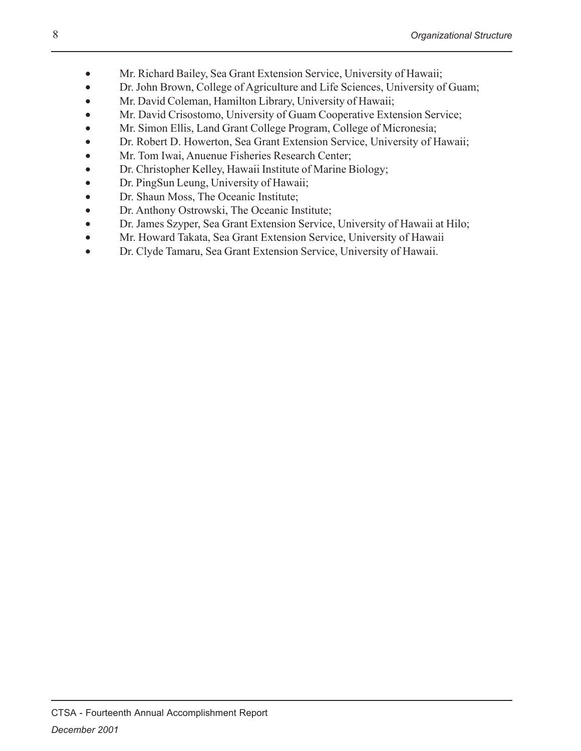- Mr. Richard Bailey, Sea Grant Extension Service, University of Hawaii;
- Dr. John Brown, College of Agriculture and Life Sciences, University of Guam;
- Mr. David Coleman, Hamilton Library, University of Hawaii;
- Mr. David Crisostomo, University of Guam Cooperative Extension Service;
- Mr. Simon Ellis, Land Grant College Program, College of Micronesia;
- Dr. Robert D. Howerton, Sea Grant Extension Service, University of Hawaii;
- Mr. Tom Iwai, Anuenue Fisheries Research Center;
- Dr. Christopher Kelley, Hawaii Institute of Marine Biology;
- Dr. PingSun Leung, University of Hawaii;
- Dr. Shaun Moss, The Oceanic Institute;
- Dr. Anthony Ostrowski, The Oceanic Institute;
- Dr. James Szyper, Sea Grant Extension Service, University of Hawaii at Hilo;
- Mr. Howard Takata, Sea Grant Extension Service, University of Hawaii
- Dr. Clyde Tamaru, Sea Grant Extension Service, University of Hawaii.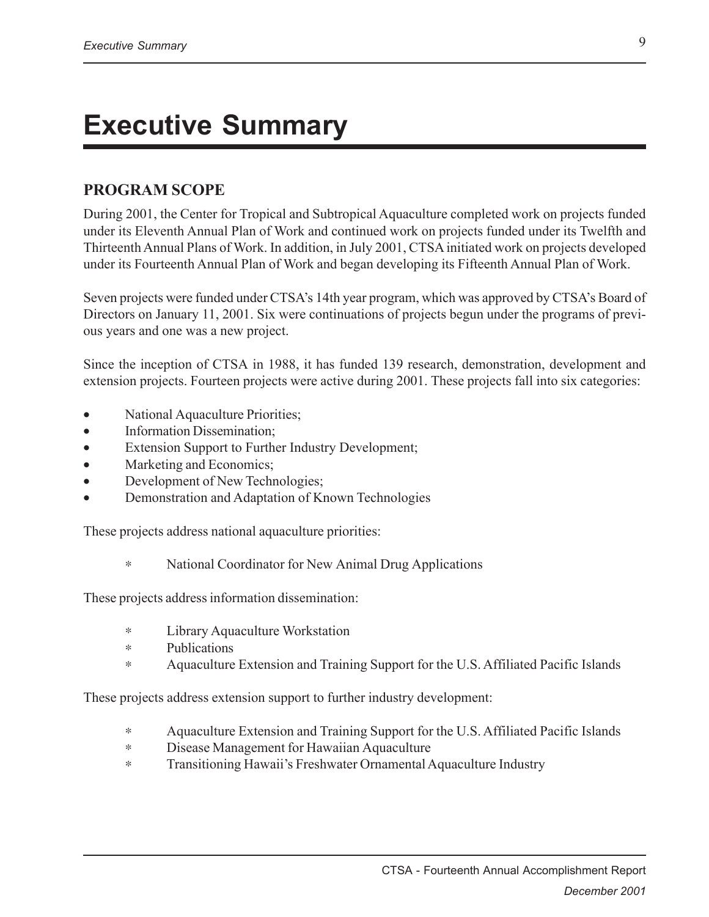# Executive Summary

## PROGRAM SCOPE

During 2001, the Center for Tropical and Subtropical Aquaculture completed work on projects funded under its Eleventh Annual Plan of Work and continued work on projects funded under its Twelfth and Thirteenth Annual Plans of Work. In addition, in July 2001, CTSA initiated work on projects developed under its Fourteenth Annual Plan of Work and began developing its Fifteenth Annual Plan of Work.

Seven projects were funded under CTSA's 14th year program, which was approved by CTSA's Board of Directors on January 11, 2001. Six were continuations of projects begun under the programs of previous years and one was a new project.

Since the inception of CTSA in 1988, it has funded 139 research, demonstration, development and extension projects. Fourteen projects were active during 2001. These projects fall into six categories:

- National Aquaculture Priorities;
- Information Dissemination;
- Extension Support to Further Industry Development;
- Marketing and Economics;
- Development of New Technologies;
- Demonstration and Adaptation of Known Technologies

These projects address national aquaculture priorities:

- National Coordinator for New Animal Drug Applications

These projects address information dissemination:

- Library Aquaculture Workstation
- Publications
- Aquaculture Extension and Training Support for the U.S. Affiliated Pacific Islands

These projects address extension support to further industry development:

- Aquaculture Extension and Training Support for the U.S. Affiliated Pacific Islands
- Disease Management for Hawaiian Aquaculture
- Transitioning Hawaii's Freshwater Ornamental Aquaculture Industry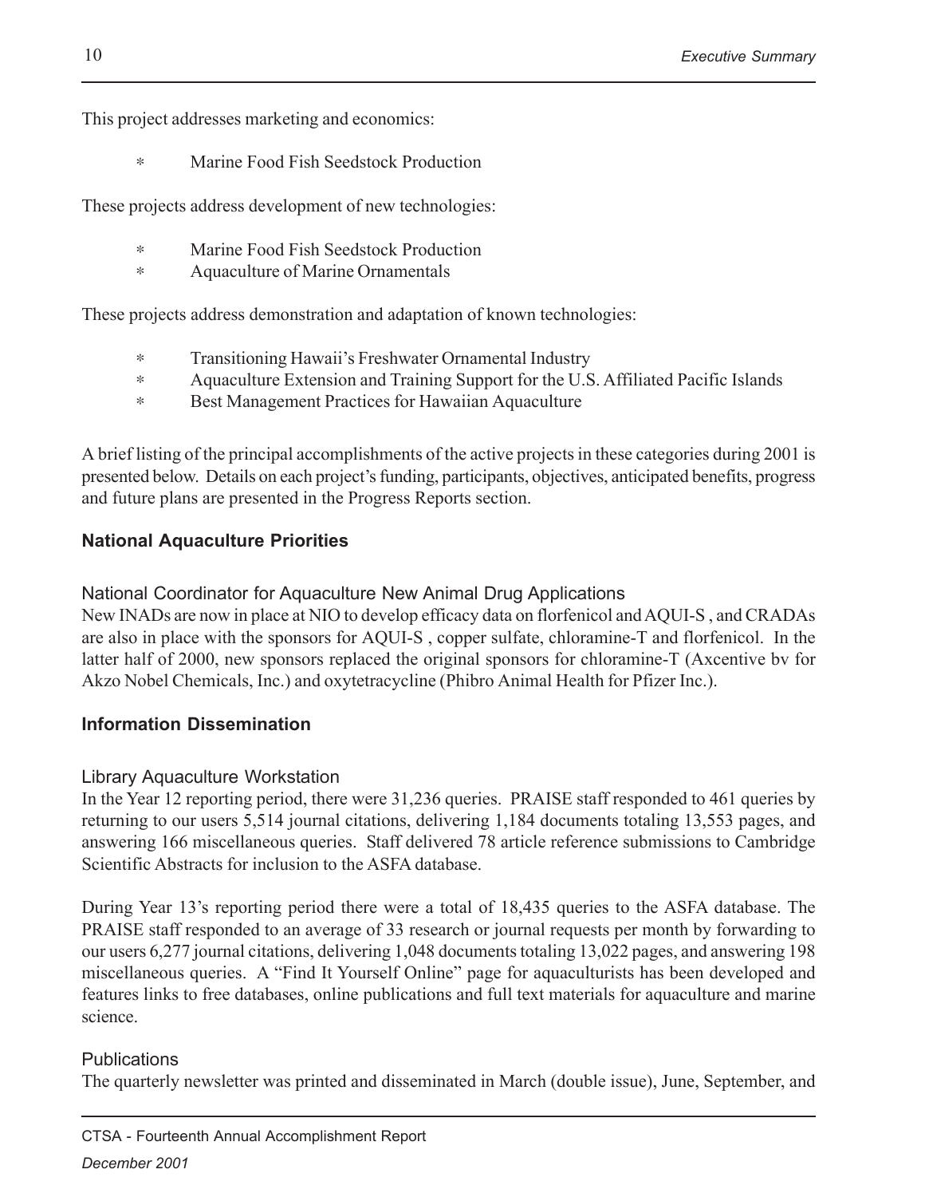This project addresses marketing and economics:

- Marine Food Fish Seedstock Production

These projects address development of new technologies:

- Marine Food Fish Seedstock Production
- Aquaculture of Marine Ornamentals

These projects address demonstration and adaptation of known technologies:

- Transitioning Hawaii's Freshwater Ornamental Industry
- Aquaculture Extension and Training Support for the U.S. Affiliated Pacific Islands
- Best Management Practices for Hawaiian Aquaculture

A brief listing of the principal accomplishments of the active projects in these categories during 2001 is presented below. Details on each project's funding, participants, objectives, anticipated benefits, progress and future plans are presented in the Progress Reports section.

## National Aquaculture Priorities

### National Coordinator for Aquaculture New Animal Drug Applications

New INADs are now in place at NIO to develop efficacy data on florfenicol and AQUI-S , and CRADAs are also in place with the sponsors for AQUI-S , copper sulfate, chloramine-T and florfenicol. In the latter half of 2000, new sponsors replaced the original sponsors for chloramine-T (Axcentive bv for Akzo Nobel Chemicals, Inc.) and oxytetracycline (Phibro Animal Health for Pfizer Inc.).

## Information Dissemination

### Library Aquaculture Workstation

In the Year 12 reporting period, there were 31,236 queries. PRAISE staff responded to 461 queries by returning to our users 5,514 journal citations, delivering 1,184 documents totaling 13,553 pages, and answering 166 miscellaneous queries. Staff delivered 78 article reference submissions to Cambridge Scientific Abstracts for inclusion to the ASFA database.

During Year 13's reporting period there were a total of 18,435 queries to the ASFA database. The PRAISE staff responded to an average of 33 research or journal requests per month by forwarding to our users 6,277 journal citations, delivering 1,048 documents totaling 13,022 pages, and answering 198 miscellaneous queries. A "Find It Yourself Online" page for aquaculturists has been developed and features links to free databases, online publications and full text materials for aquaculture and marine science.

### Publications

The quarterly newsletter was printed and disseminated in March (double issue), June, September, and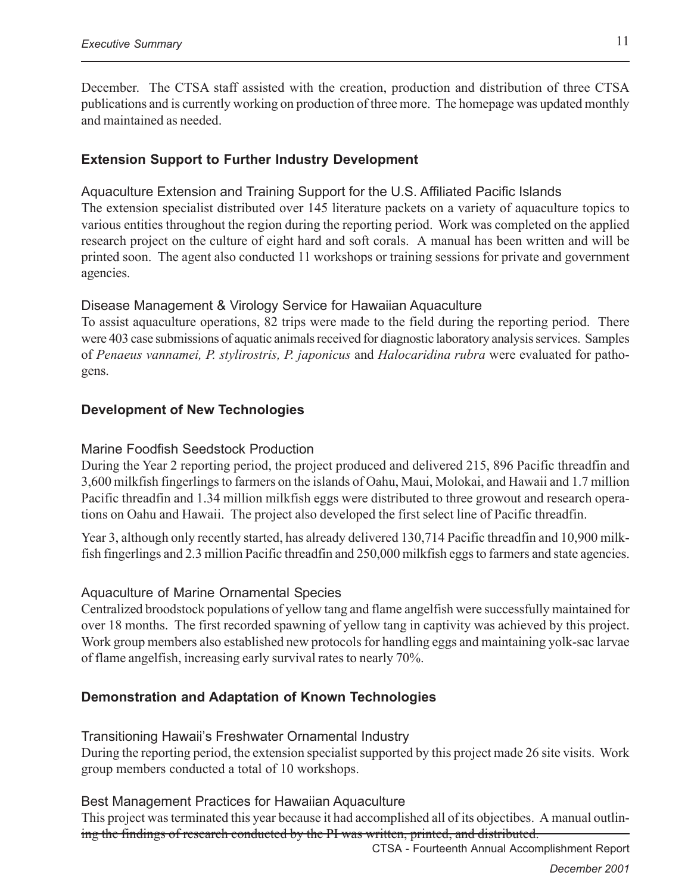December. The CTSA staff assisted with the creation, production and distribution of three CTSA publications and is currently working on production of three more. The homepage was updated monthly and maintained as needed.

## Extension Support to Further Industry Development

### Aquaculture Extension and Training Support for the U.S. Affiliated Pacific Islands

The extension specialist distributed over 145 literature packets on a variety of aquaculture topics to various entities throughout the region during the reporting period. Work was completed on the applied research project on the culture of eight hard and soft corals. A manual has been written and will be printed soon. The agent also conducted 11 workshops or training sessions for private and government agencies.

### Disease Management & Virology Service for Hawaiian Aquaculture

To assist aquaculture operations, 82 trips were made to the field during the reporting period. There were 403 case submissions of aquatic animals received for diagnostic laboratory analysis services. Samples of *Penaeus vannamei, P. stylirostris, P. japonicus* and *Halocaridina rubra* were evaluated for pathogens.

## Development of New Technologies

### Marine Foodfish Seedstock Production

During the Year 2 reporting period, the project produced and delivered 215, 896 Pacific threadfin and 3,600 milkfish fingerlings to farmers on the islands of Oahu, Maui, Molokai, and Hawaii and 1.7 million Pacific threadfin and 1.34 million milkfish eggs were distributed to three growout and research operations on Oahu and Hawaii. The project also developed the first select line of Pacific threadfin.

Year 3, although only recently started, has already delivered 130,714 Pacific threadfin and 10,900 milkfish fingerlings and 2.3 million Pacific threadfin and 250,000 milkfish eggs to farmers and state agencies.

### Aquaculture of Marine Ornamental Species

Centralized broodstock populations of yellow tang and flame angelfish were successfully maintained for over 18 months. The first recorded spawning of yellow tang in captivity was achieved by this project. Work group members also established new protocols for handling eggs and maintaining yolk-sac larvae of flame angelfish, increasing early survival rates to nearly 70%.

## Demonstration and Adaptation of Known Technologies

### Transitioning Hawaii's Freshwater Ornamental Industry

During the reporting period, the extension specialist supported by this project made 26 site visits. Work group members conducted a total of 10 workshops.

### Best Management Practices for Hawaiian Aquaculture

This project was terminated this year because it had accomplished all of its objectibes. A manual outlining the findings of research conducted by the PI was written, printed, and distributed.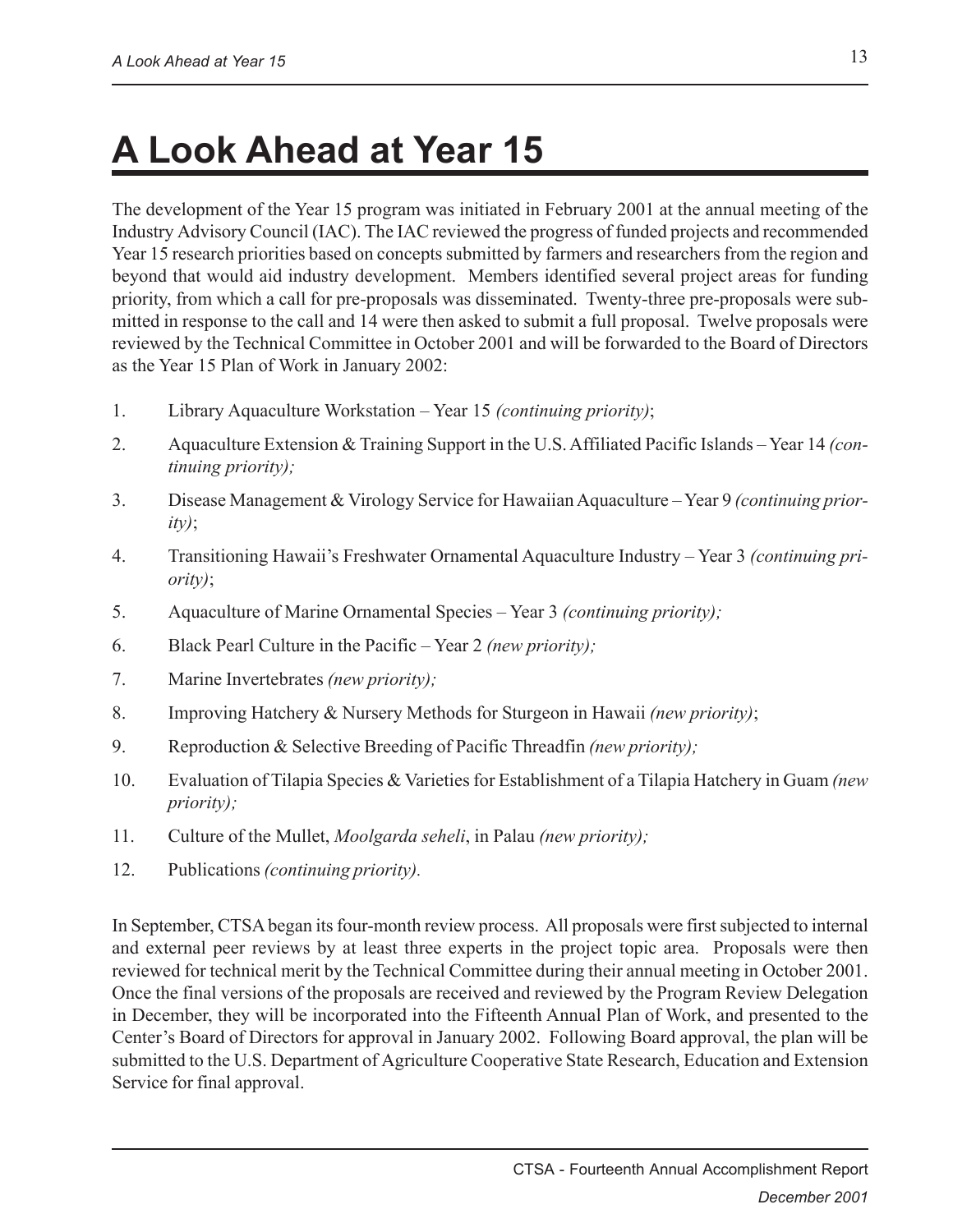# A Look Ahead at Year 15

The development of the Year 15 program was initiated in February 2001 at the annual meeting of the Industry Advisory Council (IAC). The IAC reviewed the progress of funded projects and recommended Year 15 research priorities based on concepts submitted by farmers and researchers from the region and beyond that would aid industry development. Members identified several project areas for funding priority, from which a call for pre-proposals was disseminated. Twenty-three pre-proposals were submitted in response to the call and 14 were then asked to submit a full proposal. Twelve proposals were reviewed by the Technical Committee in October 2001 and will be forwarded to the Board of Directors as the Year 15 Plan of Work in January 2002:

1. Library Aquaculture Workstation – Year 15 *(continuing priority)*;
2. Aquaculture Extension & Training Support in the U.S. Affiliated Pacific Islands – Year 14 *(continuing priority);*
3. Disease Management & Virology Service for Hawaiian Aquaculture – Year 9 *(continuing priority)*;
4. Transitioning Hawaii's Freshwater Ornamental Aquaculture Industry – Year 3 *(continuing priority)*;
5. Aquaculture of Marine Ornamental Species – Year 3 *(continuing priority);*
6. Black Pearl Culture in the Pacific – Year 2 *(new priority);*
7. Marine Invertebrates *(new priority);*
8. Improving Hatchery & Nursery Methods for Sturgeon in Hawaii *(new priority)*;
9. Reproduction & Selective Breeding of Pacific Threadfin *(new priority);*
10. Evaluation of Tilapia Species & Varieties for Establishment of a Tilapia Hatchery in Guam *(new priority);*
11. Culture of the Mullet, *Moolgarda seheli*, in Palau *(new priority);*
12. Publications *(continuing priority).*

In September, CTSA began its four-month review process. All proposals were first subjected to internal and external peer reviews by at least three experts in the project topic area. Proposals were then reviewed for technical merit by the Technical Committee during their annual meeting in October 2001. Once the final versions of the proposals are received and reviewed by the Program Review Delegation in December, they will be incorporated into the Fifteenth Annual Plan of Work, and presented to the Center's Board of Directors for approval in January 2002. Following Board approval, the plan will be submitted to the U.S. Department of Agriculture Cooperative State Research, Education and Extension Service for final approval.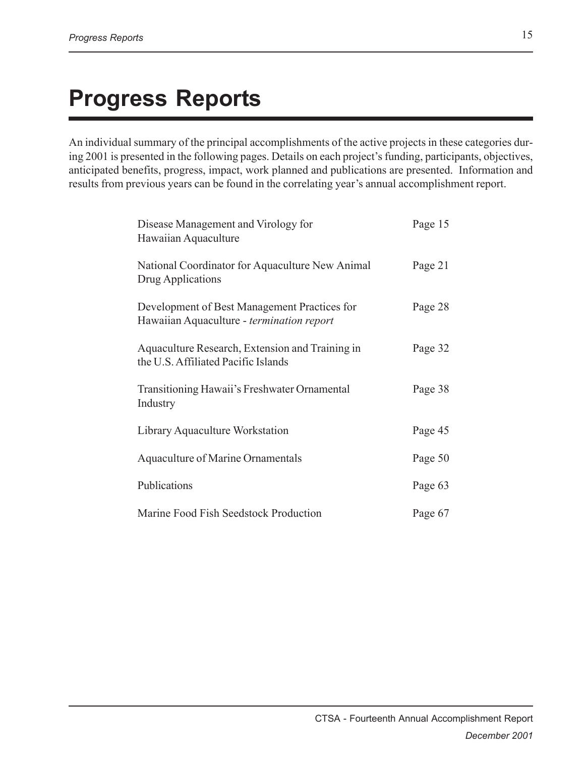# Progress Reports

An individual summary of the principal accomplishments of the active projects in these categories during 2001 is presented in the following pages. Details on each project's funding, participants, objectives, anticipated benefits, progress, impact, work planned and publications are presented. Information and results from previous years can be found in the correlating year's annual accomplishment report.

| | |
|---|---|
| Disease Management and Virology for Hawaiian Aquaculture | Page 15 |
| National Coordinator for Aquaculture New Animal Drug Applications | Page 21 |
| Development of Best Management Practices for Hawaiian Aquaculture - *termination report* | Page 28 |
| Aquaculture Research, Extension and Training in the U.S. Affiliated Pacific Islands | Page 32 |
| Transitioning Hawaii's Freshwater Ornamental Industry | Page 38 |
| Library Aquaculture Workstation | Page 45 |
| Aquaculture of Marine Ornamentals | Page 50 |
| Publications | Page 63 |
| Marine Food Fish Seedstock Production | Page 67 |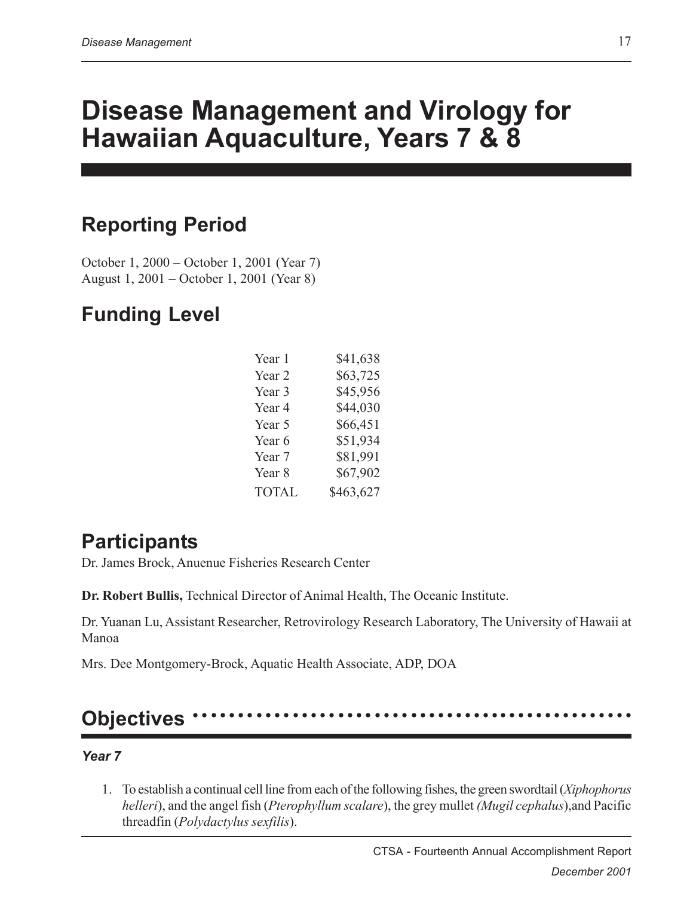# Disease Management and Virology for Hawaiian Aquaculture, Years 7 & 8

## Reporting Period

October 1, 2000 – October 1, 2001 (Year 7)
August 1, 2001 – October 1, 2001 (Year 8)

## Funding Level

| | |
|---|---|
| Year 1 | $41,638 |
| Year 2 | $63,725 |
| Year 3 | $45,956 |
| Year 4 | $44,030 |
| Year 5 | $66,451 |
| Year 6 | $51,934 |
| Year 7 | $81,991 |
| Year 8 | $67,902 |
| TOTAL | $463,627 |

## Participants

Dr. James Brock, Anuenue Fisheries Research Center

**Dr. Robert Bullis,** Technical Director of Animal Health, The Oceanic Institute.

Dr. Yuanan Lu, Assistant Researcher, Retrovirology Research Laboratory, The University of Hawaii at Manoa

Mrs. Dee Montgomery-Brock, Aquatic Health Associate, ADP, DOA

## Objectives

### *Year 7*

1. To establish a continual cell line from each of the following fishes, the green swordtail (*Xiphophorus helleri*), and the angel fish (*Pterophyllum scalare*), the grey mullet *(Mugil cephalus*),and Pacific threadfin (*Polydactylus sexfilis*).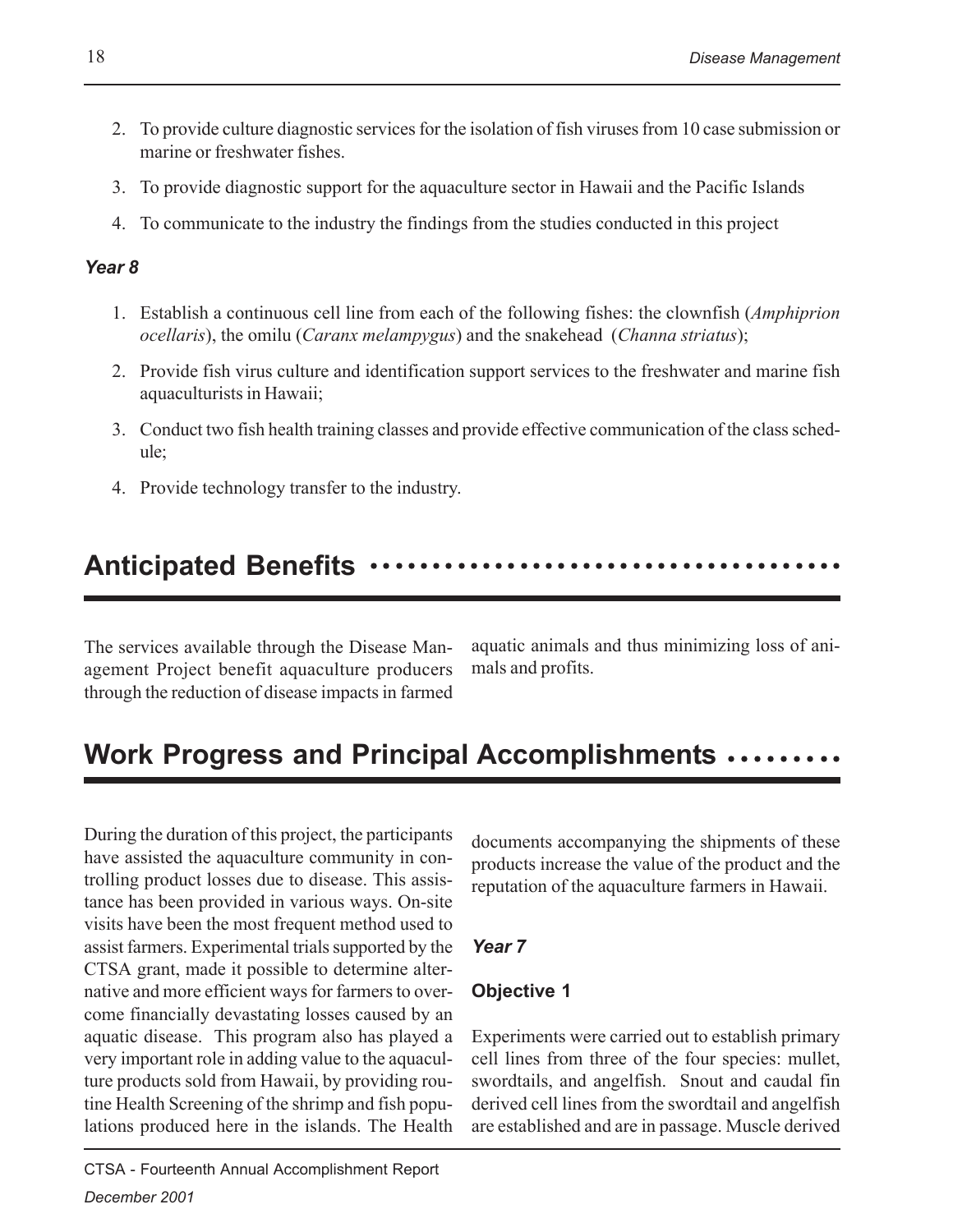2. To provide culture diagnostic services for the isolation of fish viruses from 10 case submission or marine or freshwater fishes.
3. To provide diagnostic support for the aquaculture sector in Hawaii and the Pacific Islands
4. To communicate to the industry the findings from the studies conducted in this project

***Year 8***

1. Establish a continuous cell line from each of the following fishes: the clownfish (*Amphiprion ocellaris*), the omilu (*Caranx melampygus*) and the snakehead (*Channa striatus*);
2. Provide fish virus culture and identification support services to the freshwater and marine fish aquaculturists in Hawaii;
3. Conduct two fish health training classes and provide effective communication of the class schedule;
4. Provide technology transfer to the industry.

## Anticipated Benefits

The services available through the Disease Management Project benefit aquaculture producers through the reduction of disease impacts in farmed aquatic animals and thus minimizing loss of animals and profits.

## Work Progress and Principal Accomplishments

During the duration of this project, the participants have assisted the aquaculture community in controlling product losses due to disease. This assistance has been provided in various ways. On-site visits have been the most frequent method used to assist farmers. Experimental trials supported by the CTSA grant, made it possible to determine alternative and more efficient ways for farmers to overcome financially devastating losses caused by an aquatic disease. This program also has played a very important role in adding value to the aquaculture products sold from Hawaii, by providing routine Health Screening of the shrimp and fish populations produced here in the islands. The Health documents accompanying the shipments of these products increase the value of the product and the reputation of the aquaculture farmers in Hawaii.

***Year 7***

**Objective 1**

Experiments were carried out to establish primary cell lines from three of the four species: mullet, swordtails, and angelfish. Snout and caudal fin derived cell lines from the swordtail and angelfish are established and are in passage. Muscle derived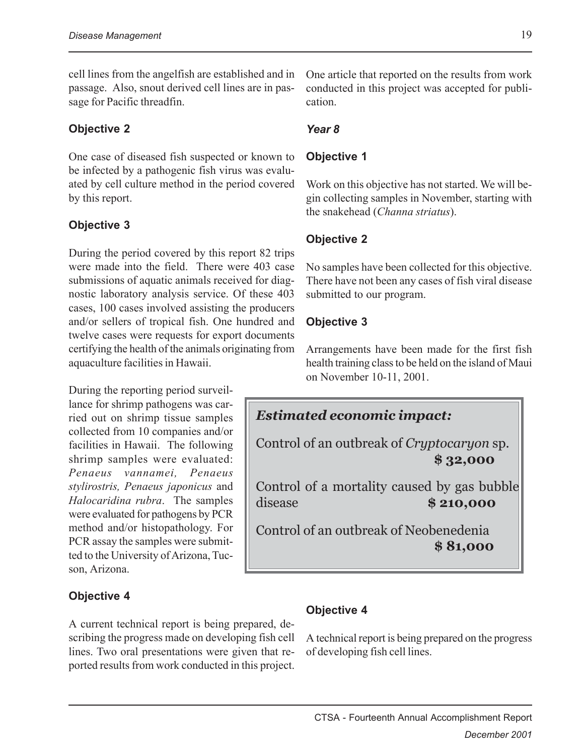cell lines from the angelfish are established and in passage. Also, snout derived cell lines are in passage for Pacific threadfin.

### Objective 2

One case of diseased fish suspected or known to be infected by a pathogenic fish virus was evaluated by cell culture method in the period covered by this report.

### Objective 3

During the period covered by this report 82 trips were made into the field. There were 403 case submissions of aquatic animals received for diagnostic laboratory analysis service. Of these 403 cases, 100 cases involved assisting the producers and/or sellers of tropical fish. One hundred and twelve cases were requests for export documents certifying the health of the animals originating from aquaculture facilities in Hawaii.

During the reporting period surveillance for shrimp pathogens was carried out on shrimp tissue samples collected from 10 companies and/or facilities in Hawaii. The following shrimp samples were evaluated: *Penaeus vannamei, Penaeus stylirostris, Penaeus japonicus* and *Halocaridina rubra*. The samples were evaluated for pathogens by PCR method and/or histopathology. For PCR assay the samples were submitted to the University of Arizona, Tucson, Arizona.

### Objective 4

A current technical report is being prepared, describing the progress made on developing fish cell lines. Two oral presentations were given that reported results from work conducted in this project. One article that reported on the results from work conducted in this project was accepted for publication.

## *Year 8*

### Objective 1

Work on this objective has not started. We will begin collecting samples in November, starting with the snakehead (*Channa striatus*).

### Objective 2

No samples have been collected for this objective. There have not been any cases of fish viral disease submitted to our program.

### Objective 3

Arrangements have been made for the first fish health training class to be held on the island of Maui on November 10-11, 2001.

> ***Estimated economic impact:***
>
> Control of an outbreak of *Cryptocaryon* sp. **$ 32,000**
>
> Control of a mortality caused by gas bubble disease **$ 210,000**
>
> Control of an outbreak of Neobenedenia **$ 81,000**

### Objective 4

A technical report is being prepared on the progress of developing fish cell lines.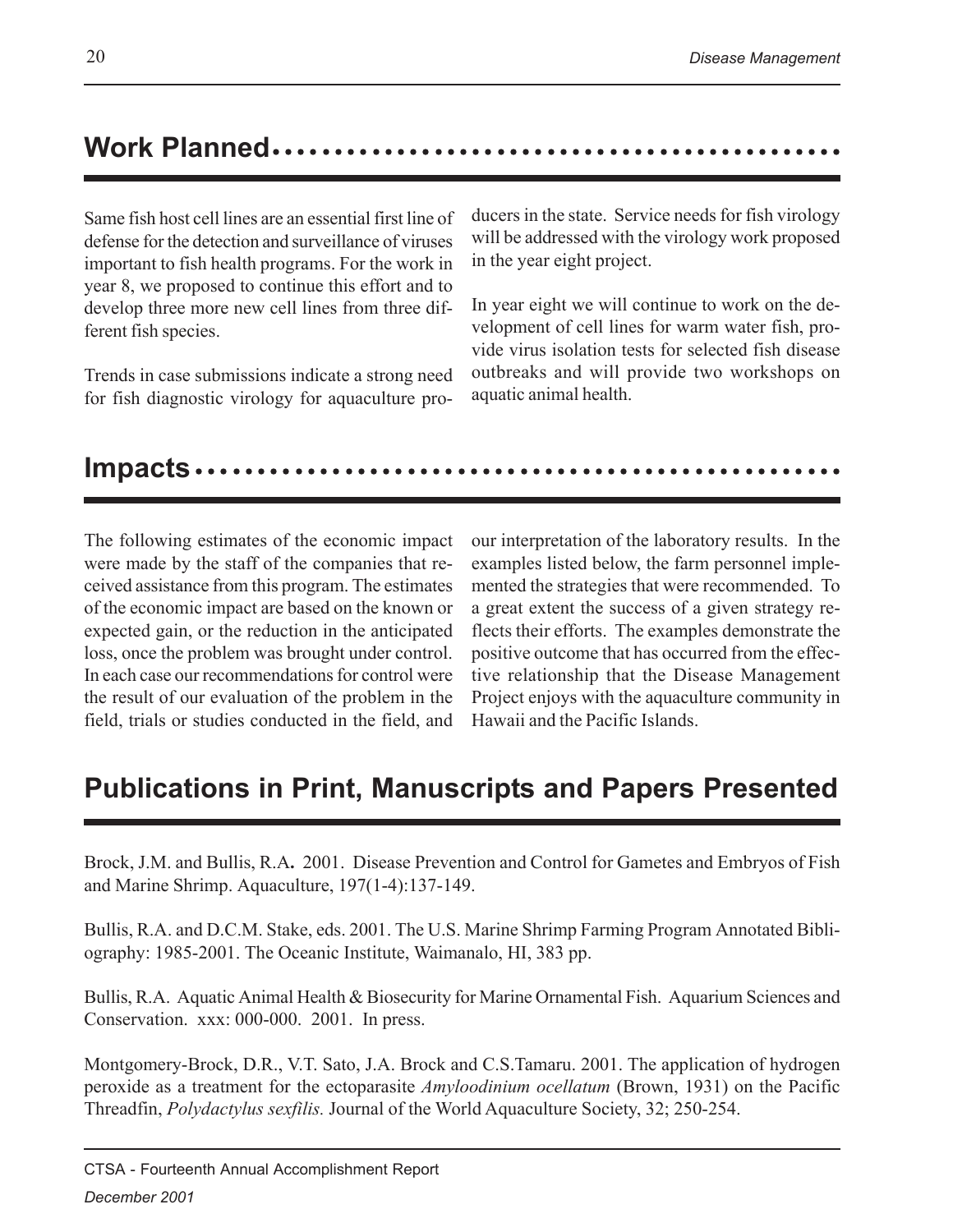## Work Planned

Same fish host cell lines are an essential first line of defense for the detection and surveillance of viruses important to fish health programs. For the work in year 8, we proposed to continue this effort and to develop three more new cell lines from three different fish species.

Trends in case submissions indicate a strong need for fish diagnostic virology for aquaculture producers in the state. Service needs for fish virology will be addressed with the virology work proposed in the year eight project.

In year eight we will continue to work on the development of cell lines for warm water fish, provide virus isolation tests for selected fish disease outbreaks and will provide two workshops on aquatic animal health.

## Impacts

The following estimates of the economic impact were made by the staff of the companies that received assistance from this program. The estimates of the economic impact are based on the known or expected gain, or the reduction in the anticipated loss, once the problem was brought under control. In each case our recommendations for control were the result of our evaluation of the problem in the field, trials or studies conducted in the field, and our interpretation of the laboratory results. In the examples listed below, the farm personnel implemented the strategies that were recommended. To a great extent the success of a given strategy reflects their efforts. The examples demonstrate the positive outcome that has occurred from the effective relationship that the Disease Management Project enjoys with the aquaculture community in Hawaii and the Pacific Islands.

## Publications in Print, Manuscripts and Papers Presented

Brock, J.M. and Bullis, R.A**.** 2001. Disease Prevention and Control for Gametes and Embryos of Fish and Marine Shrimp. Aquaculture, 197(1-4):137-149.

Bullis, R.A. and D.C.M. Stake, eds. 2001. The U.S. Marine Shrimp Farming Program Annotated Bibliography: 1985-2001. The Oceanic Institute, Waimanalo, HI, 383 pp.

Bullis, R.A. Aquatic Animal Health & Biosecurity for Marine Ornamental Fish. Aquarium Sciences and Conservation. xxx: 000-000. 2001. In press.

Montgomery-Brock, D.R., V.T. Sato, J.A. Brock and C.S.Tamaru. 2001. The application of hydrogen peroxide as a treatment for the ectoparasite *Amyloodinium ocellatum* (Brown, 1931) on the Pacific Threadfin, *Polydactylus sexfilis.* Journal of the World Aquaculture Society, 32; 250-254.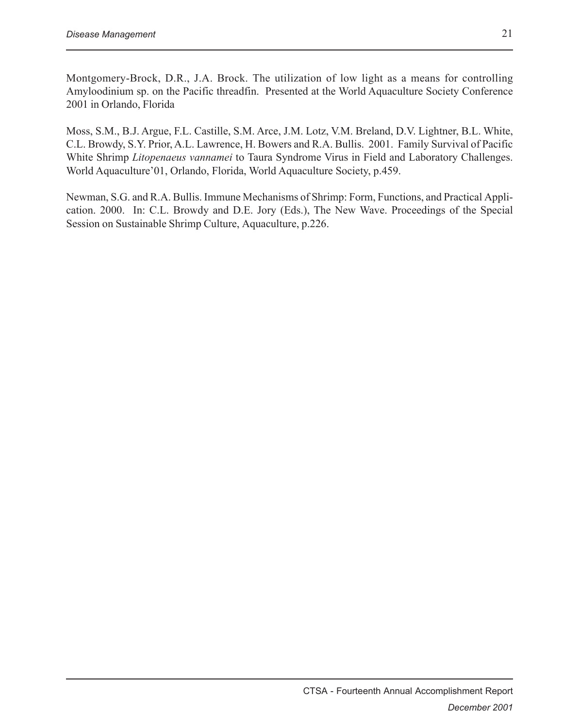Montgomery-Brock, D.R., J.A. Brock. The utilization of low light as a means for controlling Amyloodinium sp. on the Pacific threadfin. Presented at the World Aquaculture Society Conference 2001 in Orlando, Florida

Moss, S.M., B.J. Argue, F.L. Castille, S.M. Arce, J.M. Lotz, V.M. Breland, D.V. Lightner, B.L. White, C.L. Browdy, S.Y. Prior, A.L. Lawrence, H. Bowers and R.A. Bullis. 2001. Family Survival of Pacific White Shrimp *Litopenaeus vannamei* to Taura Syndrome Virus in Field and Laboratory Challenges. World Aquaculture'01, Orlando, Florida, World Aquaculture Society, p.459.

Newman, S.G. and R.A. Bullis. Immune Mechanisms of Shrimp: Form, Functions, and Practical Application. 2000. In: C.L. Browdy and D.E. Jory (Eds.), The New Wave. Proceedings of the Special Session on Sustainable Shrimp Culture, Aquaculture, p.226.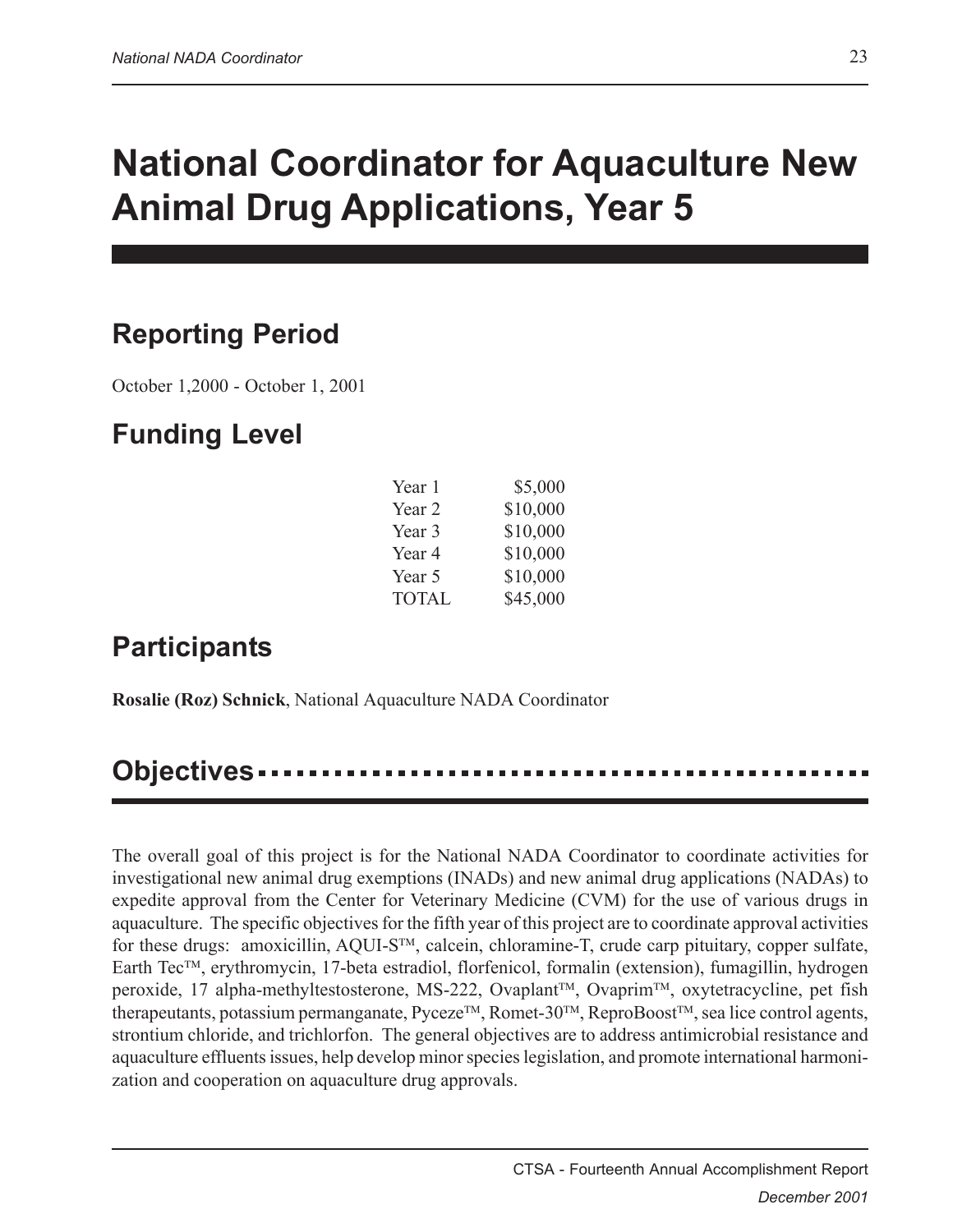# National Coordinator for Aquaculture New Animal Drug Applications, Year 5

## Reporting Period

October 1,2000 - October 1, 2001

## Funding Level

| | |
|---|---|
| Year 1 | $5,000 |
| Year 2 | $10,000 |
| Year 3 | $10,000 |
| Year 4 | $10,000 |
| Year 5 | $10,000 |
| TOTAL | $45,000 |

## Participants

**Rosalie (Roz) Schnick**, National Aquaculture NADA Coordinator

## Objectives

The overall goal of this project is for the National NADA Coordinator to coordinate activities for investigational new animal drug exemptions (INADs) and new animal drug applications (NADAs) to expedite approval from the Center for Veterinary Medicine (CVM) for the use of various drugs in aquaculture. The specific objectives for the fifth year of this project are to coordinate approval activities for these drugs: amoxicillin, AQUI-S™, calcein, chloramine-T, crude carp pituitary, copper sulfate, Earth Tec™, erythromycin, 17-beta estradiol, florfenicol, formalin (extension), fumagillin, hydrogen peroxide, 17 alpha-methyltestosterone, MS-222, Ovaplant™, Ovaprim™, oxytetracycline, pet fish therapeutants, potassium permanganate, Pyceze™, Romet-30™, ReproBoost™, sea lice control agents, strontium chloride, and trichlorfon. The general objectives are to address antimicrobial resistance and aquaculture effluents issues, help develop minor species legislation, and promote international harmonization and cooperation on aquaculture drug approvals.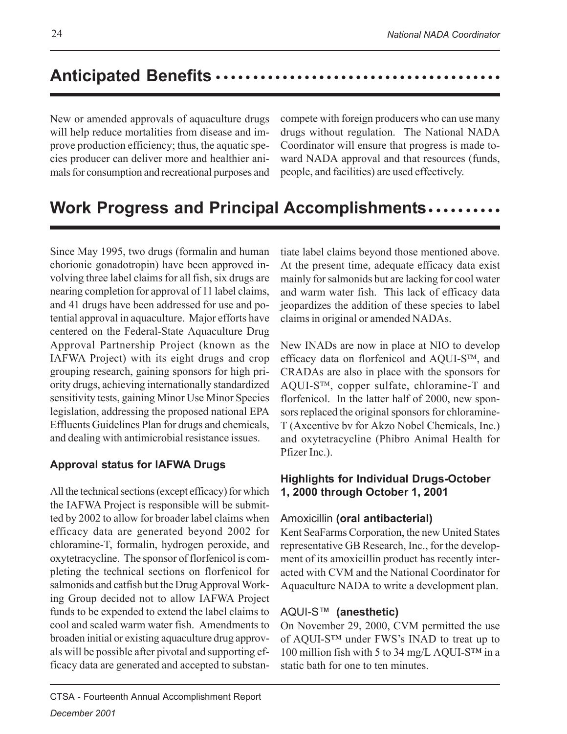## Anticipated Benefits

New or amended approvals of aquaculture drugs will help reduce mortalities from disease and improve production efficiency; thus, the aquatic species producer can deliver more and healthier animals for consumption and recreational purposes and compete with foreign producers who can use many drugs without regulation. The National NADA Coordinator will ensure that progress is made toward NADA approval and that resources (funds, people, and facilities) are used effectively.

## Work Progress and Principal Accomplishments

Since May 1995, two drugs (formalin and human chorionic gonadotropin) have been approved involving three label claims for all fish, six drugs are nearing completion for approval of 11 label claims, and 41 drugs have been addressed for use and potential approval in aquaculture. Major efforts have centered on the Federal-State Aquaculture Drug Approval Partnership Project (known as the IAFWA Project) with its eight drugs and crop grouping research, gaining sponsors for high priority drugs, achieving internationally standardized sensitivity tests, gaining Minor Use Minor Species legislation, addressing the proposed national EPA Effluents Guidelines Plan for drugs and chemicals, and dealing with antimicrobial resistance issues.

### Approval status for IAFWA Drugs

All the technical sections (except efficacy) for which the IAFWA Project is responsible will be submitted by 2002 to allow for broader label claims when efficacy data are generated beyond 2002 for chloramine-T, formalin, hydrogen peroxide, and oxytetracycline. The sponsor of florfenicol is completing the technical sections on florfenicol for salmonids and catfish but the Drug Approval Working Group decided not to allow IAFWA Project funds to be expended to extend the label claims to cool and scaled warm water fish. Amendments to broaden initial or existing aquaculture drug approvals will be possible after pivotal and supporting efficacy data are generated and accepted to substantiate label claims beyond those mentioned above. At the present time, adequate efficacy data exist mainly for salmonids but are lacking for cool water and warm water fish. This lack of efficacy data jeopardizes the addition of these species to label claims in original or amended NADAs.

New INADs are now in place at NIO to develop efficacy data on florfenicol and AQUI-S™, and CRADAs are also in place with the sponsors for AQUI-S™, copper sulfate, chloramine-T and florfenicol. In the latter half of 2000, new sponsors replaced the original sponsors for chloramine-T (Axcentive bv for Akzo Nobel Chemicals, Inc.) and oxytetracycline (Phibro Animal Health for Pfizer Inc.).

### Highlights for Individual Drugs-October 1, 2000 through October 1, 2001

#### Amoxicillin **(oral antibacterial)**

Kent SeaFarms Corporation, the new United States representative GB Research, Inc., for the development of its amoxicillin product has recently interacted with CVM and the National Coordinator for Aquaculture NADA to write a development plan.

#### AQUI-S™ **(anesthetic)**

On November 29, 2000, CVM permitted the use of AQUI-S™ under FWS's INAD to treat up to 100 million fish with 5 to 34 mg/L AQUI-S™ in a static bath for one to ten minutes.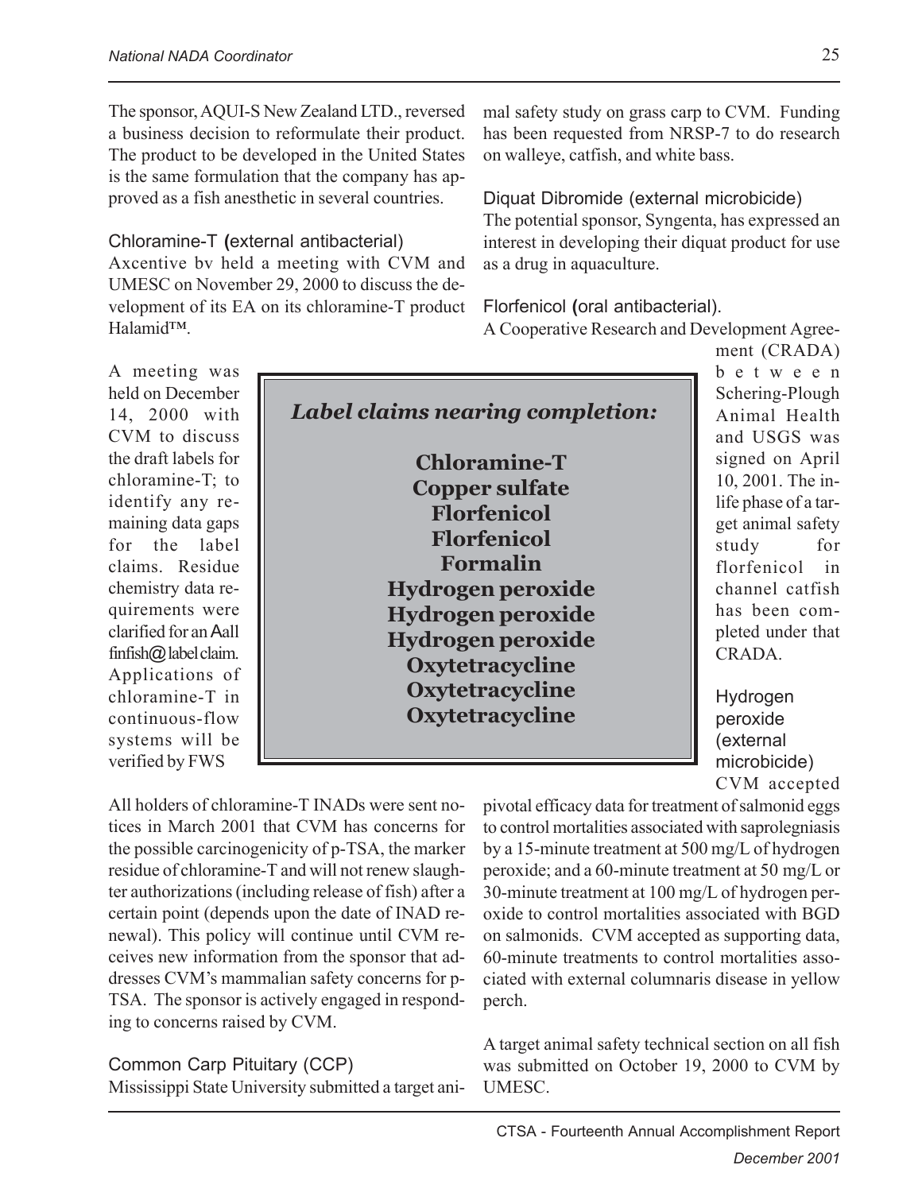The sponsor, AQUI-S New Zealand LTD., reversed a business decision to reformulate their product. The product to be developed in the United States is the same formulation that the company has approved as a fish anesthetic in several countries.

### Chloramine-T (external antibacterial)

Axcentive bv held a meeting with CVM and UMESC on November 29, 2000 to discuss the development of its EA on its chloramine-T product Halamid™.

A meeting was held on December 14, 2000 with CVM to discuss the draft labels for chloramine-T; to identify any remaining data gaps for the label claims. Residue chemistry data requirements were clarified for an Aall finfish@ label claim. Applications of chloramine-T in continuous-flow systems will be verified by FWS

> ***Label claims nearing completion:***
>
> **Chloramine-T**
> **Copper sulfate**
> **Florfenicol**
> **Florfenicol**
> **Formalin**
> **Hydrogen peroxide**
> **Hydrogen peroxide**
> **Hydrogen peroxide**
> **Oxytetracycline**
> **Oxytetracycline**
> **Oxytetracycline**

All holders of chloramine-T INADs were sent notices in March 2001 that CVM has concerns for the possible carcinogenicity of p-TSA, the marker residue of chloramine-T and will not renew slaughter authorizations (including release of fish) after a certain point (depends upon the date of INAD renewal). This policy will continue until CVM receives new information from the sponsor that addresses CVM's mammalian safety concerns for p-TSA. The sponsor is actively engaged in responding to concerns raised by CVM.

### Common Carp Pituitary (CCP)

Mississippi State University submitted a target animal safety study on grass carp to CVM. Funding has been requested from NRSP-7 to do research on walleye, catfish, and white bass.

### Diquat Dibromide (external microbicide)

The potential sponsor, Syngenta, has expressed an interest in developing their diquat product for use as a drug in aquaculture.

### Florfenicol (oral antibacterial).

A Cooperative Research and Development Agreement (CRADA) between Schering-Plough Animal Health and USGS was signed on April 10, 2001. The in-life phase of a target animal safety study for florfenicol in channel catfish has been completed under that CRADA.

### Hydrogen peroxide (external microbicide)

CVM accepted pivotal efficacy data for treatment of salmonid eggs to control mortalities associated with saprolegniasis by a 15-minute treatment at 500 mg/L of hydrogen peroxide; and a 60-minute treatment at 50 mg/L or 30-minute treatment at 100 mg/L of hydrogen peroxide to control mortalities associated with BGD on salmonids. CVM accepted as supporting data, 60-minute treatments to control mortalities associated with external columnaris disease in yellow perch.

A target animal safety technical section on all fish was submitted on October 19, 2000 to CVM by UMESC.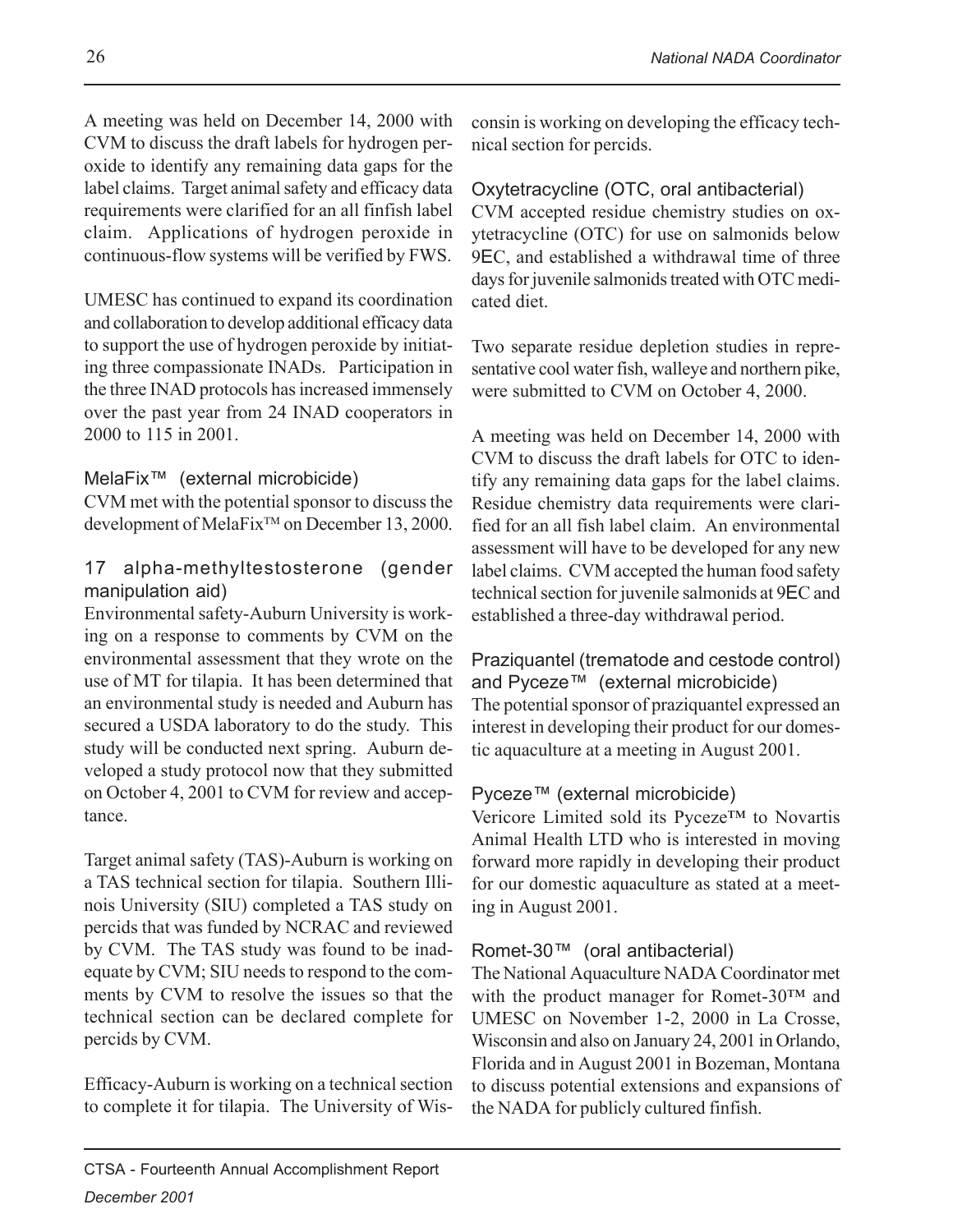A meeting was held on December 14, 2000 with CVM to discuss the draft labels for hydrogen peroxide to identify any remaining data gaps for the label claims. Target animal safety and efficacy data requirements were clarified for an all finfish label claim. Applications of hydrogen peroxide in continuous-flow systems will be verified by FWS.

UMESC has continued to expand its coordination and collaboration to develop additional efficacy data to support the use of hydrogen peroxide by initiating three compassionate INADs. Participation in the three INAD protocols has increased immensely over the past year from 24 INAD cooperators in 2000 to 115 in 2001.

### MelaFix™ (external microbicide)

CVM met with the potential sponsor to discuss the development of MelaFix™ on December 13, 2000.

### 17 alpha-methyltestosterone (gender manipulation aid)

Environmental safety-Auburn University is working on a response to comments by CVM on the environmental assessment that they wrote on the use of MT for tilapia. It has been determined that an environmental study is needed and Auburn has secured a USDA laboratory to do the study. This study will be conducted next spring. Auburn developed a study protocol now that they submitted on October 4, 2001 to CVM for review and acceptance.

Target animal safety (TAS)-Auburn is working on a TAS technical section for tilapia. Southern Illinois University (SIU) completed a TAS study on percids that was funded by NCRAC and reviewed by CVM. The TAS study was found to be inadequate by CVM; SIU needs to respond to the comments by CVM to resolve the issues so that the technical section can be declared complete for percids by CVM.

Efficacy-Auburn is working on a technical section to complete it for tilapia. The University of Wisconsin is working on developing the efficacy technical section for percids.

### Oxytetracycline (OTC, oral antibacterial)

CVM accepted residue chemistry studies on oxytetracycline (OTC) for use on salmonids below 9EC, and established a withdrawal time of three days for juvenile salmonids treated with OTC medicated diet.

Two separate residue depletion studies in representative cool water fish, walleye and northern pike, were submitted to CVM on October 4, 2000.

A meeting was held on December 14, 2000 with CVM to discuss the draft labels for OTC to identify any remaining data gaps for the label claims. Residue chemistry data requirements were clarified for an all fish label claim. An environmental assessment will have to be developed for any new label claims. CVM accepted the human food safety technical section for juvenile salmonids at 9EC and established a three-day withdrawal period.

### Praziquantel (trematode and cestode control) and Pyceze™ (external microbicide)

The potential sponsor of praziquantel expressed an interest in developing their product for our domestic aquaculture at a meeting in August 2001.

### Pyceze™ (external microbicide)

Vericore Limited sold its Pyceze™ to Novartis Animal Health LTD who is interested in moving forward more rapidly in developing their product for our domestic aquaculture as stated at a meeting in August 2001.

### Romet-30™ (oral antibacterial)

The National Aquaculture NADA Coordinator met with the product manager for Romet-30™ and UMESC on November 1-2, 2000 in La Crosse, Wisconsin and also on January 24, 2001 in Orlando, Florida and in August 2001 in Bozeman, Montana to discuss potential extensions and expansions of the NADA for publicly cultured finfish.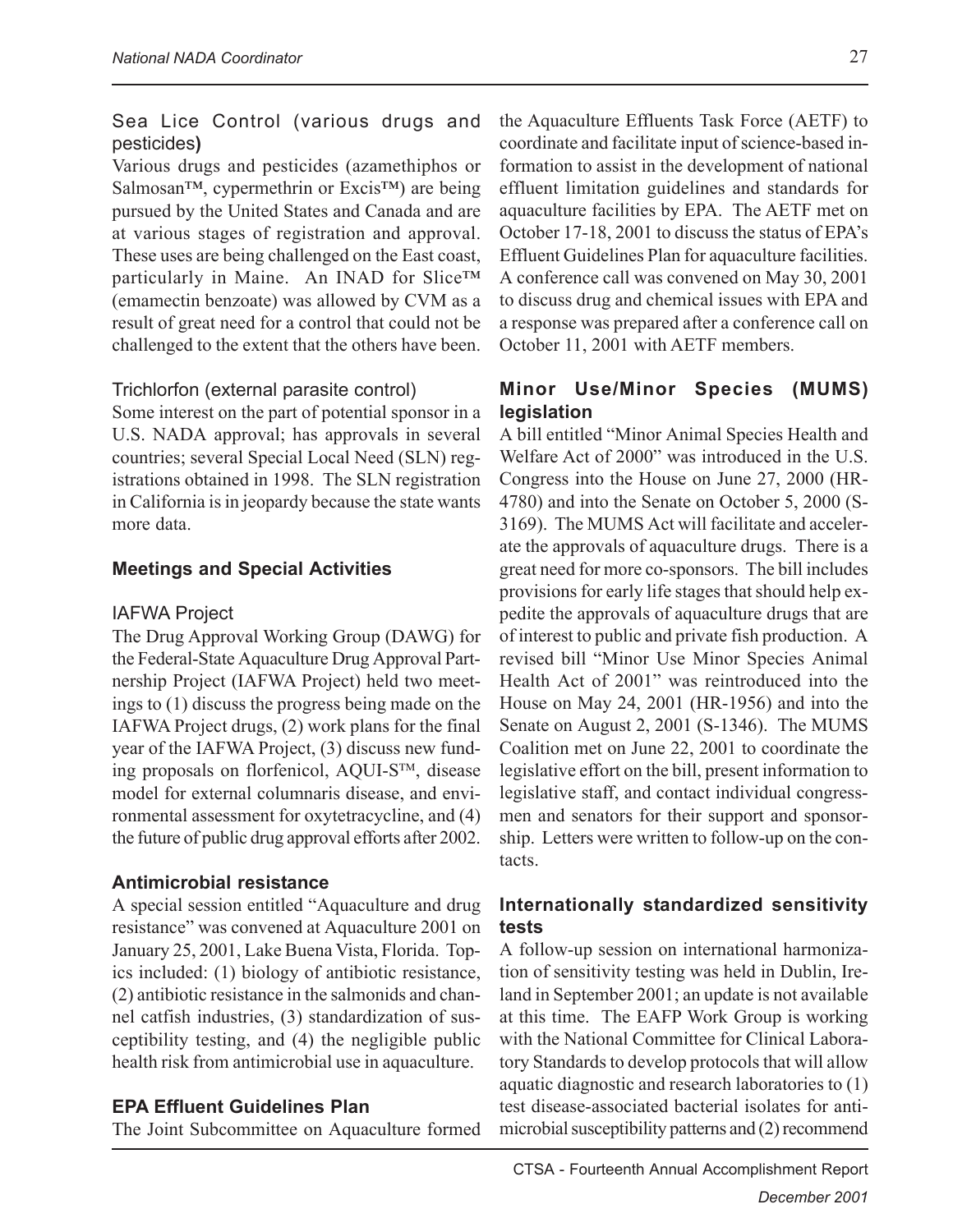### Sea Lice Control (various drugs and pesticides)

Various drugs and pesticides (azamethiphos or Salmosan™, cypermethrin or Excis™) are being pursued by the United States and Canada and are at various stages of registration and approval. These uses are being challenged on the East coast, particularly in Maine. An INAD for Slice™ (emamectin benzoate) was allowed by CVM as a result of great need for a control that could not be challenged to the extent that the others have been.

### Trichlorfon (external parasite control)

Some interest on the part of potential sponsor in a U.S. NADA approval; has approvals in several countries; several Special Local Need (SLN) registrations obtained in 1998. The SLN registration in California is in jeopardy because the state wants more data.

## Meetings and Special Activities

### IAFWA Project

The Drug Approval Working Group (DAWG) for the Federal-State Aquaculture Drug Approval Partnership Project (IAFWA Project) held two meetings to (1) discuss the progress being made on the IAFWA Project drugs, (2) work plans for the final year of the IAFWA Project, (3) discuss new funding proposals on florfenicol, AQUI-S™, disease model for external columnaris disease, and environmental assessment for oxytetracycline, and (4) the future of public drug approval efforts after 2002.

### Antimicrobial resistance

A special session entitled "Aquaculture and drug resistance" was convened at Aquaculture 2001 on January 25, 2001, Lake Buena Vista, Florida. Topics included: (1) biology of antibiotic resistance, (2) antibiotic resistance in the salmonids and channel catfish industries, (3) standardization of susceptibility testing, and (4) the negligible public health risk from antimicrobial use in aquaculture.

### EPA Effluent Guidelines Plan

The Joint Subcommittee on Aquaculture formed the Aquaculture Effluents Task Force (AETF) to coordinate and facilitate input of science-based information to assist in the development of national effluent limitation guidelines and standards for aquaculture facilities by EPA. The AETF met on October 17-18, 2001 to discuss the status of EPA's Effluent Guidelines Plan for aquaculture facilities. A conference call was convened on May 30, 2001 to discuss drug and chemical issues with EPA and a response was prepared after a conference call on October 11, 2001 with AETF members.

### Minor Use/Minor Species (MUMS) legislation

A bill entitled "Minor Animal Species Health and Welfare Act of 2000" was introduced in the U.S. Congress into the House on June 27, 2000 (HR-4780) and into the Senate on October 5, 2000 (S-3169). The MUMS Act will facilitate and accelerate the approvals of aquaculture drugs. There is a great need for more co-sponsors. The bill includes provisions for early life stages that should help expedite the approvals of aquaculture drugs that are of interest to public and private fish production. A revised bill "Minor Use Minor Species Animal Health Act of 2001" was reintroduced into the House on May 24, 2001 (HR-1956) and into the Senate on August 2, 2001 (S-1346). The MUMS Coalition met on June 22, 2001 to coordinate the legislative effort on the bill, present information to legislative staff, and contact individual congressmen and senators for their support and sponsorship. Letters were written to follow-up on the contacts.

### Internationally standardized sensitivity tests

A follow-up session on international harmonization of sensitivity testing was held in Dublin, Ireland in September 2001; an update is not available at this time. The EAFP Work Group is working with the National Committee for Clinical Laboratory Standards to develop protocols that will allow aquatic diagnostic and research laboratories to (1) test disease-associated bacterial isolates for antimicrobial susceptibility patterns and (2) recommend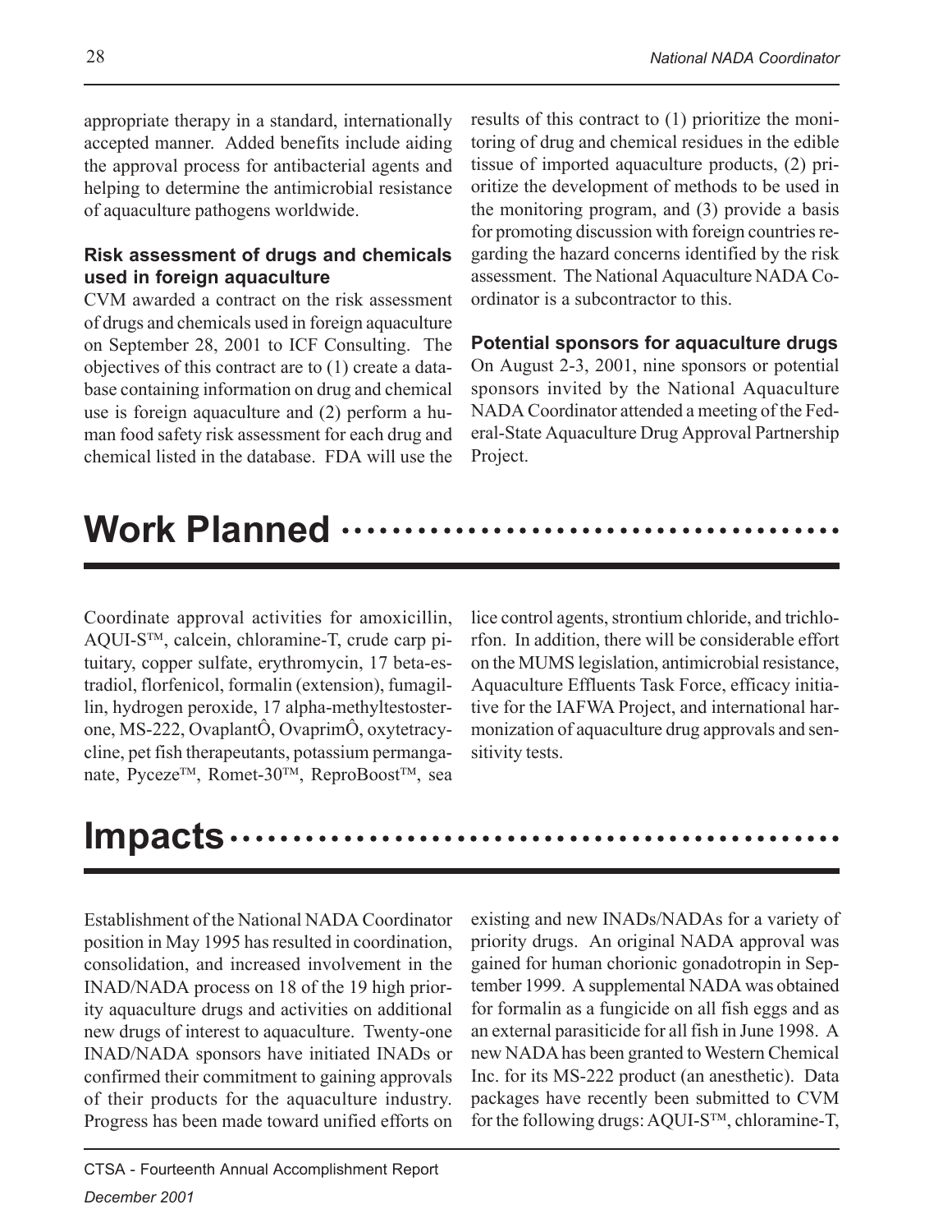appropriate therapy in a standard, internationally accepted manner. Added benefits include aiding the approval process for antibacterial agents and helping to determine the antimicrobial resistance of aquaculture pathogens worldwide.

### Risk assessment of drugs and chemicals used in foreign aquaculture

CVM awarded a contract on the risk assessment of drugs and chemicals used in foreign aquaculture on September 28, 2001 to ICF Consulting. The objectives of this contract are to (1) create a database containing information on drug and chemical use is foreign aquaculture and (2) perform a human food safety risk assessment for each drug and chemical listed in the database. FDA will use the results of this contract to (1) prioritize the monitoring of drug and chemical residues in the edible tissue of imported aquaculture products, (2) prioritize the development of methods to be used in the monitoring program, and (3) provide a basis for promoting discussion with foreign countries regarding the hazard concerns identified by the risk assessment. The National Aquaculture NADA Coordinator is a subcontractor to this.

### Potential sponsors for aquaculture drugs

On August 2-3, 2001, nine sponsors or potential sponsors invited by the National Aquaculture NADA Coordinator attended a meeting of the Federal-State Aquaculture Drug Approval Partnership Project.

## Work Planned

Coordinate approval activities for amoxicillin, AQUI-S™, calcein, chloramine-T, crude carp pituitary, copper sulfate, erythromycin, 17 beta-estradiol, florfenicol, formalin (extension), fumagillin, hydrogen peroxide, 17 alpha-methyltestosterone, MS-222, OvaplantÔ, OvaprimÔ, oxytetracycline, pet fish therapeutants, potassium permanganate, Pyceze™, Romet-30™, ReproBoost™, sea lice control agents, strontium chloride, and trichlorfon. In addition, there will be considerable effort on the MUMS legislation, antimicrobial resistance, Aquaculture Effluents Task Force, efficacy initiative for the IAFWA Project, and international harmonization of aquaculture drug approvals and sensitivity tests.

## Impacts

Establishment of the National NADA Coordinator position in May 1995 has resulted in coordination, consolidation, and increased involvement in the INAD/NADA process on 18 of the 19 high priority aquaculture drugs and activities on additional new drugs of interest to aquaculture. Twenty-one INAD/NADA sponsors have initiated INADs or confirmed their commitment to gaining approvals of their products for the aquaculture industry. Progress has been made toward unified efforts on existing and new INADs/NADAs for a variety of priority drugs. An original NADA approval was gained for human chorionic gonadotropin in September 1999. A supplemental NADA was obtained for formalin as a fungicide on all fish eggs and as an external parasiticide for all fish in June 1998. A new NADA has been granted to Western Chemical Inc. for its MS-222 product (an anesthetic). Data packages have recently been submitted to CVM for the following drugs: AQUI-S™, chloramine-T,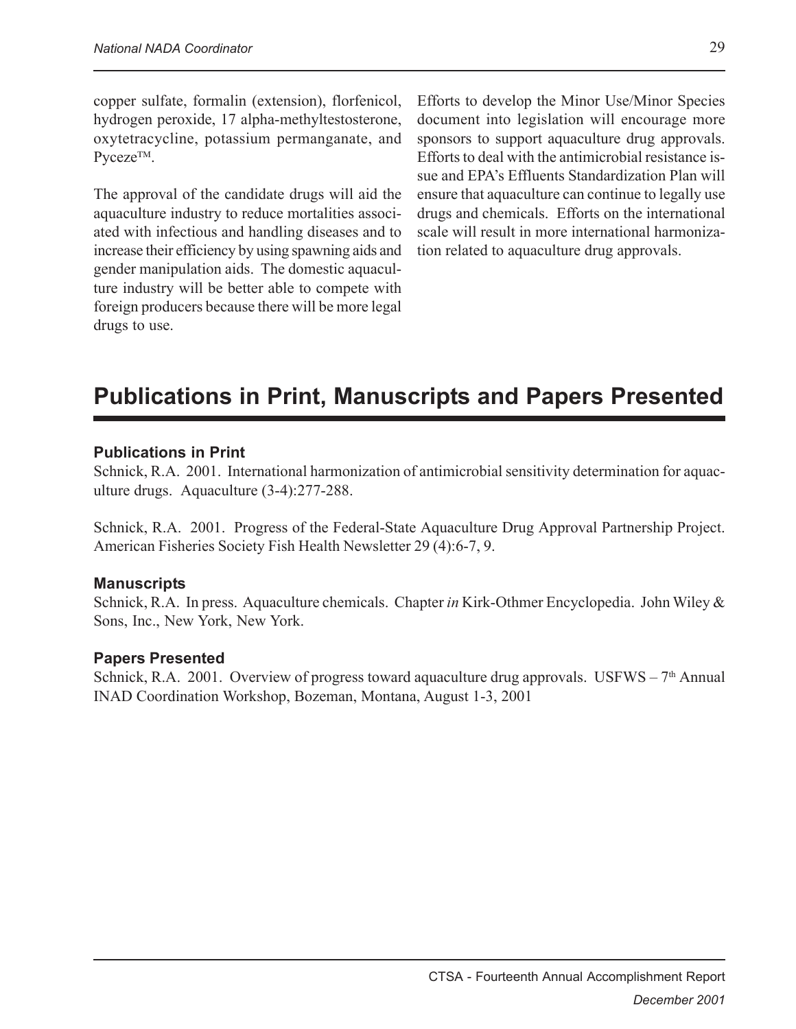copper sulfate, formalin (extension), florfenicol, hydrogen peroxide, 17 alpha-methyltestosterone, oxytetracycline, potassium permanganate, and Pyceze™.

The approval of the candidate drugs will aid the aquaculture industry to reduce mortalities associated with infectious and handling diseases and to increase their efficiency by using spawning aids and gender manipulation aids. The domestic aquaculture industry will be better able to compete with foreign producers because there will be more legal drugs to use.

Efforts to develop the Minor Use/Minor Species document into legislation will encourage more sponsors to support aquaculture drug approvals. Efforts to deal with the antimicrobial resistance issue and EPA's Effluents Standardization Plan will ensure that aquaculture can continue to legally use drugs and chemicals. Efforts on the international scale will result in more international harmonization related to aquaculture drug approvals.

## Publications in Print, Manuscripts and Papers Presented

### Publications in Print

Schnick, R.A. 2001. International harmonization of antimicrobial sensitivity determination for aquaculture drugs. Aquaculture (3-4):277-288.

Schnick, R.A. 2001. Progress of the Federal-State Aquaculture Drug Approval Partnership Project. American Fisheries Society Fish Health Newsletter 29 (4):6-7, 9.

### Manuscripts

Schnick, R.A. In press. Aquaculture chemicals. Chapter *in* Kirk-Othmer Encyclopedia. John Wiley & Sons, Inc., New York, New York.

### Papers Presented

Schnick, R.A. 2001. Overview of progress toward aquaculture drug approvals. USFWS – 7th Annual INAD Coordination Workshop, Bozeman, Montana, August 1-3, 2001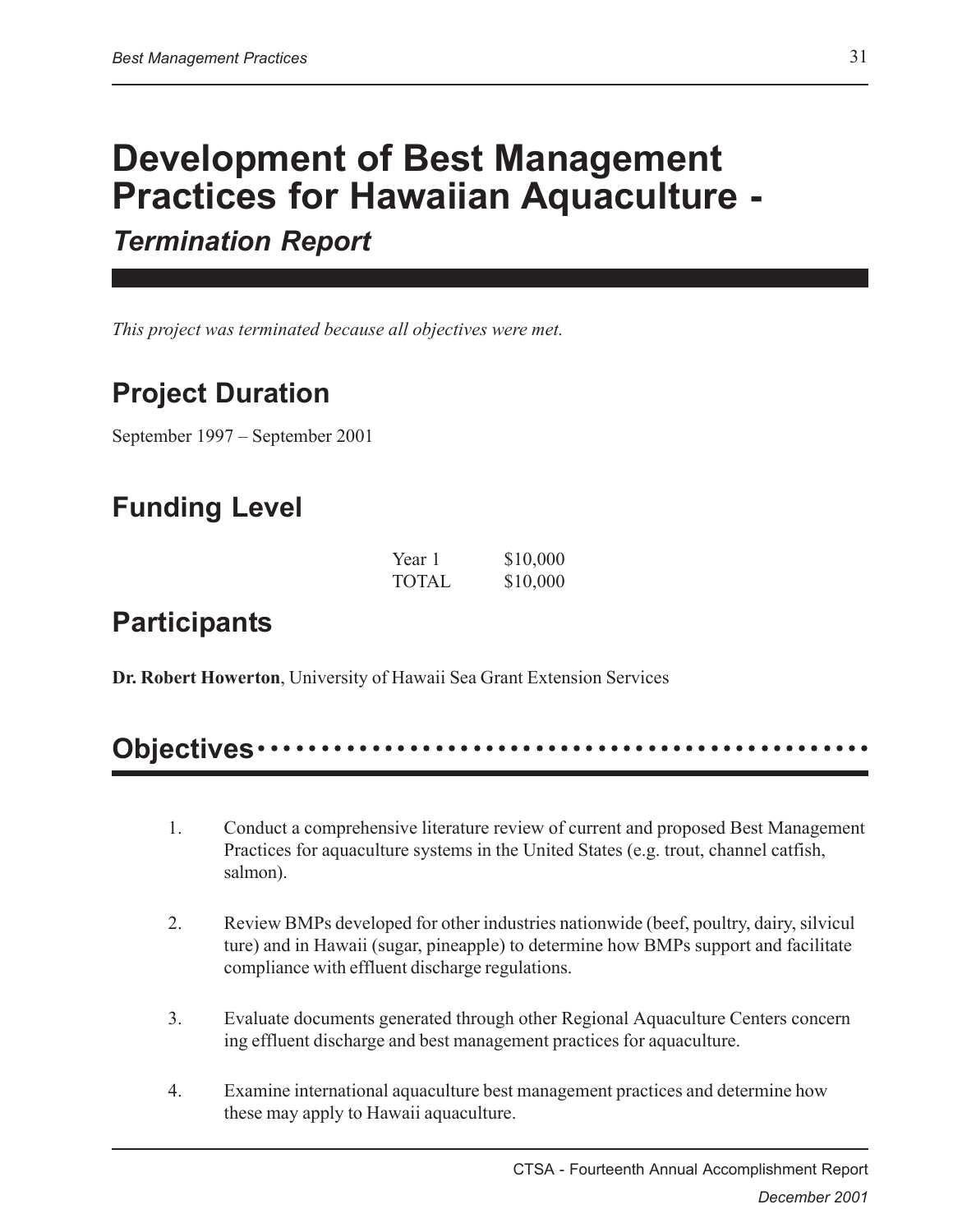# Development of Best Management Practices for Hawaiian Aquaculture - *Termination Report*

*This project was terminated because all objectives were met.*

## Project Duration

September 1997 – September 2001

## Funding Level

| | |
|---|---|
| Year 1 | $10,000 |
| TOTAL | $10,000 |

## Participants

**Dr. Robert Howerton**, University of Hawaii Sea Grant Extension Services

## Objectives

1. Conduct a comprehensive literature review of current and proposed Best Management Practices for aquaculture systems in the United States (e.g. trout, channel catfish, salmon).

2. Review BMPs developed for other industries nationwide (beef, poultry, dairy, silvicul ture) and in Hawaii (sugar, pineapple) to determine how BMPs support and facilitate compliance with effluent discharge regulations.

3. Evaluate documents generated through other Regional Aquaculture Centers concern ing effluent discharge and best management practices for aquaculture.

4. Examine international aquaculture best management practices and determine how these may apply to Hawaii aquaculture.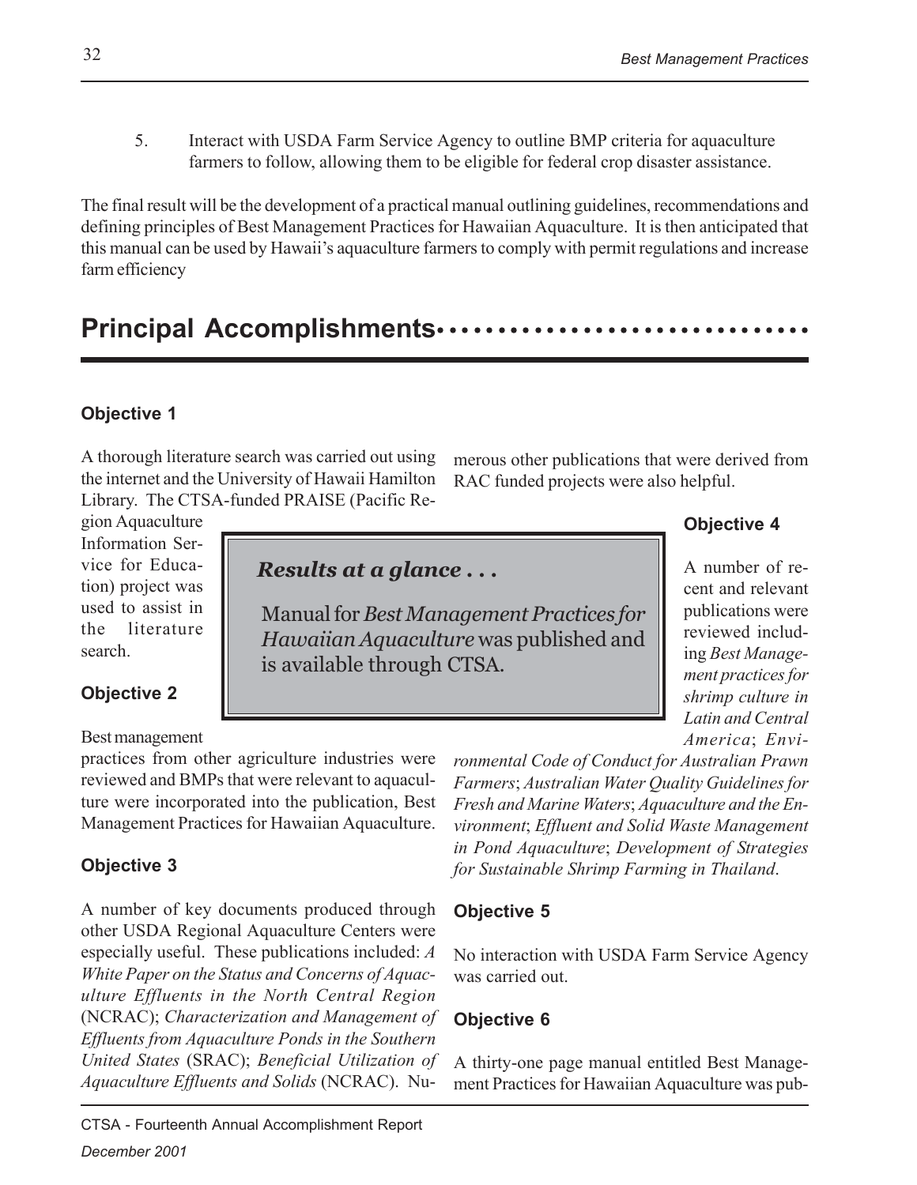5. Interact with USDA Farm Service Agency to outline BMP criteria for aquaculture farmers to follow, allowing them to be eligible for federal crop disaster assistance.

The final result will be the development of a practical manual outlining guidelines, recommendations and defining principles of Best Management Practices for Hawaiian Aquaculture. It is then anticipated that this manual can be used by Hawaii's aquaculture farmers to comply with permit regulations and increase farm efficiency

## Principal Accomplishments

### Objective 1

A thorough literature search was carried out using the internet and the University of Hawaii Hamilton Library. The CTSA-funded PRAISE (Pacific Region Aquaculture Information Service for Education) project was used to assist in the literature search.

> ***Results at a glance . . .***
>
> Manual for *Best Management Practices for Hawaiian Aquaculture* was published and is available through CTSA.

### Objective 2

Best management practices from other agriculture industries were reviewed and BMPs that were relevant to aquaculture were incorporated into the publication, Best Management Practices for Hawaiian Aquaculture.

### Objective 3

A number of key documents produced through other USDA Regional Aquaculture Centers were especially useful. These publications included: *A White Paper on the Status and Concerns of Aquaculture Effluents in the North Central Region* (NCRAC); *Characterization and Management of Effluents from Aquaculture Ponds in the Southern United States* (SRAC); *Beneficial Utilization of Aquaculture Effluents and Solids* (NCRAC). Numerous other publications that were derived from RAC funded projects were also helpful.

### Objective 4

A number of recent and relevant publications were reviewed including *Best Management practices for shrimp culture in Latin and Central America*; *Environmental Code of Conduct for Australian Prawn Farmers*; *Australian Water Quality Guidelines for Fresh and Marine Waters*; *Aquaculture and the Environment*; *Effluent and Solid Waste Management in Pond Aquaculture*; *Development of Strategies for Sustainable Shrimp Farming in Thailand*.

### Objective 5

No interaction with USDA Farm Service Agency was carried out.

### Objective 6

A thirty-one page manual entitled Best Management Practices for Hawaiian Aquaculture was pub-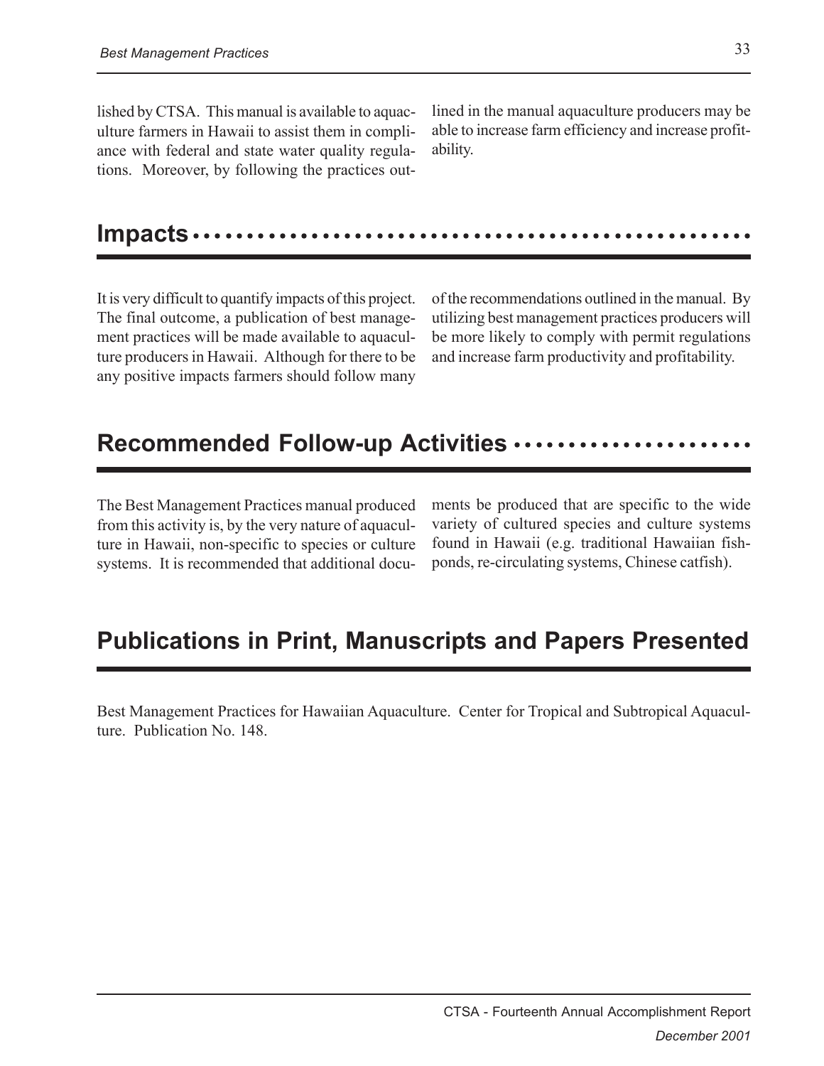lished by CTSA. This manual is available to aquaculture farmers in Hawaii to assist them in compliance with federal and state water quality regulations. Moreover, by following the practices outlined in the manual aquaculture producers may be able to increase farm efficiency and increase profitability.

## Impacts

It is very difficult to quantify impacts of this project. The final outcome, a publication of best management practices will be made available to aquaculture producers in Hawaii. Although for there to be any positive impacts farmers should follow many of the recommendations outlined in the manual. By utilizing best management practices producers will be more likely to comply with permit regulations and increase farm productivity and profitability.

## Recommended Follow-up Activities

The Best Management Practices manual produced from this activity is, by the very nature of aquaculture in Hawaii, non-specific to species or culture systems. It is recommended that additional documents be produced that are specific to the wide variety of cultured species and culture systems found in Hawaii (e.g. traditional Hawaiian fishponds, re-circulating systems, Chinese catfish).

## Publications in Print, Manuscripts and Papers Presented

Best Management Practices for Hawaiian Aquaculture. Center for Tropical and Subtropical Aquaculture. Publication No. 148.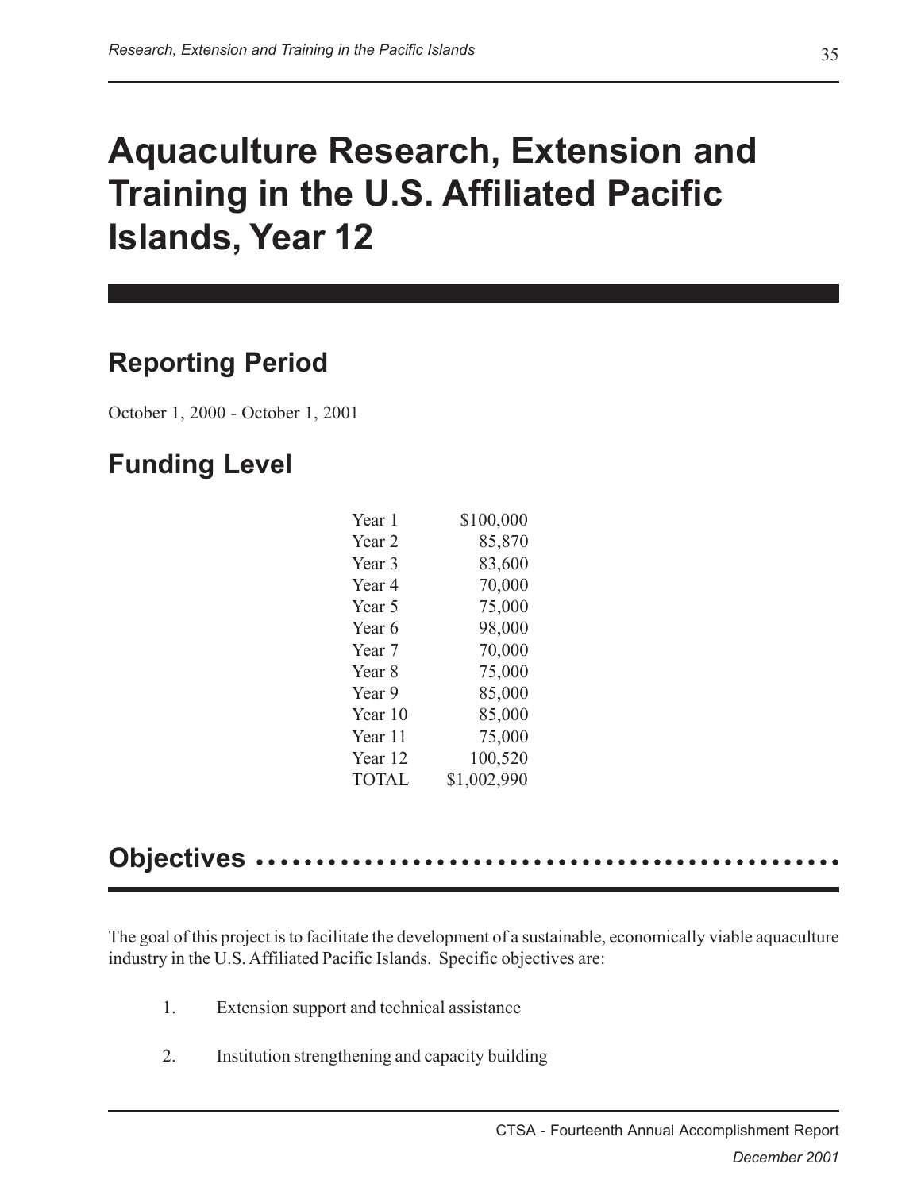# Aquaculture Research, Extension and Training in the U.S. Affiliated Pacific Islands, Year 12

## Reporting Period

October 1, 2000 - October 1, 2001

## Funding Level

| | |
|---|---:|
| Year 1 | $100,000 |
| Year 2 | 85,870 |
| Year 3 | 83,600 |
| Year 4 | 70,000 |
| Year 5 | 75,000 |
| Year 6 | 98,000 |
| Year 7 | 70,000 |
| Year 8 | 75,000 |
| Year 9 | 85,000 |
| Year 10 | 85,000 |
| Year 11 | 75,000 |
| Year 12 | 100,520 |
| TOTAL | $1,002,990 |

## Objectives

The goal of this project is to facilitate the development of a sustainable, economically viable aquaculture industry in the U.S. Affiliated Pacific Islands. Specific objectives are:

1. Extension support and technical assistance
2. Institution strengthening and capacity building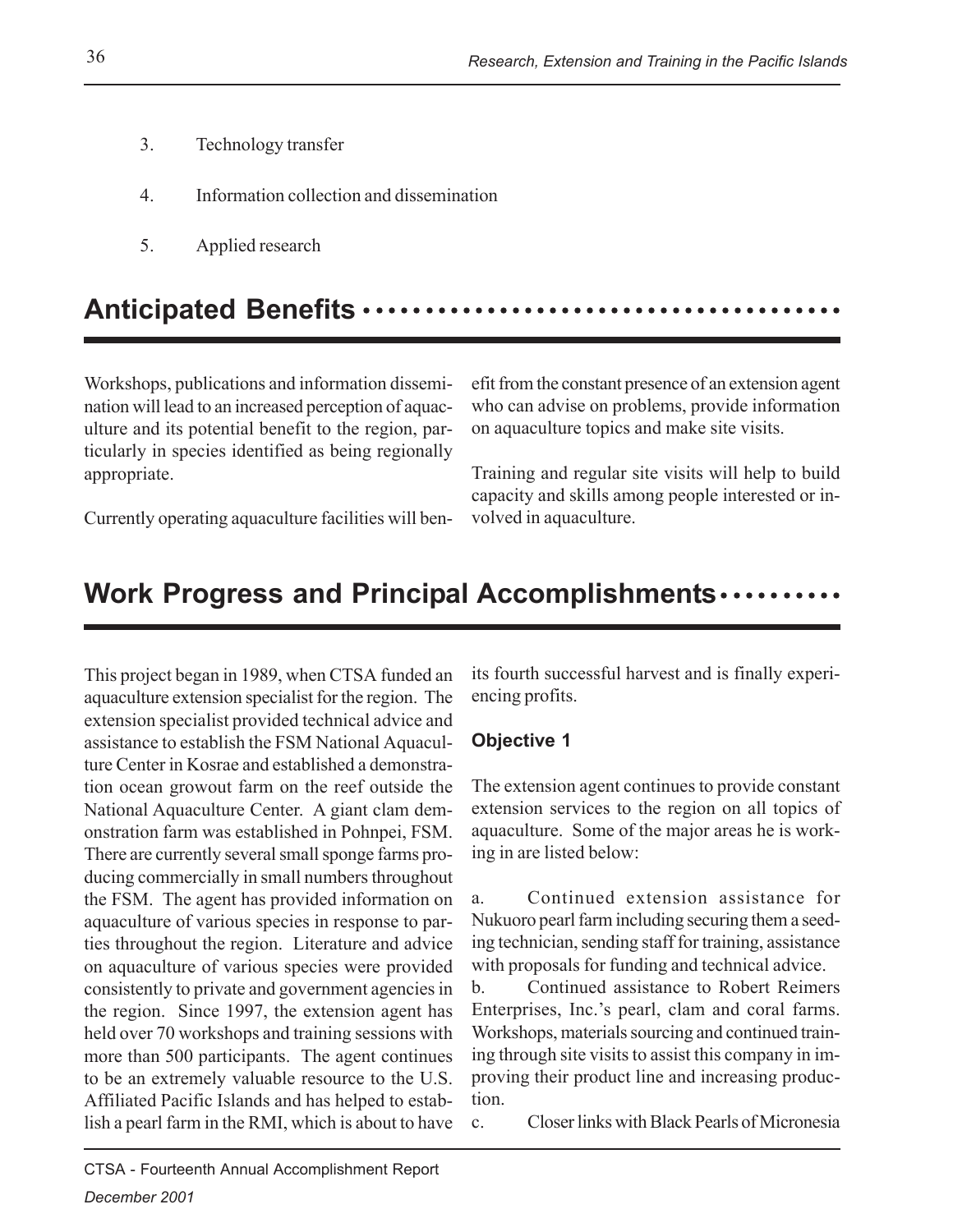3. Technology transfer

4. Information collection and dissemination

5. Applied research

## Anticipated Benefits

Workshops, publications and information dissemination will lead to an increased perception of aquaculture and its potential benefit to the region, particularly in species identified as being regionally appropriate.

Currently operating aquaculture facilities will benefit from the constant presence of an extension agent who can advise on problems, provide information on aquaculture topics and make site visits.

Training and regular site visits will help to build capacity and skills among people interested or involved in aquaculture.

## Work Progress and Principal Accomplishments

This project began in 1989, when CTSA funded an aquaculture extension specialist for the region. The extension specialist provided technical advice and assistance to establish the FSM National Aquaculture Center in Kosrae and established a demonstration ocean growout farm on the reef outside the National Aquaculture Center. A giant clam demonstration farm was established in Pohnpei, FSM. There are currently several small sponge farms producing commercially in small numbers throughout the FSM. The agent has provided information on aquaculture of various species in response to parties throughout the region. Literature and advice on aquaculture of various species were provided consistently to private and government agencies in the region. Since 1997, the extension agent has held over 70 workshops and training sessions with more than 500 participants. The agent continues to be an extremely valuable resource to the U.S. Affiliated Pacific Islands and has helped to establish a pearl farm in the RMI, which is about to have its fourth successful harvest and is finally experiencing profits.

### Objective 1

The extension agent continues to provide constant extension services to the region on all topics of aquaculture. Some of the major areas he is working in are listed below:

a. Continued extension assistance for Nukuoro pearl farm including securing them a seeding technician, sending staff for training, assistance with proposals for funding and technical advice.

b. Continued assistance to Robert Reimers Enterprises, Inc.'s pearl, clam and coral farms. Workshops, materials sourcing and continued training through site visits to assist this company in improving their product line and increasing production.

c. Closer links with Black Pearls of Micronesia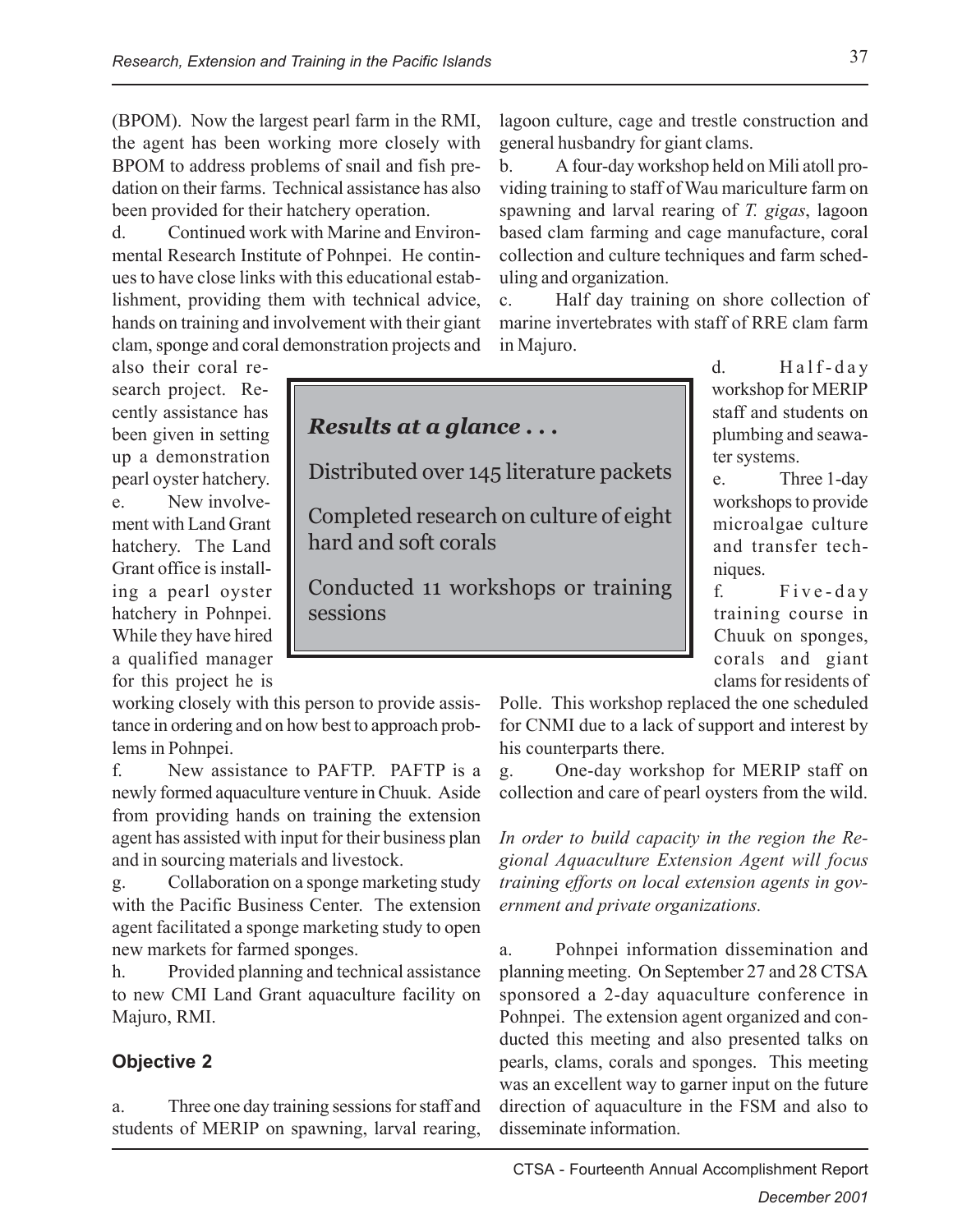(BPOM). Now the largest pearl farm in the RMI, the agent has been working more closely with BPOM to address problems of snail and fish predation on their farms. Technical assistance has also been provided for their hatchery operation.

d. Continued work with Marine and Environmental Research Institute of Pohnpei. He continues to have close links with this educational establishment, providing them with technical advice, hands on training and involvement with their giant clam, sponge and coral demonstration projects and also their coral research project. Recently assistance has been given in setting up a demonstration pearl oyster hatchery.

e. New involvement with Land Grant hatchery. The Land Grant office is installing a pearl oyster hatchery in Pohnpei. While they have hired a qualified manager for this project he is working closely with this person to provide assistance in ordering and on how best to approach problems in Pohnpei.

f. New assistance to PAFTP. PAFTP is a newly formed aquaculture venture in Chuuk. Aside from providing hands on training the extension agent has assisted with input for their business plan and in sourcing materials and livestock.

g. Collaboration on a sponge marketing study with the Pacific Business Center. The extension agent facilitated a sponge marketing study to open new markets for farmed sponges.

h. Provided planning and technical assistance to new CMI Land Grant aquaculture facility on Majuro, RMI.

### Objective 2

a. Three one day training sessions for staff and students of MERIP on spawning, larval rearing, lagoon culture, cage and trestle construction and general husbandry for giant clams.

b. A four-day workshop held on Mili atoll providing training to staff of Wau mariculture farm on spawning and larval rearing of *T. gigas*, lagoon based clam farming and cage manufacture, coral collection and culture techniques and farm scheduling and organization.

c. Half day training on shore collection of marine invertebrates with staff of RRE clam farm in Majuro.

d. Half-day workshop for MERIP staff and students on plumbing and seawater systems.

e. Three 1-day workshops to provide microalgae culture and transfer techniques.

f. Five-day training course in Chuuk on sponges, corals and giant clams for residents of Polle. This workshop replaced the one scheduled for CNMI due to a lack of support and interest by his counterparts there.

g. One-day workshop for MERIP staff on collection and care of pearl oysters from the wild.

> ***Results at a glance . . .***
>
> Distributed over 145 literature packets
>
> Completed research on culture of eight hard and soft corals
>
> Conducted 11 workshops or training sessions

*In order to build capacity in the region the Regional Aquaculture Extension Agent will focus training efforts on local extension agents in government and private organizations.*

a. Pohnpei information dissemination and planning meeting. On September 27 and 28 CTSA sponsored a 2-day aquaculture conference in Pohnpei. The extension agent organized and conducted this meeting and also presented talks on pearls, clams, corals and sponges. This meeting was an excellent way to garner input on the future direction of aquaculture in the FSM and also to disseminate information.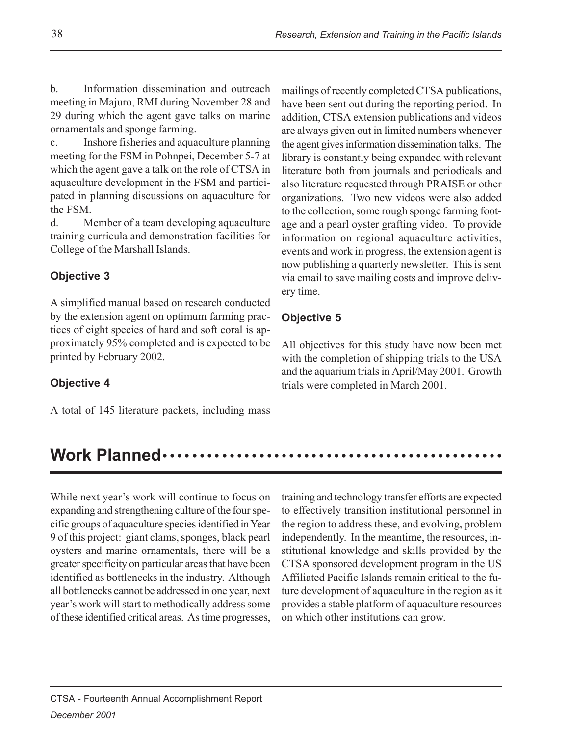b. Information dissemination and outreach meeting in Majuro, RMI during November 28 and 29 during which the agent gave talks on marine ornamentals and sponge farming.

c. Inshore fisheries and aquaculture planning meeting for the FSM in Pohnpei, December 5-7 at which the agent gave a talk on the role of CTSA in aquaculture development in the FSM and participated in planning discussions on aquaculture for the FSM.

d. Member of a team developing aquaculture training curricula and demonstration facilities for College of the Marshall Islands.

### Objective 3

A simplified manual based on research conducted by the extension agent on optimum farming practices of eight species of hard and soft coral is approximately 95% completed and is expected to be printed by February 2002.

### Objective 4

A total of 145 literature packets, including mass mailings of recently completed CTSA publications, have been sent out during the reporting period. In addition, CTSA extension publications and videos are always given out in limited numbers whenever the agent gives information dissemination talks. The library is constantly being expanded with relevant literature both from journals and periodicals and also literature requested through PRAISE or other organizations. Two new videos were also added to the collection, some rough sponge farming footage and a pearl oyster grafting video. To provide information on regional aquaculture activities, events and work in progress, the extension agent is now publishing a quarterly newsletter. This is sent via email to save mailing costs and improve delivery time.

### Objective 5

All objectives for this study have now been met with the completion of shipping trials to the USA and the aquarium trials in April/May 2001. Growth trials were completed in March 2001.

## Work Planned

While next year's work will continue to focus on expanding and strengthening culture of the four specific groups of aquaculture species identified in Year 9 of this project: giant clams, sponges, black pearl oysters and marine ornamentals, there will be a greater specificity on particular areas that have been identified as bottlenecks in the industry. Although all bottlenecks cannot be addressed in one year, next year's work will start to methodically address some of these identified critical areas. As time progresses, training and technology transfer efforts are expected to effectively transition institutional personnel in the region to address these, and evolving, problem independently. In the meantime, the resources, institutional knowledge and skills provided by the CTSA sponsored development program in the US Affiliated Pacific Islands remain critical to the future development of aquaculture in the region as it provides a stable platform of aquaculture resources on which other institutions can grow.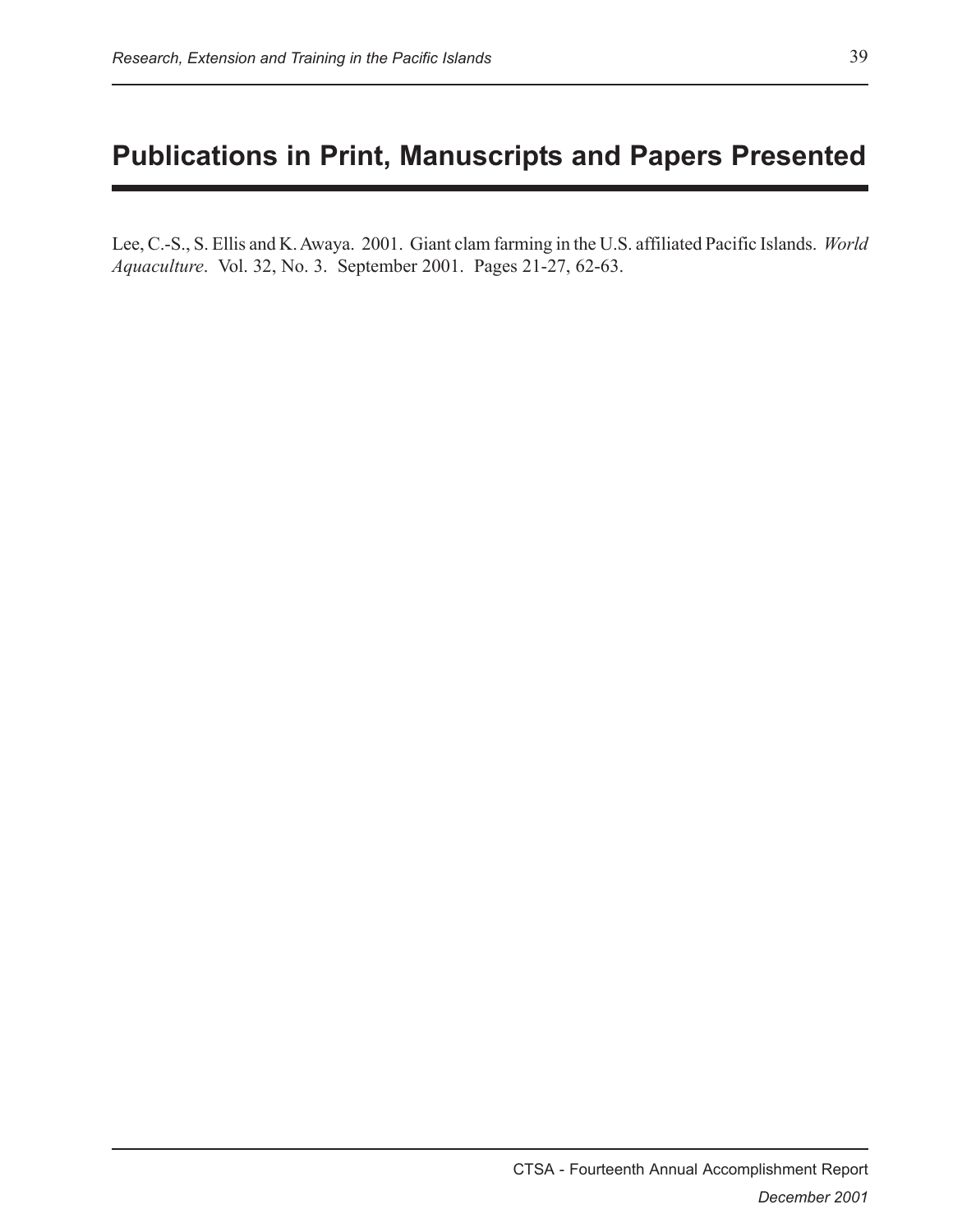# Publications in Print, Manuscripts and Papers Presented

Lee, C.-S., S. Ellis and K. Awaya. 2001. Giant clam farming in the U.S. affiliated Pacific Islands. *World Aquaculture*. Vol. 32, No. 3. September 2001. Pages 21-27, 62-63.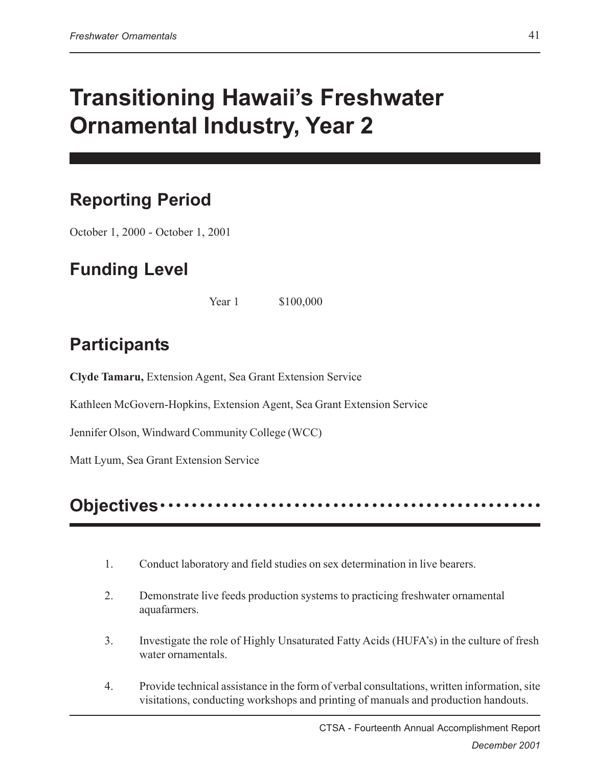# Transitioning Hawaii's Freshwater Ornamental Industry, Year 2

## Reporting Period

October 1, 2000 - October 1, 2001

## Funding Level

| | |
|---|---|
| Year 1 | \$100,000 |

## Participants

**Clyde Tamaru,** Extension Agent, Sea Grant Extension Service

Kathleen McGovern-Hopkins, Extension Agent, Sea Grant Extension Service

Jennifer Olson, Windward Community College (WCC)

Matt Lyum, Sea Grant Extension Service

## Objectives

1. Conduct laboratory and field studies on sex determination in live bearers.
2. Demonstrate live feeds production systems to practicing freshwater ornamental aquafarmers.
3. Investigate the role of Highly Unsaturated Fatty Acids (HUFA's) in the culture of fresh water ornamentals.
4. Provide technical assistance in the form of verbal consultations, written information, site visitations, conducting workshops and printing of manuals and production handouts.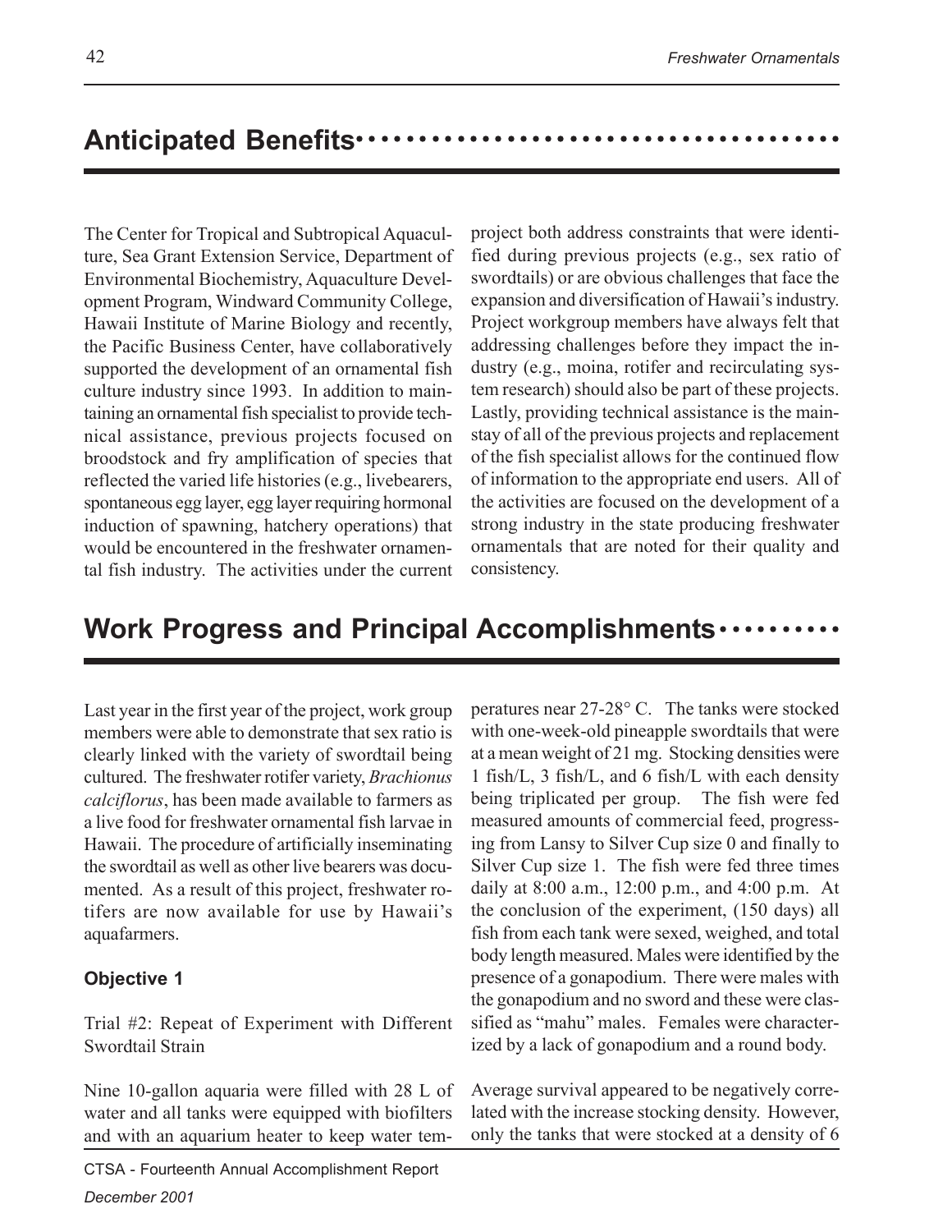## Anticipated Benefits

The Center for Tropical and Subtropical Aquaculture, Sea Grant Extension Service, Department of Environmental Biochemistry, Aquaculture Development Program, Windward Community College, Hawaii Institute of Marine Biology and recently, the Pacific Business Center, have collaboratively supported the development of an ornamental fish culture industry since 1993. In addition to maintaining an ornamental fish specialist to provide technical assistance, previous projects focused on broodstock and fry amplification of species that reflected the varied life histories (e.g., livebearers, spontaneous egg layer, egg layer requiring hormonal induction of spawning, hatchery operations) that would be encountered in the freshwater ornamental fish industry. The activities under the current project both address constraints that were identified during previous projects (e.g., sex ratio of swordtails) or are obvious challenges that face the expansion and diversification of Hawaii's industry. Project workgroup members have always felt that addressing challenges before they impact the industry (e.g., moina, rotifer and recirculating system research) should also be part of these projects. Lastly, providing technical assistance is the mainstay of all of the previous projects and replacement of the fish specialist allows for the continued flow of information to the appropriate end users. All of the activities are focused on the development of a strong industry in the state producing freshwater ornamentals that are noted for their quality and consistency.

## Work Progress and Principal Accomplishments

Last year in the first year of the project, work group members were able to demonstrate that sex ratio is clearly linked with the variety of swordtail being cultured. The freshwater rotifer variety, *Brachionus calciflorus*, has been made available to farmers as a live food for freshwater ornamental fish larvae in Hawaii. The procedure of artificially inseminating the swordtail as well as other live bearers was documented. As a result of this project, freshwater rotifers are now available for use by Hawaii's aquafarmers.

### Objective 1

Trial #2: Repeat of Experiment with Different Swordtail Strain

Nine 10-gallon aquaria were filled with 28 L of water and all tanks were equipped with biofilters and with an aquarium heater to keep water temperatures near 27-28° C. The tanks were stocked with one-week-old pineapple swordtails that were at a mean weight of 21 mg. Stocking densities were 1 fish/L, 3 fish/L, and 6 fish/L with each density being triplicated per group. The fish were fed measured amounts of commercial feed, progressing from Lansy to Silver Cup size 0 and finally to Silver Cup size 1. The fish were fed three times daily at 8:00 a.m., 12:00 p.m., and 4:00 p.m. At the conclusion of the experiment, (150 days) all fish from each tank were sexed, weighed, and total body length measured. Males were identified by the presence of a gonapodium. There were males with the gonapodium and no sword and these were classified as "mahu" males. Females were characterized by a lack of gonapodium and a round body.

Average survival appeared to be negatively correlated with the increase stocking density. However, only the tanks that were stocked at a density of 6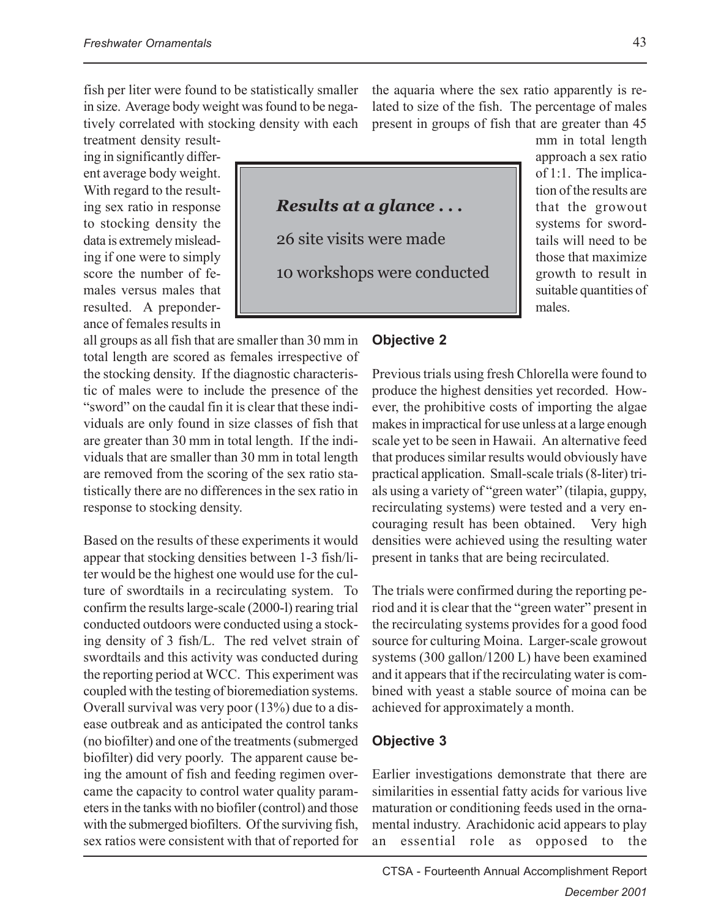fish per liter were found to be statistically smaller in size. Average body weight was found to be negatively correlated with stocking density with each treatment density resulting in significantly different average body weight. With regard to the resulting sex ratio in response to stocking density the data is extremely misleading if one were to simply score the number of females versus males that resulted. A preponderance of females results in all groups as all fish that are smaller than 30 mm in total length are scored as females irrespective of the stocking density. If the diagnostic characteristic of males were to include the presence of the "sword" on the caudal fin it is clear that these individuals are only found in size classes of fish that are greater than 30 mm in total length. If the individuals that are smaller than 30 mm in total length are removed from the scoring of the sex ratio statistically there are no differences in the sex ratio in response to stocking density.

Based on the results of these experiments it would appear that stocking densities between 1-3 fish/liter would be the highest one would use for the culture of swordtails in a recirculating system. To confirm the results large-scale (2000-l) rearing trial conducted outdoors were conducted using a stocking density of 3 fish/L. The red velvet strain of swordtails and this activity was conducted during the reporting period at WCC. This experiment was coupled with the testing of bioremediation systems. Overall survival was very poor (13%) due to a disease outbreak and as anticipated the control tanks (no biofilter) and one of the treatments (submerged biofilter) did very poorly. The apparent cause being the amount of fish and feeding regimen overcame the capacity to control water quality parameters in the tanks with no biofiler (control) and those with the submerged biofilters. Of the surviving fish, sex ratios were consistent with that of reported for the aquaria where the sex ratio apparently is related to size of the fish. The percentage of males present in groups of fish that are greater than 45 mm in total length approach a sex ratio of 1:1. The implication of the results are that the growout systems for swordtails will need to be those that maximize growth to result in suitable quantities of males.

> ***Results at a glance . . .***
>
> 26 site visits were made
>
> 10 workshops were conducted

## Objective 2

Previous trials using fresh Chlorella were found to produce the highest densities yet recorded. However, the prohibitive costs of importing the algae makes in impractical for use unless at a large enough scale yet to be seen in Hawaii. An alternative feed that produces similar results would obviously have practical application. Small-scale trials (8-liter) trials using a variety of "green water" (tilapia, guppy, recirculating systems) were tested and a very encouraging result has been obtained. Very high densities were achieved using the resulting water present in tanks that are being recirculated.

The trials were confirmed during the reporting period and it is clear that the "green water" present in the recirculating systems provides for a good food source for culturing Moina. Larger-scale growout systems (300 gallon/1200 L) have been examined and it appears that if the recirculating water is combined with yeast a stable source of moina can be achieved for approximately a month.

## Objective 3

Earlier investigations demonstrate that there are similarities in essential fatty acids for various live maturation or conditioning feeds used in the ornamental industry. Arachidonic acid appears to play an essential role as opposed to the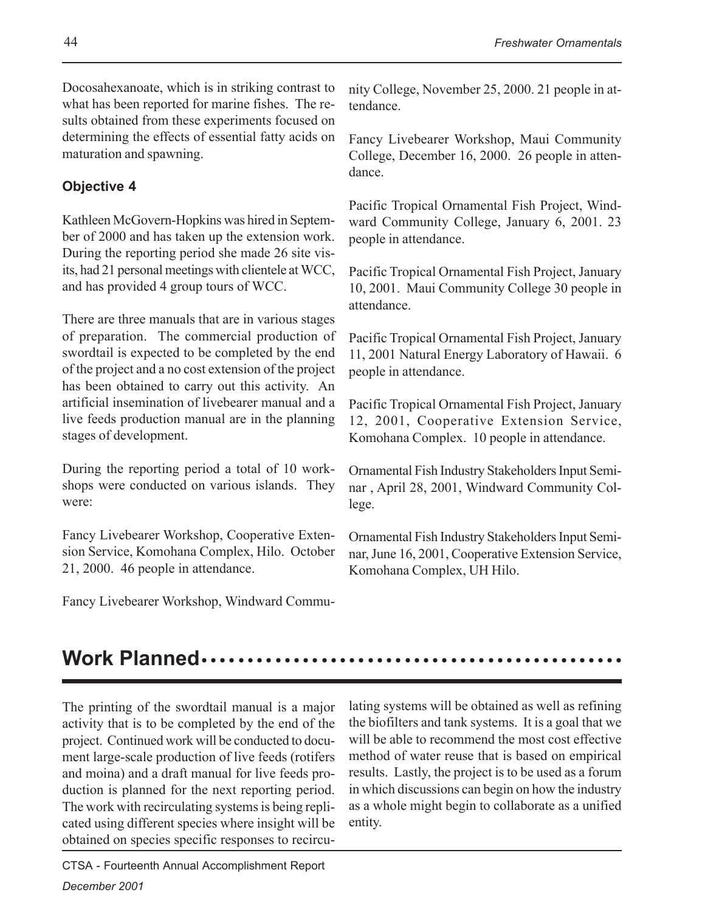Docosahexanoate, which is in striking contrast to what has been reported for marine fishes. The results obtained from these experiments focused on determining the effects of essential fatty acids on maturation and spawning.

### Objective 4

Kathleen McGovern-Hopkins was hired in September of 2000 and has taken up the extension work. During the reporting period she made 26 site visits, had 21 personal meetings with clientele at WCC, and has provided 4 group tours of WCC.

There are three manuals that are in various stages of preparation. The commercial production of swordtail is expected to be completed by the end of the project and a no cost extension of the project has been obtained to carry out this activity. An artificial insemination of livebearer manual and a live feeds production manual are in the planning stages of development.

During the reporting period a total of 10 workshops were conducted on various islands. They were:

Fancy Livebearer Workshop, Cooperative Extension Service, Komohana Complex, Hilo. October 21, 2000. 46 people in attendance.

Fancy Livebearer Workshop, Windward Community College, November 25, 2000. 21 people in attendance.

Fancy Livebearer Workshop, Maui Community College, December 16, 2000. 26 people in attendance.

Pacific Tropical Ornamental Fish Project, Windward Community College, January 6, 2001. 23 people in attendance.

Pacific Tropical Ornamental Fish Project, January 10, 2001. Maui Community College 30 people in attendance.

Pacific Tropical Ornamental Fish Project, January 11, 2001 Natural Energy Laboratory of Hawaii. 6 people in attendance.

Pacific Tropical Ornamental Fish Project, January 12, 2001, Cooperative Extension Service, Komohana Complex. 10 people in attendance.

Ornamental Fish Industry Stakeholders Input Seminar , April 28, 2001, Windward Community College.

Ornamental Fish Industry Stakeholders Input Seminar, June 16, 2001, Cooperative Extension Service, Komohana Complex, UH Hilo.

## Work Planned

The printing of the swordtail manual is a major activity that is to be completed by the end of the project. Continued work will be conducted to document large-scale production of live feeds (rotifers and moina) and a draft manual for live feeds production is planned for the next reporting period. The work with recirculating systems is being replicated using different species where insight will be obtained on species specific responses to recirculating systems will be obtained as well as refining the biofilters and tank systems. It is a goal that we will be able to recommend the most cost effective method of water reuse that is based on empirical results. Lastly, the project is to be used as a forum in which discussions can begin on how the industry as a whole might begin to collaborate as a unified entity.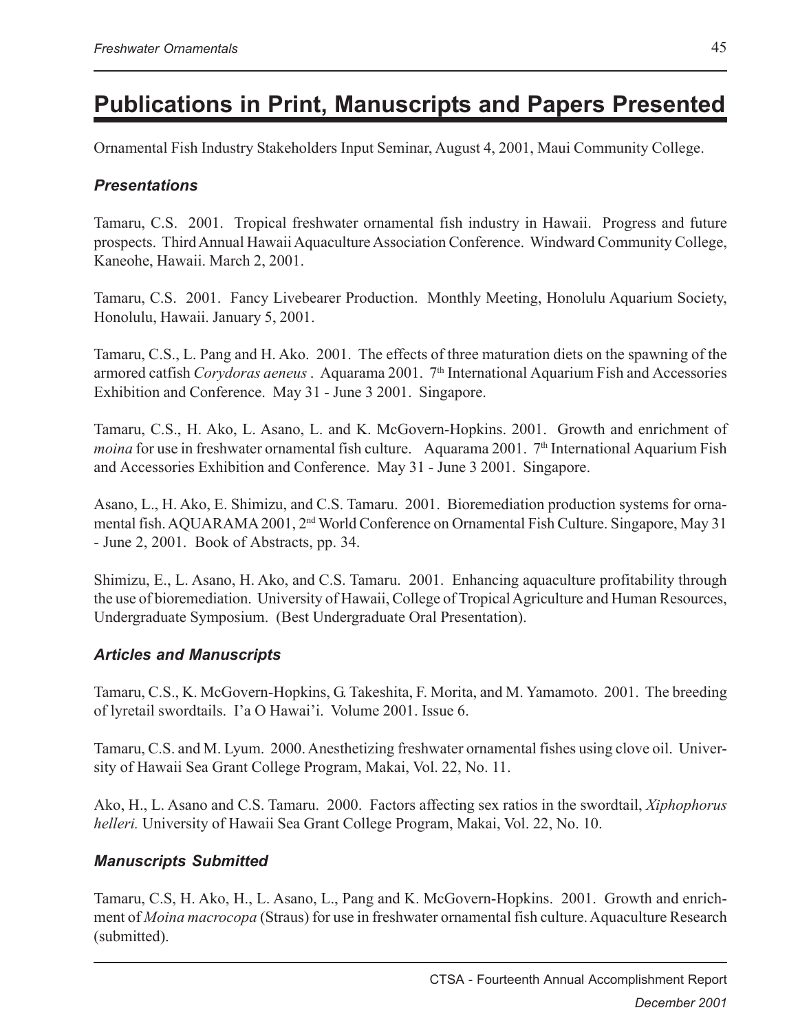## Publications in Print, Manuscripts and Papers Presented

Ornamental Fish Industry Stakeholders Input Seminar, August 4, 2001, Maui Community College.

### *Presentations*

Tamaru, C.S. 2001. Tropical freshwater ornamental fish industry in Hawaii. Progress and future prospects. Third Annual Hawaii Aquaculture Association Conference. Windward Community College, Kaneohe, Hawaii. March 2, 2001.

Tamaru, C.S. 2001. Fancy Livebearer Production. Monthly Meeting, Honolulu Aquarium Society, Honolulu, Hawaii. January 5, 2001.

Tamaru, C.S., L. Pang and H. Ako. 2001. The effects of three maturation diets on the spawning of the armored catfish *Corydoras aeneus* . Aquarama 2001. 7th International Aquarium Fish and Accessories Exhibition and Conference. May 31 - June 3 2001. Singapore.

Tamaru, C.S., H. Ako, L. Asano, L. and K. McGovern-Hopkins. 2001. Growth and enrichment of *moina* for use in freshwater ornamental fish culture. Aquarama 2001. 7th International Aquarium Fish and Accessories Exhibition and Conference. May 31 - June 3 2001. Singapore.

Asano, L., H. Ako, E. Shimizu, and C.S. Tamaru. 2001. Bioremediation production systems for ornamental fish. AQUARAMA 2001, 2nd World Conference on Ornamental Fish Culture. Singapore, May 31 - June 2, 2001. Book of Abstracts, pp. 34.

Shimizu, E., L. Asano, H. Ako, and C.S. Tamaru. 2001. Enhancing aquaculture profitability through the use of bioremediation. University of Hawaii, College of Tropical Agriculture and Human Resources, Undergraduate Symposium. (Best Undergraduate Oral Presentation).

### *Articles and Manuscripts*

Tamaru, C.S., K. McGovern-Hopkins, G. Takeshita, F. Morita, and M. Yamamoto. 2001. The breeding of lyretail swordtails. I'a O Hawai'i. Volume 2001. Issue 6.

Tamaru, C.S. and M. Lyum. 2000. Anesthetizing freshwater ornamental fishes using clove oil. University of Hawaii Sea Grant College Program, Makai, Vol. 22, No. 11.

Ako, H., L. Asano and C.S. Tamaru. 2000. Factors affecting sex ratios in the swordtail, *Xiphophorus helleri.* University of Hawaii Sea Grant College Program, Makai, Vol. 22, No. 10.

### *Manuscripts Submitted*

Tamaru, C.S, H. Ako, H., L. Asano, L., Pang and K. McGovern-Hopkins. 2001. Growth and enrichment of *Moina macrocopa* (Straus) for use in freshwater ornamental fish culture. Aquaculture Research (submitted).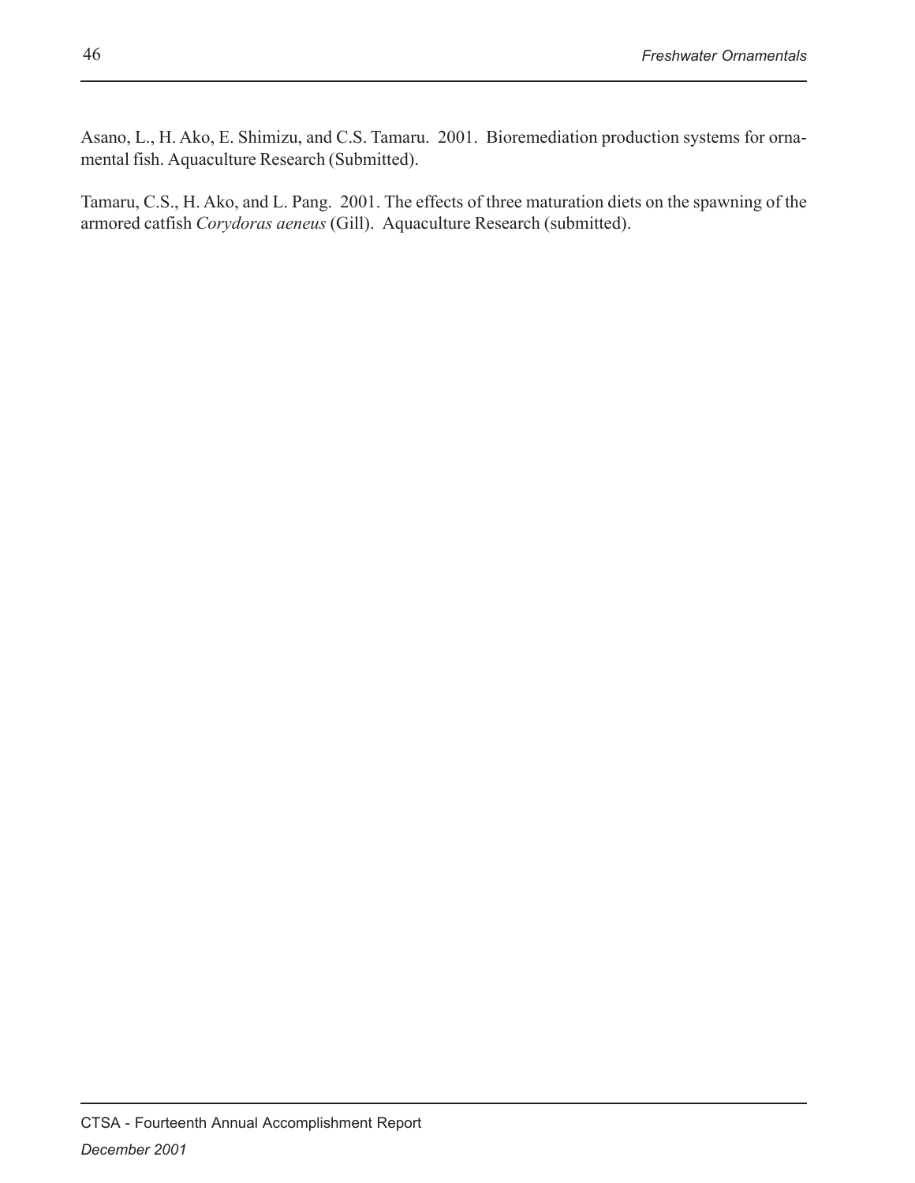Asano, L., H. Ako, E. Shimizu, and C.S. Tamaru. 2001. Bioremediation production systems for ornamental fish. Aquaculture Research (Submitted).

Tamaru, C.S., H. Ako, and L. Pang. 2001. The effects of three maturation diets on the spawning of the armored catfish *Corydoras aeneus* (Gill). Aquaculture Research (submitted).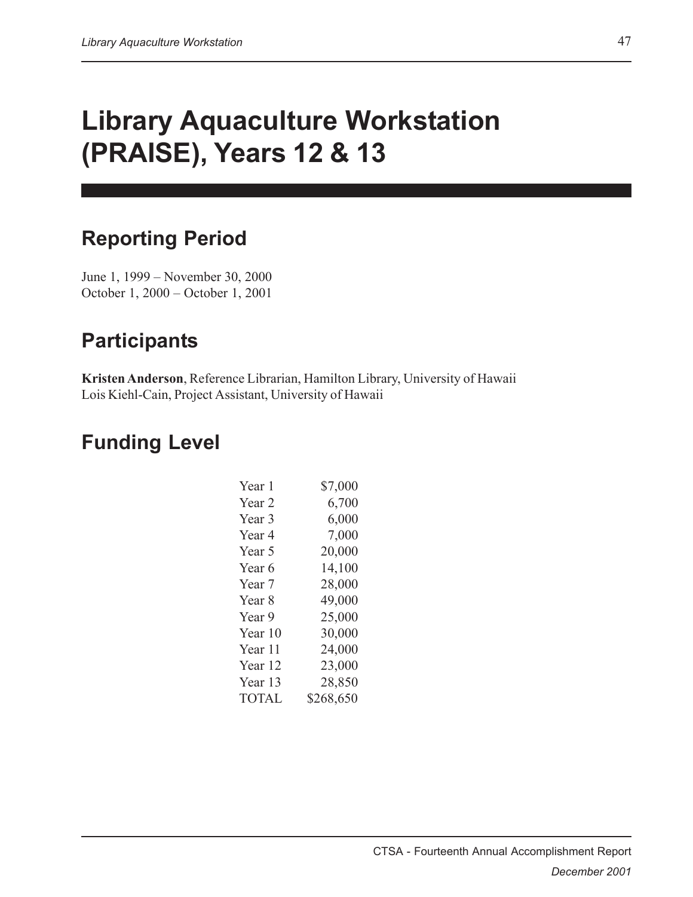# Library Aquaculture Workstation (PRAISE), Years 12 & 13

## Reporting Period

June 1, 1999 – November 30, 2000
October 1, 2000 – October 1, 2001

## Participants

**Kristen Anderson**, Reference Librarian, Hamilton Library, University of Hawaii
Lois Kiehl-Cain, Project Assistant, University of Hawaii

## Funding Level

| | |
|---|---:|
| Year 1 | $7,000 |
| Year 2 | 6,700 |
| Year 3 | 6,000 |
| Year 4 | 7,000 |
| Year 5 | 20,000 |
| Year 6 | 14,100 |
| Year 7 | 28,000 |
| Year 8 | 49,000 |
| Year 9 | 25,000 |
| Year 10 | 30,000 |
| Year 11 | 24,000 |
| Year 12 | 23,000 |
| Year 13 | 28,850 |
| TOTAL | $268,650 |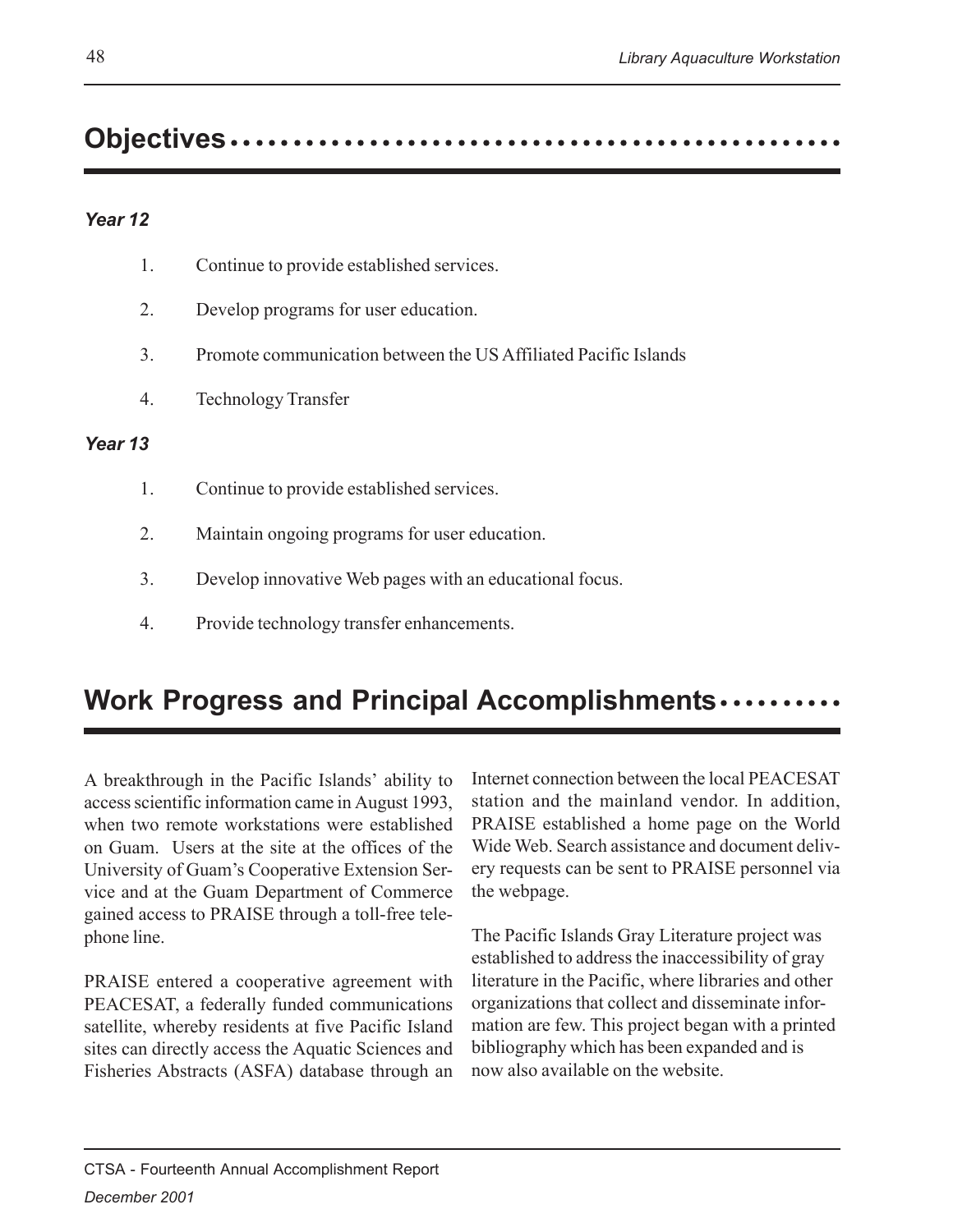## Objectives

### *Year 12*

1. Continue to provide established services.
2. Develop programs for user education.
3. Promote communication between the US Affiliated Pacific Islands
4. Technology Transfer

### *Year 13*

1. Continue to provide established services.
2. Maintain ongoing programs for user education.
3. Develop innovative Web pages with an educational focus.
4. Provide technology transfer enhancements.

## Work Progress and Principal Accomplishments

A breakthrough in the Pacific Islands' ability to access scientific information came in August 1993, when two remote workstations were established on Guam. Users at the site at the offices of the University of Guam's Cooperative Extension Service and at the Guam Department of Commerce gained access to PRAISE through a toll-free telephone line.

PRAISE entered a cooperative agreement with PEACESAT, a federally funded communications satellite, whereby residents at five Pacific Island sites can directly access the Aquatic Sciences and Fisheries Abstracts (ASFA) database through an Internet connection between the local PEACESAT station and the mainland vendor. In addition, PRAISE established a home page on the World Wide Web. Search assistance and document delivery requests can be sent to PRAISE personnel via the webpage.

The Pacific Islands Gray Literature project was established to address the inaccessibility of gray literature in the Pacific, where libraries and other organizations that collect and disseminate information are few. This project began with a printed bibliography which has been expanded and is now also available on the website.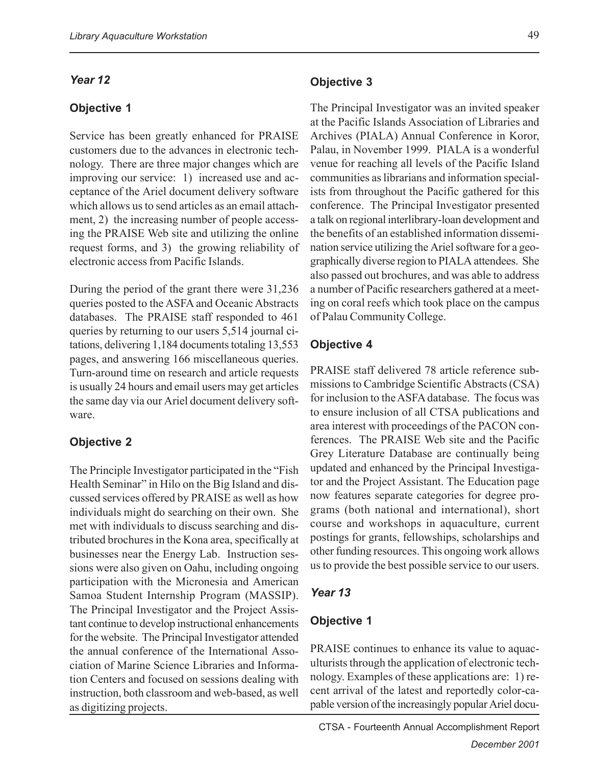### *Year 12*

#### Objective 1

Service has been greatly enhanced for PRAISE customers due to the advances in electronic technology. There are three major changes which are improving our service: 1) increased use and acceptance of the Ariel document delivery software which allows us to send articles as an email attachment, 2) the increasing number of people accessing the PRAISE Web site and utilizing the online request forms, and 3) the growing reliability of electronic access from Pacific Islands.

During the period of the grant there were 31,236 queries posted to the ASFA and Oceanic Abstracts databases. The PRAISE staff responded to 461 queries by returning to our users 5,514 journal citations, delivering 1,184 documents totaling 13,553 pages, and answering 166 miscellaneous queries. Turn-around time on research and article requests is usually 24 hours and email users may get articles the same day via our Ariel document delivery software.

#### Objective 2

The Principle Investigator participated in the "Fish Health Seminar" in Hilo on the Big Island and discussed services offered by PRAISE as well as how individuals might do searching on their own. She met with individuals to discuss searching and distributed brochures in the Kona area, specifically at businesses near the Energy Lab. Instruction sessions were also given on Oahu, including ongoing participation with the Micronesia and American Samoa Student Internship Program (MASSIP). The Principal Investigator and the Project Assistant continue to develop instructional enhancements for the website. The Principal Investigator attended the annual conference of the International Association of Marine Science Libraries and Information Centers and focused on sessions dealing with instruction, both classroom and web-based, as well as digitizing projects.

#### Objective 3

The Principal Investigator was an invited speaker at the Pacific Islands Association of Libraries and Archives (PIALA) Annual Conference in Koror, Palau, in November 1999. PIALA is a wonderful venue for reaching all levels of the Pacific Island communities as librarians and information specialists from throughout the Pacific gathered for this conference. The Principal Investigator presented a talk on regional interlibrary-loan development and the benefits of an established information dissemination service utilizing the Ariel software for a geographically diverse region to PIALA attendees. She also passed out brochures, and was able to address a number of Pacific researchers gathered at a meeting on coral reefs which took place on the campus of Palau Community College.

#### Objective 4

PRAISE staff delivered 78 article reference submissions to Cambridge Scientific Abstracts (CSA) for inclusion to the ASFA database. The focus was to ensure inclusion of all CTSA publications and area interest with proceedings of the PACON conferences. The PRAISE Web site and the Pacific Grey Literature Database are continually being updated and enhanced by the Principal Investigator and the Project Assistant. The Education page now features separate categories for degree programs (both national and international), short course and workshops in aquaculture, current postings for grants, fellowships, scholarships and other funding resources. This ongoing work allows us to provide the best possible service to our users.

### *Year 13*

#### Objective 1

PRAISE continues to enhance its value to aquaculturists through the application of electronic technology. Examples of these applications are: 1) recent arrival of the latest and reportedly color-capable version of the increasingly popular Ariel docu-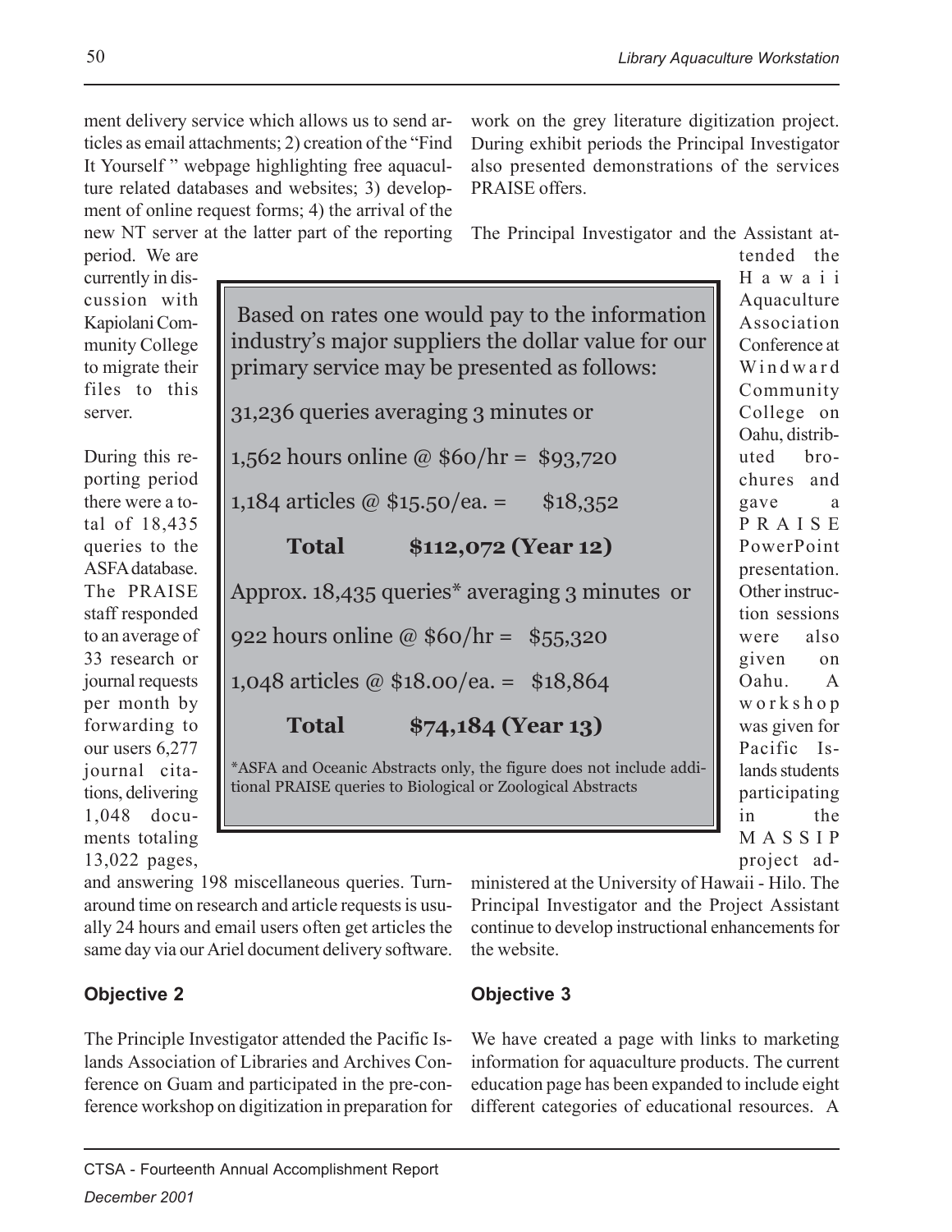ment delivery service which allows us to send articles as email attachments; 2) creation of the "Find It Yourself" webpage highlighting free aquaculture related databases and websites; 3) development of online request forms; 4) the arrival of the new NT server at the latter part of the reporting period. We are currently in discussion with Kapiolani Community College to migrate their files to this server.

During this reporting period there were a total of 18,435 queries to the ASFA database. The PRAISE staff responded to an average of 33 research or journal requests per month by forwarding to our users 6,277 journal citations, delivering 1,048 documents totaling 13,022 pages, and answering 198 miscellaneous queries. Turnaround time on research and article requests is usually 24 hours and email users often get articles the same day via our Ariel document delivery software.

> Based on rates one would pay to the information industry's major suppliers the dollar value for our primary service may be presented as follows:
>
> 31,236 queries averaging 3 minutes or
>
> 1,562 hours online @ $60/hr = $93,720
>
> 1,184 articles @ $15.50/ea. = $18,352
>
> **Total $112,072 (Year 12)**
>
> Approx. 18,435 queries* averaging 3 minutes or
>
> 922 hours online @ $60/hr = $55,320
>
> 1,048 articles @ $18.00/ea. = $18,864
>
> **Total $74,184 (Year 13)**
>
> *ASFA and Oceanic Abstracts only, the figure does not include additional PRAISE queries to Biological or Zoological Abstracts

### Objective 2

The Principle Investigator attended the Pacific Islands Association of Libraries and Archives Conference on Guam and participated in the pre-conference workshop on digitization in preparation for work on the grey literature digitization project. During exhibit periods the Principal Investigator also presented demonstrations of the services PRAISE offers.

The Principal Investigator and the Assistant attended the Hawaii Aquaculture Association Conference at Windward Community College on Oahu, distributed brochures and gave a PRAISE PowerPoint presentation. Other instruction sessions were also given on Oahu. A workshop was given for Pacific Islands students participating in the MASSIP project administered at the University of Hawaii - Hilo. The Principal Investigator and the Project Assistant continue to develop instructional enhancements for the website.

### Objective 3

We have created a page with links to marketing information for aquaculture products. The current education page has been expanded to include eight different categories of educational resources. A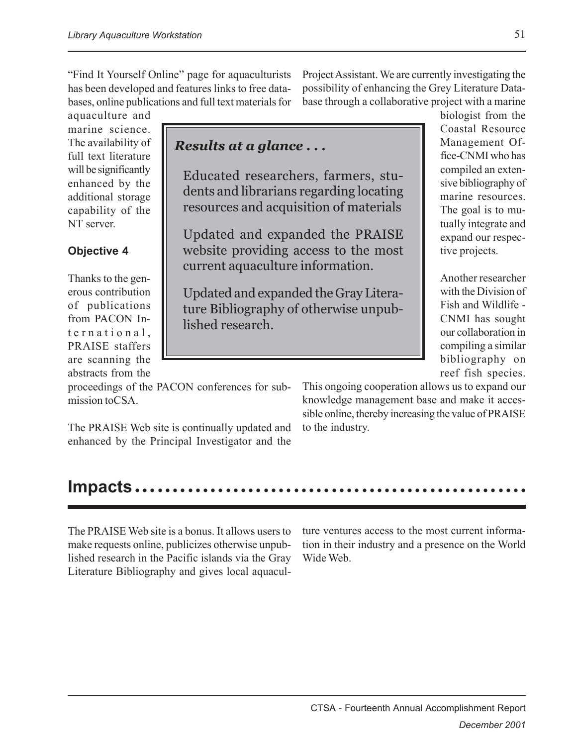"Find It Yourself Online" page for aquaculturists has been developed and features links to free databases, online publications and full text materials for aquaculture and marine science. The availability of full text literature will be significantly enhanced by the additional storage capability of the NT server.

**Objective 4**

Thanks to the generous contribution of publications from PACON International, PRAISE staffers are scanning the abstracts from the proceedings of the PACON conferences for submission toCSA.

The PRAISE Web site is continually updated and enhanced by the Principal Investigator and the Project Assistant. We are currently investigating the possibility of enhancing the Grey Literature Database through a collaborative project with a marine biologist from the Coastal Resource Management Office-CNMI who has compiled an extensive bibliography of marine resources. The goal is to mutually integrate and expand our respective projects.

Another researcher with the Division of Fish and Wildlife - CNMI has sought our collaboration in compiling a similar bibliography on reef fish species. This ongoing cooperation allows us to expand our knowledge management base and make it accessible online, thereby increasing the value of PRAISE to the industry.

> ***Results at a glance . . .***
>
> Educated researchers, farmers, students and librarians regarding locating resources and acquisition of materials
>
> Updated and expanded the PRAISE website providing access to the most current aquaculture information.
>
> Updated and expanded the Gray Literature Bibliography of otherwise unpublished research.

## Impacts

The PRAISE Web site is a bonus. It allows users to make requests online, publicizes otherwise unpublished research in the Pacific islands via the Gray Literature Bibliography and gives local aquaculture ventures access to the most current information in their industry and a presence on the World Wide Web.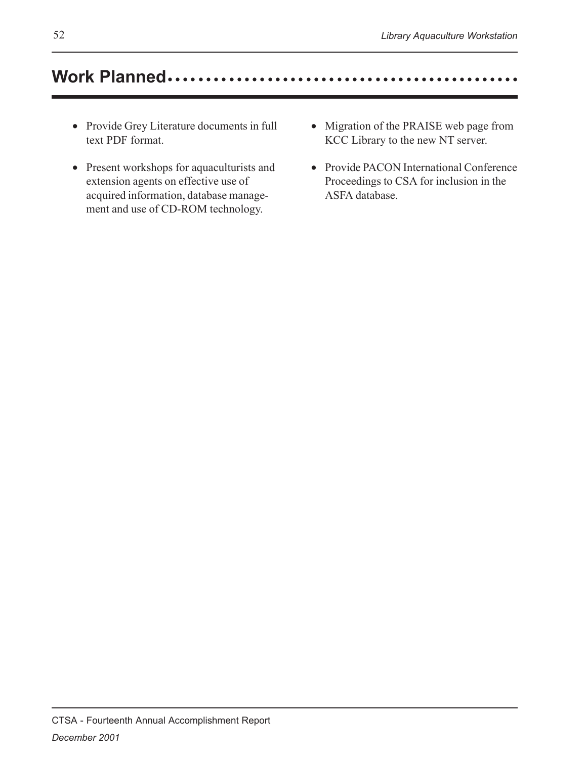## Work Planned

- Provide Grey Literature documents in full text PDF format.
- Present workshops for aquaculturists and extension agents on effective use of acquired information, database management and use of CD-ROM technology.
- Migration of the PRAISE web page from KCC Library to the new NT server.
- Provide PACON International Conference Proceedings to CSA for inclusion in the ASFA database.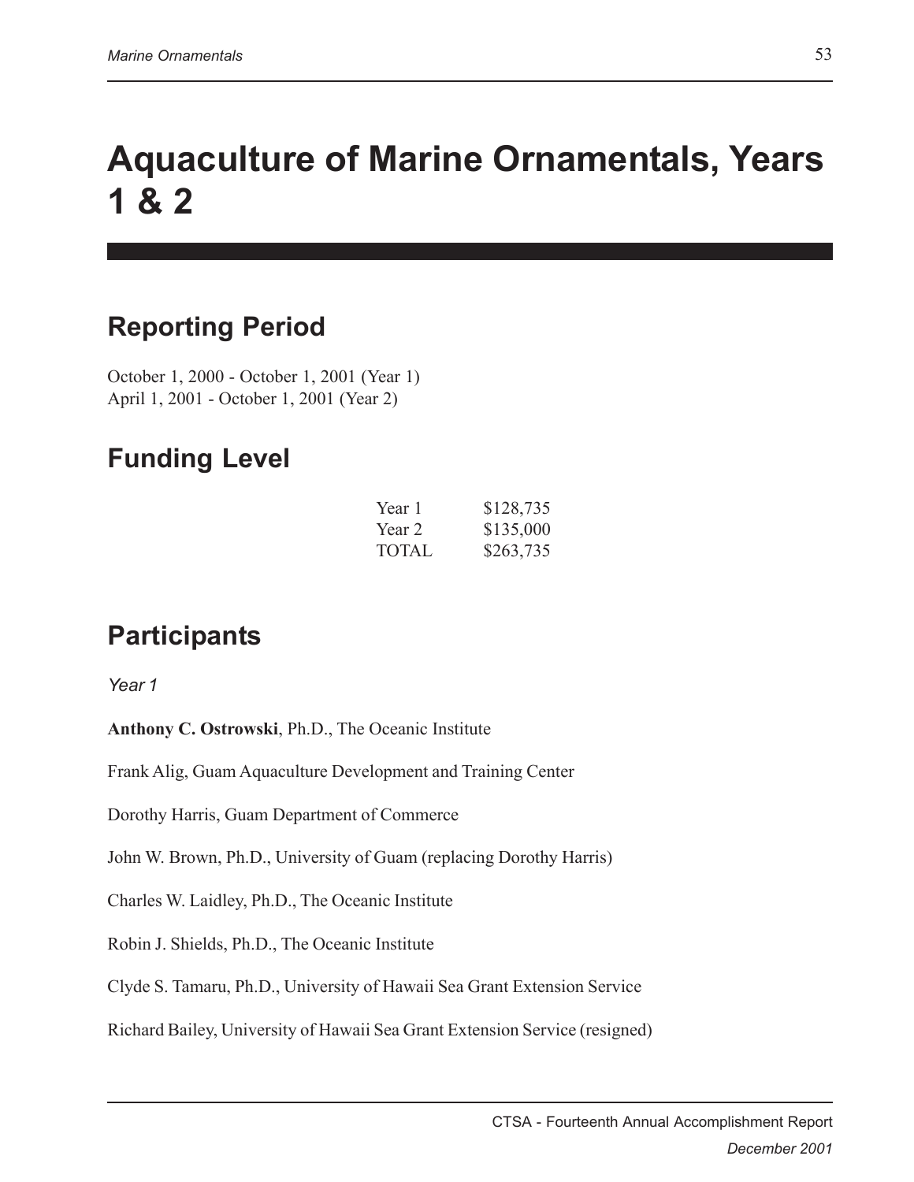# Aquaculture of Marine Ornamentals, Years 1 & 2

## Reporting Period

October 1, 2000 - October 1, 2001 (Year 1)
April 1, 2001 - October 1, 2001 (Year 2)

## Funding Level

| | |
|---|---|
| Year 1 | $128,735 |
| Year 2 | $135,000 |
| TOTAL | $263,735 |

## Participants

*Year 1*

**Anthony C. Ostrowski**, Ph.D., The Oceanic Institute

Frank Alig, Guam Aquaculture Development and Training Center

Dorothy Harris, Guam Department of Commerce

John W. Brown, Ph.D., University of Guam (replacing Dorothy Harris)

Charles W. Laidley, Ph.D., The Oceanic Institute

Robin J. Shields, Ph.D., The Oceanic Institute

Clyde S. Tamaru, Ph.D., University of Hawaii Sea Grant Extension Service

Richard Bailey, University of Hawaii Sea Grant Extension Service (resigned)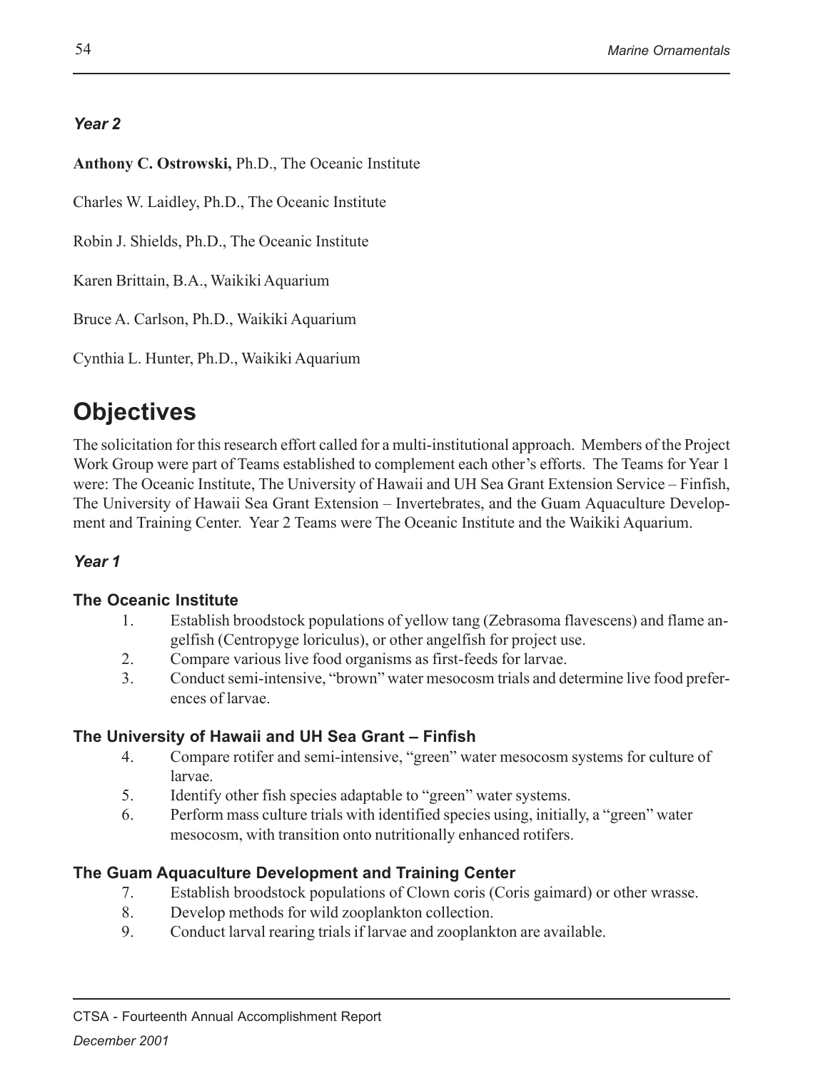### *Year 2*

**Anthony C. Ostrowski,** Ph.D., The Oceanic Institute

Charles W. Laidley, Ph.D., The Oceanic Institute

Robin J. Shields, Ph.D., The Oceanic Institute

Karen Brittain, B.A., Waikiki Aquarium

Bruce A. Carlson, Ph.D., Waikiki Aquarium

Cynthia L. Hunter, Ph.D., Waikiki Aquarium

# Objectives

The solicitation for this research effort called for a multi-institutional approach. Members of the Project Work Group were part of Teams established to complement each other's efforts. The Teams for Year 1 were: The Oceanic Institute, The University of Hawaii and UH Sea Grant Extension Service – Finfish, The University of Hawaii Sea Grant Extension – Invertebrates, and the Guam Aquaculture Development and Training Center. Year 2 Teams were The Oceanic Institute and the Waikiki Aquarium.

### *Year 1*

#### The Oceanic Institute

1. Establish broodstock populations of yellow tang (Zebrasoma flavescens) and flame angelfish (Centropyge loriculus), or other angelfish for project use.
2. Compare various live food organisms as first-feeds for larvae.
3. Conduct semi-intensive, "brown" water mesocosm trials and determine live food preferences of larvae.

#### The University of Hawaii and UH Sea Grant – Finfish

4. Compare rotifer and semi-intensive, "green" water mesocosm systems for culture of larvae.
5. Identify other fish species adaptable to "green" water systems.
6. Perform mass culture trials with identified species using, initially, a "green" water mesocosm, with transition onto nutritionally enhanced rotifers.

#### The Guam Aquaculture Development and Training Center

7. Establish broodstock populations of Clown coris (Coris gaimard) or other wrasse.
8. Develop methods for wild zooplankton collection.
9. Conduct larval rearing trials if larvae and zooplankton are available.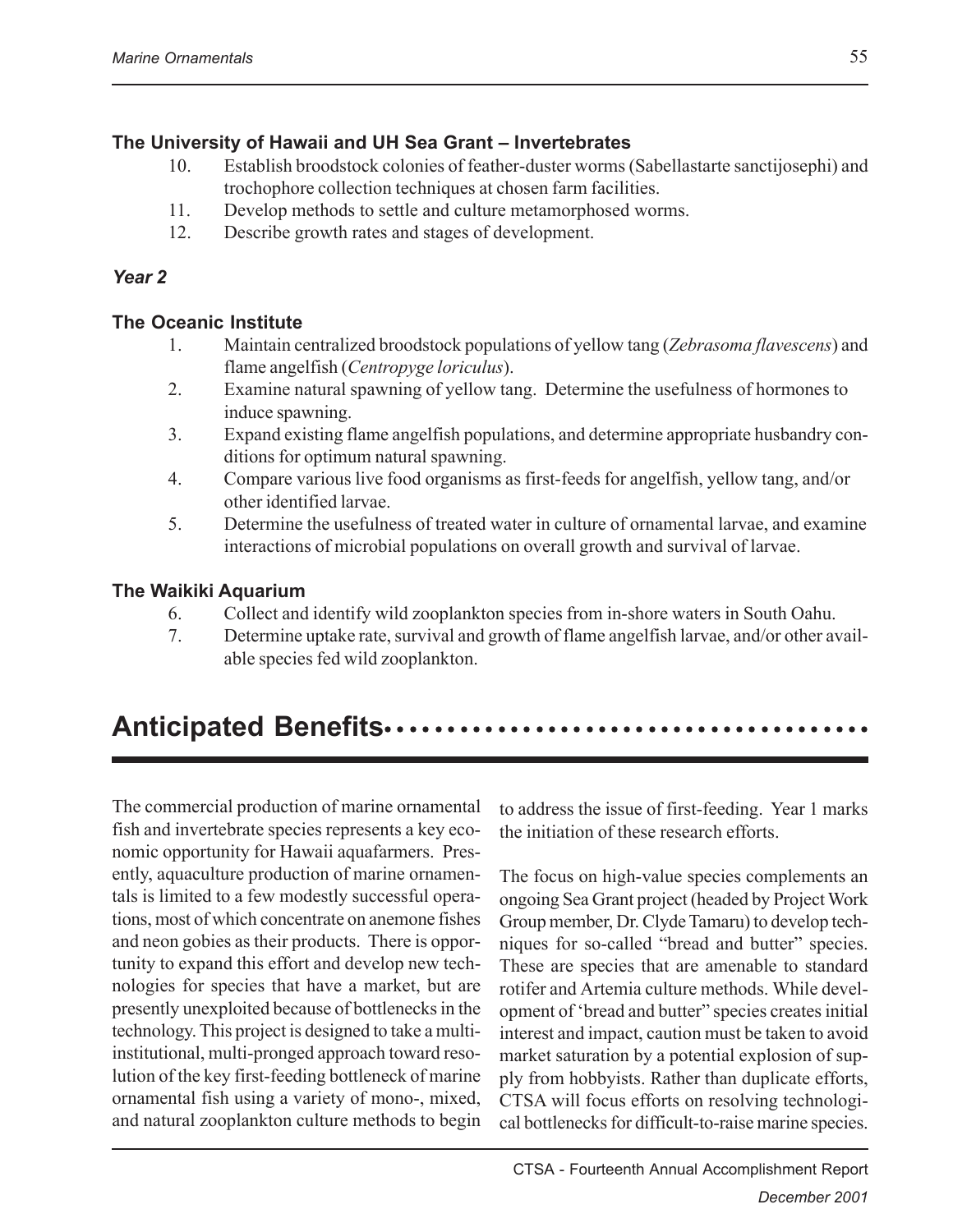**The University of Hawaii and UH Sea Grant – Invertebrates**

10. Establish broodstock colonies of feather-duster worms (Sabellastarte sanctijosephi) and trochophore collection techniques at chosen farm facilities.
11. Develop methods to settle and culture metamorphosed worms.
12. Describe growth rates and stages of development.

***Year 2***

**The Oceanic Institute**

1. Maintain centralized broodstock populations of yellow tang (*Zebrasoma flavescens*) and flame angelfish (*Centropyge loriculus*).
2. Examine natural spawning of yellow tang. Determine the usefulness of hormones to induce spawning.
3. Expand existing flame angelfish populations, and determine appropriate husbandry conditions for optimum natural spawning.
4. Compare various live food organisms as first-feeds for angelfish, yellow tang, and/or other identified larvae.
5. Determine the usefulness of treated water in culture of ornamental larvae, and examine interactions of microbial populations on overall growth and survival of larvae.

**The Waikiki Aquarium**

6. Collect and identify wild zooplankton species from in-shore waters in South Oahu.
7. Determine uptake rate, survival and growth of flame angelfish larvae, and/or other available species fed wild zooplankton.

# Anticipated Benefits

The commercial production of marine ornamental fish and invertebrate species represents a key economic opportunity for Hawaii aquafarmers. Presently, aquaculture production of marine ornamentals is limited to a few modestly successful operations, most of which concentrate on anemone fishes and neon gobies as their products. There is opportunity to expand this effort and develop new technologies for species that have a market, but are presently unexploited because of bottlenecks in the technology. This project is designed to take a multi-institutional, multi-pronged approach toward resolution of the key first-feeding bottleneck of marine ornamental fish using a variety of mono-, mixed, and natural zooplankton culture methods to begin to address the issue of first-feeding. Year 1 marks the initiation of these research efforts.

The focus on high-value species complements an ongoing Sea Grant project (headed by Project Work Group member, Dr. Clyde Tamaru) to develop techniques for so-called "bread and butter" species. These are species that are amenable to standard rotifer and Artemia culture methods. While development of 'bread and butter" species creates initial interest and impact, caution must be taken to avoid market saturation by a potential explosion of supply from hobbyists. Rather than duplicate efforts, CTSA will focus efforts on resolving technological bottlenecks for difficult-to-raise marine species.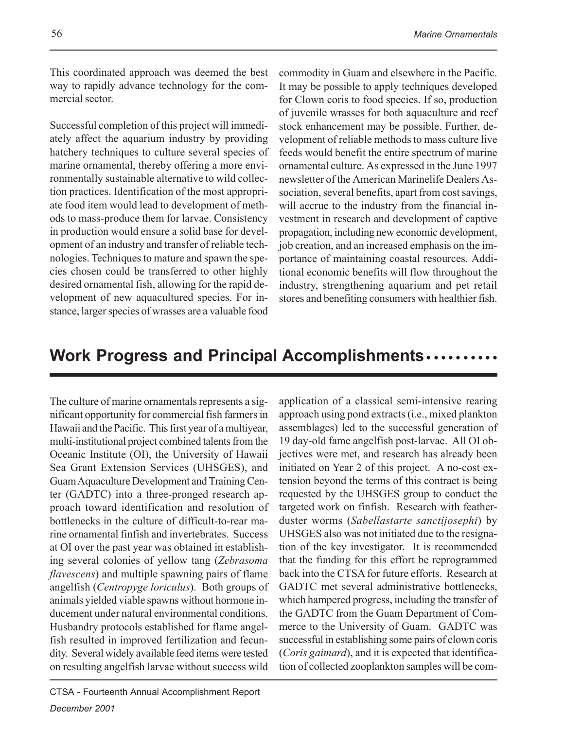This coordinated approach was deemed the best way to rapidly advance technology for the commercial sector.

Successful completion of this project will immediately affect the aquarium industry by providing hatchery techniques to culture several species of marine ornamental, thereby offering a more environmentally sustainable alternative to wild collection practices. Identification of the most appropriate food item would lead to development of methods to mass-produce them for larvae. Consistency in production would ensure a solid base for development of an industry and transfer of reliable technologies. Techniques to mature and spawn the species chosen could be transferred to other highly desired ornamental fish, allowing for the rapid development of new aquacultured species. For instance, larger species of wrasses are a valuable food commodity in Guam and elsewhere in the Pacific. It may be possible to apply techniques developed for Clown coris to food species. If so, production of juvenile wrasses for both aquaculture and reef stock enhancement may be possible. Further, development of reliable methods to mass culture live feeds would benefit the entire spectrum of marine ornamental culture. As expressed in the June 1997 newsletter of the American Marinelife Dealers Association, several benefits, apart from cost savings, will accrue to the industry from the financial investment in research and development of captive propagation, including new economic development, job creation, and an increased emphasis on the importance of maintaining coastal resources. Additional economic benefits will flow throughout the industry, strengthening aquarium and pet retail stores and benefiting consumers with healthier fish.

## Work Progress and Principal Accomplishments

The culture of marine ornamentals represents a significant opportunity for commercial fish farmers in Hawaii and the Pacific. This first year of a multiyear, multi-institutional project combined talents from the Oceanic Institute (OI), the University of Hawaii Sea Grant Extension Services (UHSGES), and Guam Aquaculture Development and Training Center (GADTC) into a three-pronged research approach toward identification and resolution of bottlenecks in the culture of difficult-to-rear marine ornamental finfish and invertebrates. Success at OI over the past year was obtained in establishing several colonies of yellow tang (*Zebrasoma flavescens*) and multiple spawning pairs of flame angelfish (*Centropyge loriculus*). Both groups of animals yielded viable spawns without hormone inducement under natural environmental conditions. Husbandry protocols established for flame angelfish resulted in improved fertilization and fecundity. Several widely available feed items were tested on resulting angelfish larvae without success wild application of a classical semi-intensive rearing approach using pond extracts (i.e., mixed plankton assemblages) led to the successful generation of 19 day-old fame angelfish post-larvae. All OI objectives were met, and research has already been initiated on Year 2 of this project. A no-cost extension beyond the terms of this contract is being requested by the UHSGES group to conduct the targeted work on finfish. Research with featherduster worms (*Sabellastarte sanctijosephi*) by UHSGES also was not initiated due to the resignation of the key investigator. It is recommended that the funding for this effort be reprogrammed back into the CTSA for future efforts. Research at GADTC met several administrative bottlenecks, which hampered progress, including the transfer of the GADTC from the Guam Department of Commerce to the University of Guam. GADTC was successful in establishing some pairs of clown coris (*Coris gaimard*), and it is expected that identification of collected zooplankton samples will be com-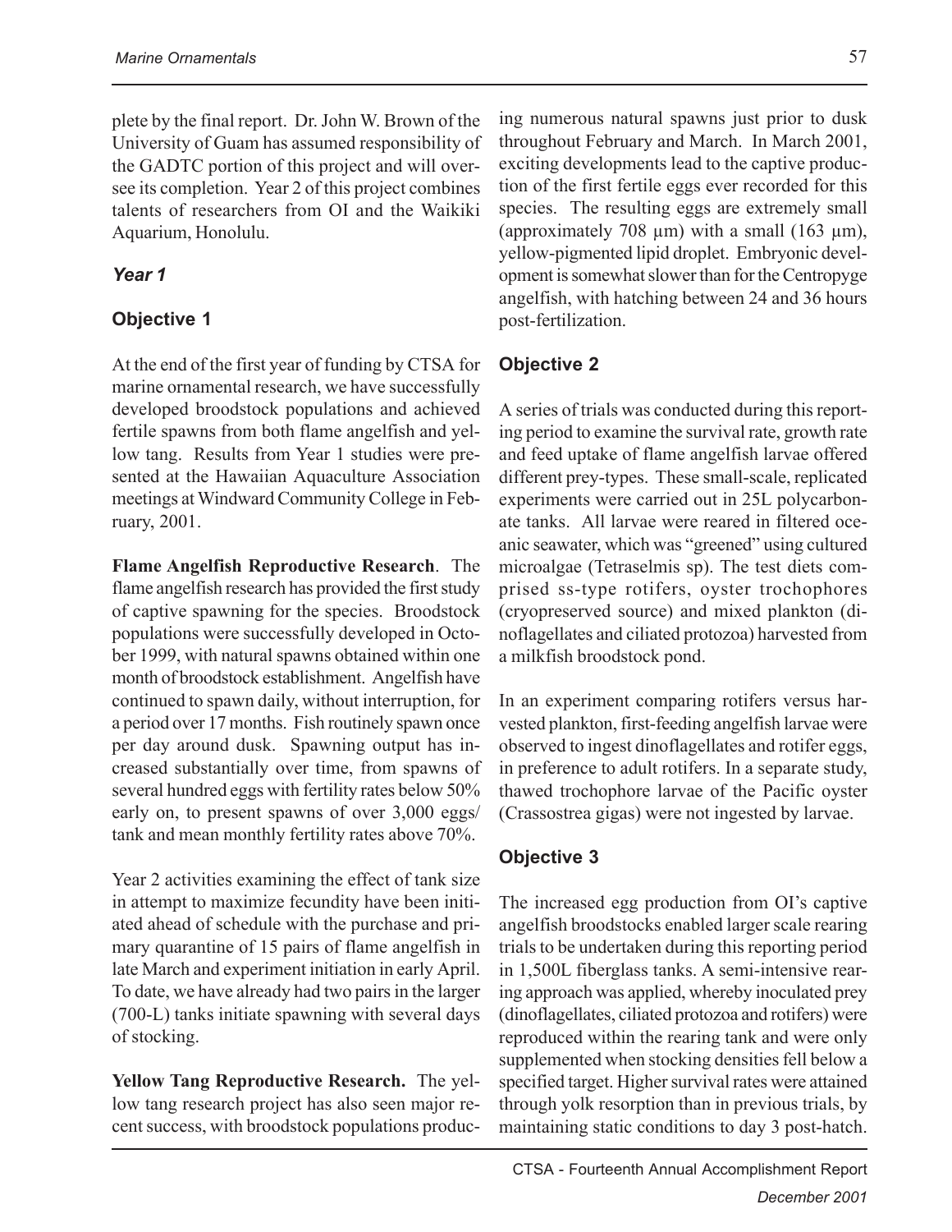plete by the final report. Dr. John W. Brown of the University of Guam has assumed responsibility of the GADTC portion of this project and will oversee its completion. Year 2 of this project combines talents of researchers from OI and the Waikiki Aquarium, Honolulu.

### *Year 1*

### Objective 1

At the end of the first year of funding by CTSA for marine ornamental research, we have successfully developed broodstock populations and achieved fertile spawns from both flame angelfish and yellow tang. Results from Year 1 studies were presented at the Hawaiian Aquaculture Association meetings at Windward Community College in February, 2001.

**Flame Angelfish Reproductive Research**. The flame angelfish research has provided the first study of captive spawning for the species. Broodstock populations were successfully developed in October 1999, with natural spawns obtained within one month of broodstock establishment. Angelfish have continued to spawn daily, without interruption, for a period over 17 months. Fish routinely spawn once per day around dusk. Spawning output has increased substantially over time, from spawns of several hundred eggs with fertility rates below 50% early on, to present spawns of over 3,000 eggs/tank and mean monthly fertility rates above 70%.

Year 2 activities examining the effect of tank size in attempt to maximize fecundity have been initiated ahead of schedule with the purchase and primary quarantine of 15 pairs of flame angelfish in late March and experiment initiation in early April. To date, we have already had two pairs in the larger (700-L) tanks initiate spawning with several days of stocking.

**Yellow Tang Reproductive Research.** The yellow tang research project has also seen major recent success, with broodstock populations producing numerous natural spawns just prior to dusk throughout February and March. In March 2001, exciting developments lead to the captive production of the first fertile eggs ever recorded for this species. The resulting eggs are extremely small (approximately 708 µm) with a small (163 µm), yellow-pigmented lipid droplet. Embryonic development is somewhat slower than for the Centropyge angelfish, with hatching between 24 and 36 hours post-fertilization.

### Objective 2

A series of trials was conducted during this reporting period to examine the survival rate, growth rate and feed uptake of flame angelfish larvae offered different prey-types. These small-scale, replicated experiments were carried out in 25L polycarbonate tanks. All larvae were reared in filtered oceanic seawater, which was "greened" using cultured microalgae (Tetraselmis sp). The test diets comprised ss-type rotifers, oyster trochophores (cryopreserved source) and mixed plankton (dinoflagellates and ciliated protozoa) harvested from a milkfish broodstock pond.

In an experiment comparing rotifers versus harvested plankton, first-feeding angelfish larvae were observed to ingest dinoflagellates and rotifer eggs, in preference to adult rotifers. In a separate study, thawed trochophore larvae of the Pacific oyster (Crassostrea gigas) were not ingested by larvae.

### Objective 3

The increased egg production from OI's captive angelfish broodstocks enabled larger scale rearing trials to be undertaken during this reporting period in 1,500L fiberglass tanks. A semi-intensive rearing approach was applied, whereby inoculated prey (dinoflagellates, ciliated protozoa and rotifers) were reproduced within the rearing tank and were only supplemented when stocking densities fell below a specified target. Higher survival rates were attained through yolk resorption than in previous trials, by maintaining static conditions to day 3 post-hatch.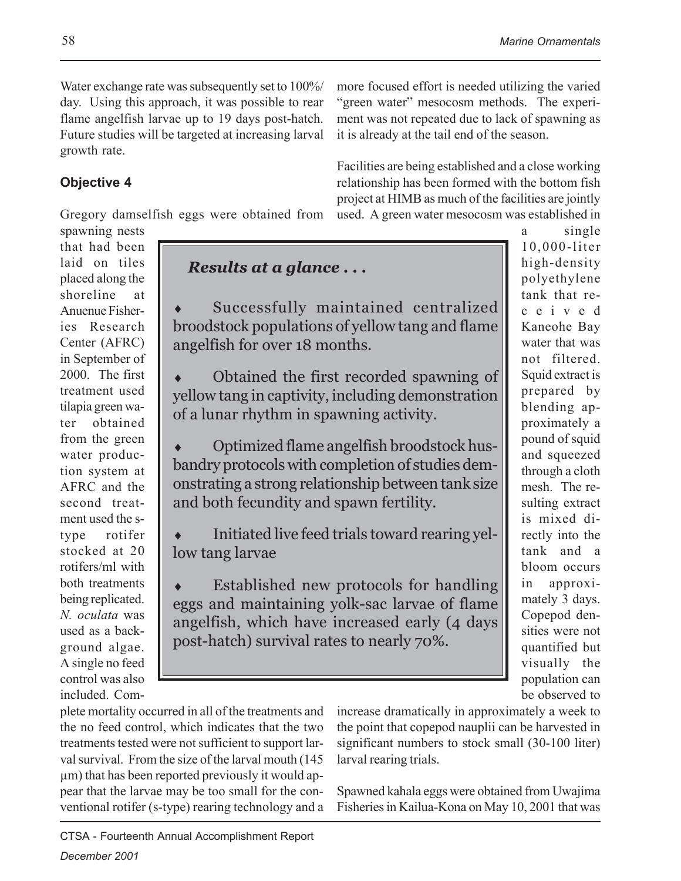Water exchange rate was subsequently set to 100%/day. Using this approach, it was possible to rear flame angelfish larvae up to 19 days post-hatch. Future studies will be targeted at increasing larval growth rate.

### Objective 4

Gregory damselfish eggs were obtained from spawning nests that had been laid on tiles placed along the shoreline at Anuenue Fisheries Research Center (AFRC) in September of 2000. The first treatment used tilapia green water obtained from the green water production system at AFRC and the second treatment used the s-type rotifer stocked at 20 rotifers/ml with both treatments being replicated. *N. oculata* was used as a background algae. A single no feed control was also included. Complete mortality occurred in all of the treatments and the no feed control, which indicates that the two treatments tested were not sufficient to support larval survival. From the size of the larval mouth (145 µm) that has been reported previously it would appear that the larvae may be too small for the conventional rotifer (s-type) rearing technology and a more focused effort is needed utilizing the varied "green water" mesocosm methods. The experiment was not repeated due to lack of spawning as it is already at the tail end of the season.

Facilities are being established and a close working relationship has been formed with the bottom fish project at HIMB as much of the facilities are jointly used. A green water mesocosm was established in a single 10,000-liter high-density polyethylene tank that received Kaneohe Bay water that was not filtered. Squid extract is prepared by blending approximately a pound of squid and squeezed through a cloth mesh. The resulting extract is mixed directly into the tank and a bloom occurs in approximately 3 days. Copepod densities were not quantified but visually the population can be observed to increase dramatically in approximately a week to the point that copepod nauplii can be harvested in significant numbers to stock small (30-100 liter) larval rearing trials.

Spawned kahala eggs were obtained from Uwajima Fisheries in Kailua-Kona on May 10, 2001 that was

> ***Results at a glance . . .***
>
> - Successfully maintained centralized broodstock populations of yellow tang and flame angelfish for over 18 months.
> - Obtained the first recorded spawning of yellow tang in captivity, including demonstration of a lunar rhythm in spawning activity.
> - Optimized flame angelfish broodstock husbandry protocols with completion of studies demonstrating a strong relationship between tank size and both fecundity and spawn fertility.
> - Initiated live feed trials toward rearing yellow tang larvae
> - Established new protocols for handling eggs and maintaining yolk-sac larvae of flame angelfish, which have increased early (4 days post-hatch) survival rates to nearly 70%.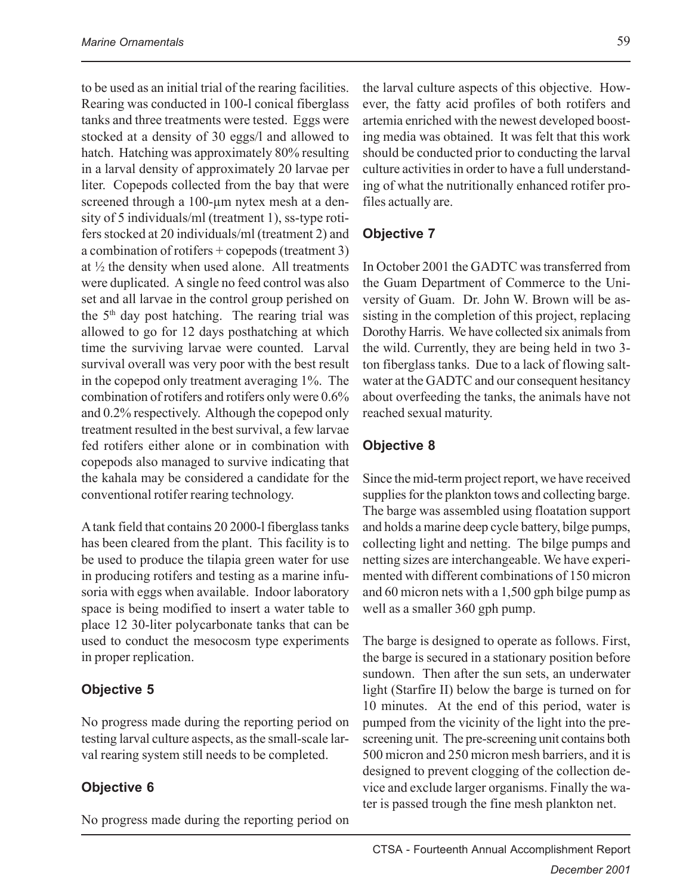to be used as an initial trial of the rearing facilities. Rearing was conducted in 100-l conical fiberglass tanks and three treatments were tested. Eggs were stocked at a density of 30 eggs/l and allowed to hatch. Hatching was approximately 80% resulting in a larval density of approximately 20 larvae per liter. Copepods collected from the bay that were screened through a 100-µm nytex mesh at a density of 5 individuals/ml (treatment 1), ss-type rotifers stocked at 20 individuals/ml (treatment 2) and a combination of rotifers + copepods (treatment 3) at ½ the density when used alone. All treatments were duplicated. A single no feed control was also set and all larvae in the control group perished on the 5th day post hatching. The rearing trial was allowed to go for 12 days posthatching at which time the surviving larvae were counted. Larval survival overall was very poor with the best result in the copepod only treatment averaging 1%. The combination of rotifers and rotifers only were 0.6% and 0.2% respectively. Although the copepod only treatment resulted in the best survival, a few larvae fed rotifers either alone or in combination with copepods also managed to survive indicating that the kahala may be considered a candidate for the conventional rotifer rearing technology.

A tank field that contains 20 2000-l fiberglass tanks has been cleared from the plant. This facility is to be used to produce the tilapia green water for use in producing rotifers and testing as a marine infusoria with eggs when available. Indoor laboratory space is being modified to insert a water table to place 12 30-liter polycarbonate tanks that can be used to conduct the mesocosm type experiments in proper replication.

## Objective 5

No progress made during the reporting period on testing larval culture aspects, as the small-scale larval rearing system still needs to be completed.

## Objective 6

No progress made during the reporting period on the larval culture aspects of this objective. However, the fatty acid profiles of both rotifers and artemia enriched with the newest developed boosting media was obtained. It was felt that this work should be conducted prior to conducting the larval culture activities in order to have a full understanding of what the nutritionally enhanced rotifer profiles actually are.

## Objective 7

In October 2001 the GADTC was transferred from the Guam Department of Commerce to the University of Guam. Dr. John W. Brown will be assisting in the completion of this project, replacing Dorothy Harris. We have collected six animals from the wild. Currently, they are being held in two 3-ton fiberglass tanks. Due to a lack of flowing saltwater at the GADTC and our consequent hesitancy about overfeeding the tanks, the animals have not reached sexual maturity.

## Objective 8

Since the mid-term project report, we have received supplies for the plankton tows and collecting barge. The barge was assembled using floatation support and holds a marine deep cycle battery, bilge pumps, collecting light and netting. The bilge pumps and netting sizes are interchangeable. We have experimented with different combinations of 150 micron and 60 micron nets with a 1,500 gph bilge pump as well as a smaller 360 gph pump.

The barge is designed to operate as follows. First, the barge is secured in a stationary position before sundown. Then after the sun sets, an underwater light (Starfire II) below the barge is turned on for 10 minutes. At the end of this period, water is pumped from the vicinity of the light into the prescreening unit. The pre-screening unit contains both 500 micron and 250 micron mesh barriers, and it is designed to prevent clogging of the collection device and exclude larger organisms. Finally the water is passed trough the fine mesh plankton net.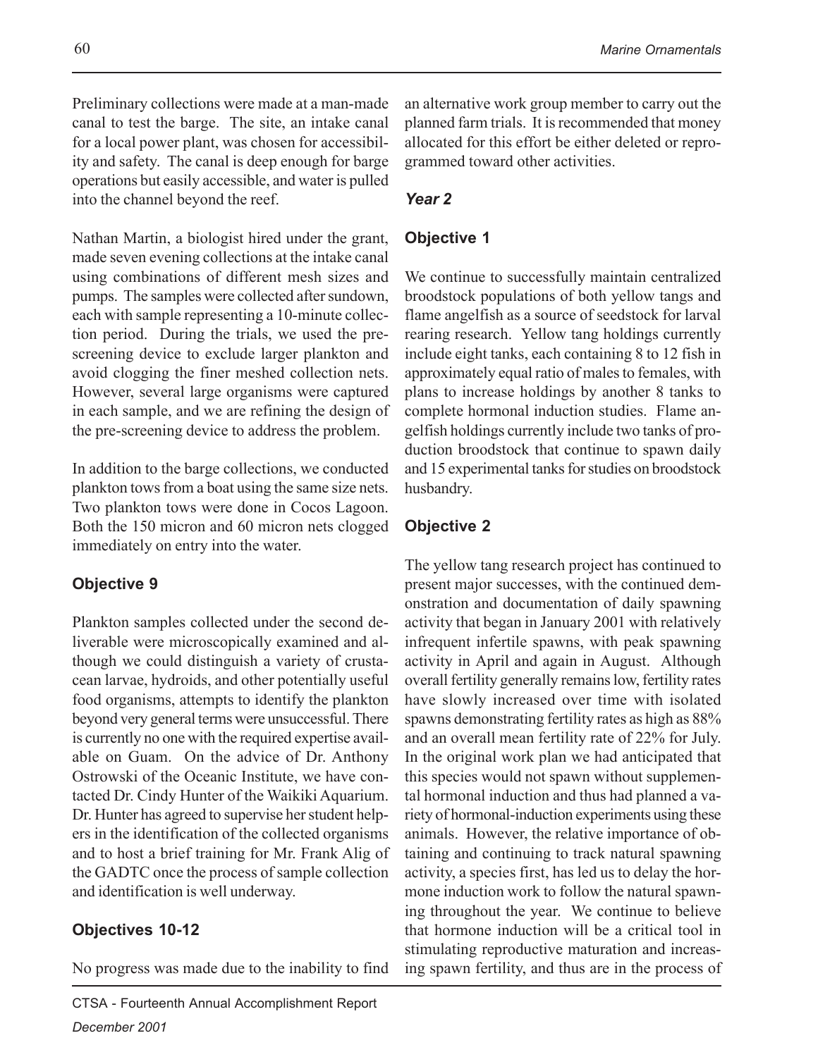Preliminary collections were made at a man-made canal to test the barge. The site, an intake canal for a local power plant, was chosen for accessibility and safety. The canal is deep enough for barge operations but easily accessible, and water is pulled into the channel beyond the reef.

Nathan Martin, a biologist hired under the grant, made seven evening collections at the intake canal using combinations of different mesh sizes and pumps. The samples were collected after sundown, each with sample representing a 10-minute collection period. During the trials, we used the pre-screening device to exclude larger plankton and avoid clogging the finer meshed collection nets. However, several large organisms were captured in each sample, and we are refining the design of the pre-screening device to address the problem.

In addition to the barge collections, we conducted plankton tows from a boat using the same size nets. Two plankton tows were done in Cocos Lagoon. Both the 150 micron and 60 micron nets clogged immediately on entry into the water.

### Objective 9

Plankton samples collected under the second deliverable were microscopically examined and although we could distinguish a variety of crustacean larvae, hydroids, and other potentially useful food organisms, attempts to identify the plankton beyond very general terms were unsuccessful. There is currently no one with the required expertise available on Guam. On the advice of Dr. Anthony Ostrowski of the Oceanic Institute, we have contacted Dr. Cindy Hunter of the Waikiki Aquarium. Dr. Hunter has agreed to supervise her student helpers in the identification of the collected organisms and to host a brief training for Mr. Frank Alig of the GADTC once the process of sample collection and identification is well underway.

### Objectives 10-12

No progress was made due to the inability to find an alternative work group member to carry out the planned farm trials. It is recommended that money allocated for this effort be either deleted or reprogrammed toward other activities.

## *Year 2*

### Objective 1

We continue to successfully maintain centralized broodstock populations of both yellow tangs and flame angelfish as a source of seedstock for larval rearing research. Yellow tang holdings currently include eight tanks, each containing 8 to 12 fish in approximately equal ratio of males to females, with plans to increase holdings by another 8 tanks to complete hormonal induction studies. Flame angelfish holdings currently include two tanks of production broodstock that continue to spawn daily and 15 experimental tanks for studies on broodstock husbandry.

### Objective 2

The yellow tang research project has continued to present major successes, with the continued demonstration and documentation of daily spawning activity that began in January 2001 with relatively infrequent infertile spawns, with peak spawning activity in April and again in August. Although overall fertility generally remains low, fertility rates have slowly increased over time with isolated spawns demonstrating fertility rates as high as 88% and an overall mean fertility rate of 22% for July. In the original work plan we had anticipated that this species would not spawn without supplemental hormonal induction and thus had planned a variety of hormonal-induction experiments using these animals. However, the relative importance of obtaining and continuing to track natural spawning activity, a species first, has led us to delay the hormone induction work to follow the natural spawning throughout the year. We continue to believe that hormone induction will be a critical tool in stimulating reproductive maturation and increasing spawn fertility, and thus are in the process of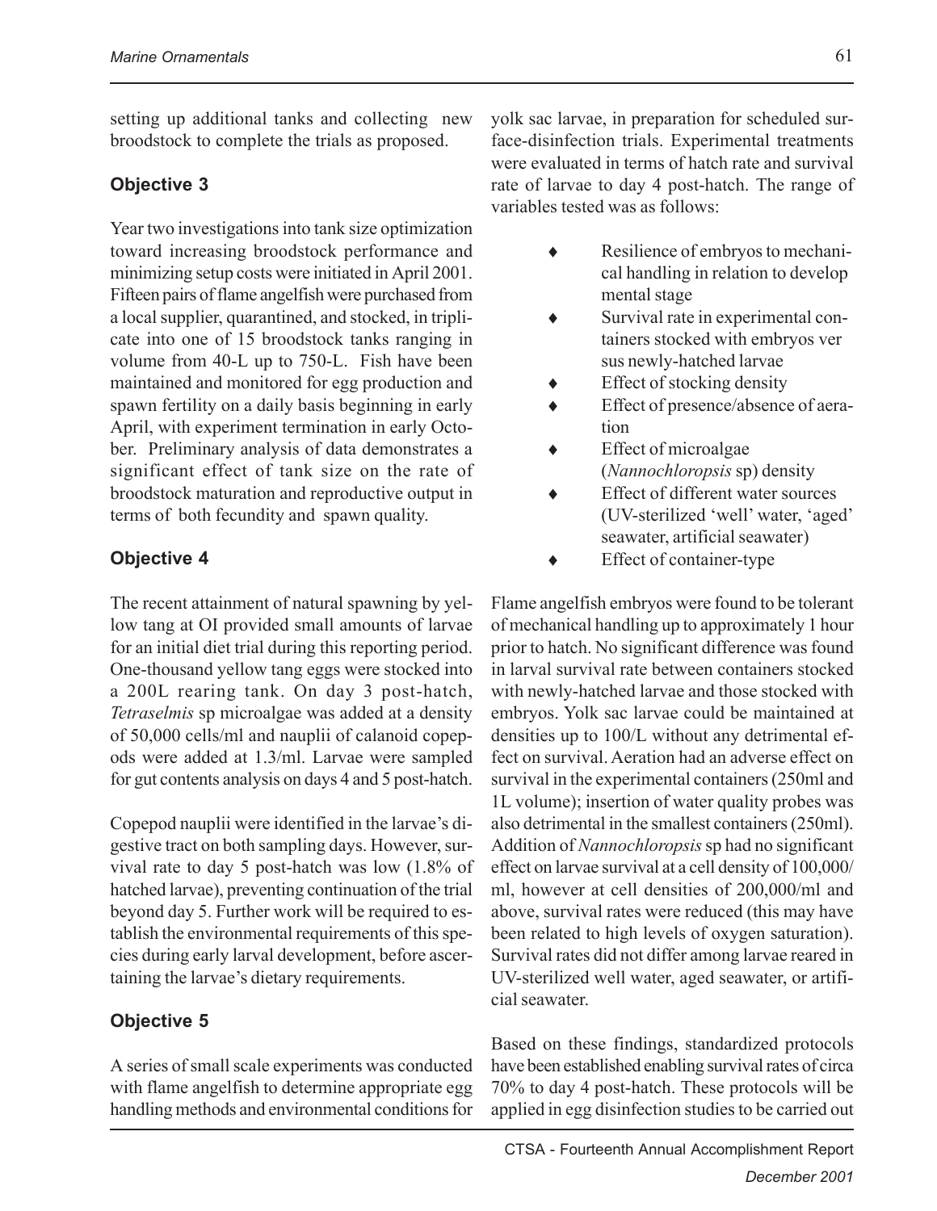setting up additional tanks and collecting new broodstock to complete the trials as proposed.

### Objective 3

Year two investigations into tank size optimization toward increasing broodstock performance and minimizing setup costs were initiated in April 2001. Fifteen pairs of flame angelfish were purchased from a local supplier, quarantined, and stocked, in triplicate into one of 15 broodstock tanks ranging in volume from 40-L up to 750-L. Fish have been maintained and monitored for egg production and spawn fertility on a daily basis beginning in early April, with experiment termination in early October. Preliminary analysis of data demonstrates a significant effect of tank size on the rate of broodstock maturation and reproductive output in terms of both fecundity and spawn quality.

### Objective 4

The recent attainment of natural spawning by yellow tang at OI provided small amounts of larvae for an initial diet trial during this reporting period. One-thousand yellow tang eggs were stocked into a 200L rearing tank. On day 3 post-hatch, *Tetraselmis* sp microalgae was added at a density of 50,000 cells/ml and nauplii of calanoid copepods were added at 1.3/ml. Larvae were sampled for gut contents analysis on days 4 and 5 post-hatch.

Copepod nauplii were identified in the larvae's digestive tract on both sampling days. However, survival rate to day 5 post-hatch was low (1.8% of hatched larvae), preventing continuation of the trial beyond day 5. Further work will be required to establish the environmental requirements of this species during early larval development, before ascertaining the larvae's dietary requirements.

### Objective 5

A series of small scale experiments was conducted with flame angelfish to determine appropriate egg handling methods and environmental conditions for yolk sac larvae, in preparation for scheduled surface-disinfection trials. Experimental treatments were evaluated in terms of hatch rate and survival rate of larvae to day 4 post-hatch. The range of variables tested was as follows:

- Resilience of embryos to mechanical handling in relation to developmental stage
- Survival rate in experimental containers stocked with embryos versus newly-hatched larvae
- Effect of stocking density
- Effect of presence/absence of aeration
- Effect of microalgae (*Nannochloropsis* sp) density
- Effect of different water sources (UV-sterilized 'well' water, 'aged' seawater, artificial seawater)
- Effect of container-type

Flame angelfish embryos were found to be tolerant of mechanical handling up to approximately 1 hour prior to hatch. No significant difference was found in larval survival rate between containers stocked with newly-hatched larvae and those stocked with embryos. Yolk sac larvae could be maintained at densities up to 100/L without any detrimental effect on survival. Aeration had an adverse effect on survival in the experimental containers (250ml and 1L volume); insertion of water quality probes was also detrimental in the smallest containers (250ml). Addition of *Nannochloropsis* sp had no significant effect on larvae survival at a cell density of 100,000/ml, however at cell densities of 200,000/ml and above, survival rates were reduced (this may have been related to high levels of oxygen saturation). Survival rates did not differ among larvae reared in UV-sterilized well water, aged seawater, or artificial seawater.

Based on these findings, standardized protocols have been established enabling survival rates of circa 70% to day 4 post-hatch. These protocols will be applied in egg disinfection studies to be carried out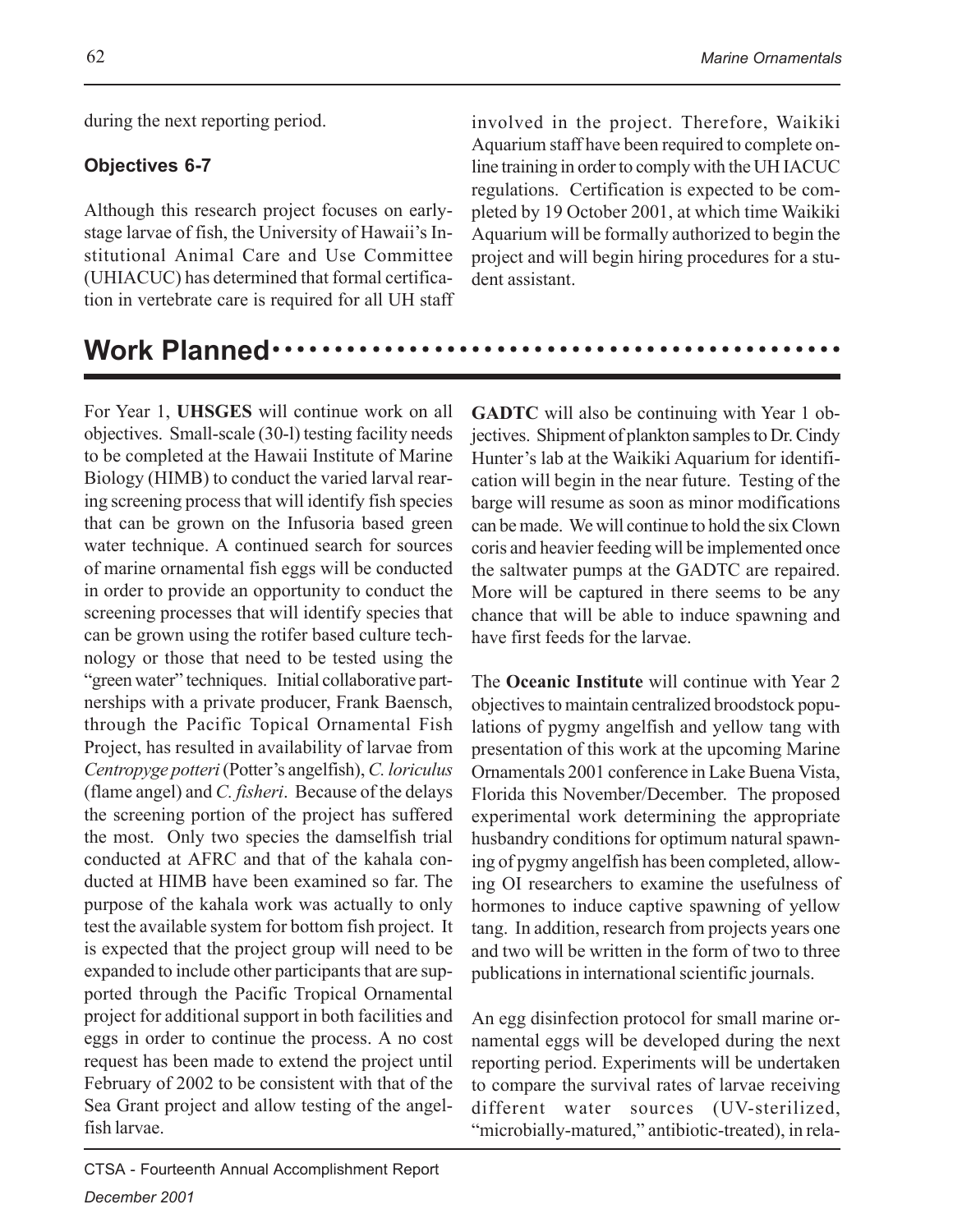during the next reporting period.

### Objectives 6-7

Although this research project focuses on early-stage larvae of fish, the University of Hawaii's Institutional Animal Care and Use Committee (UHIACUC) has determined that formal certification in vertebrate care is required for all UH staff involved in the project. Therefore, Waikiki Aquarium staff have been required to complete on-line training in order to comply with the UH IACUC regulations. Certification is expected to be completed by 19 October 2001, at which time Waikiki Aquarium will be formally authorized to begin the project and will begin hiring procedures for a student assistant.

## Work Planned

For Year 1, **UHSGES** will continue work on all objectives. Small-scale (30-l) testing facility needs to be completed at the Hawaii Institute of Marine Biology (HIMB) to conduct the varied larval rearing screening process that will identify fish species that can be grown on the Infusoria based green water technique. A continued search for sources of marine ornamental fish eggs will be conducted in order to provide an opportunity to conduct the screening processes that will identify species that can be grown using the rotifer based culture technology or those that need to be tested using the "green water" techniques. Initial collaborative partnerships with a private producer, Frank Baensch, through the Pacific Topical Ornamental Fish Project, has resulted in availability of larvae from *Centropyge potteri* (Potter's angelfish), *C. loriculus* (flame angel) and *C. fisheri*. Because of the delays the screening portion of the project has suffered the most. Only two species the damselfish trial conducted at AFRC and that of the kahala conducted at HIMB have been examined so far. The purpose of the kahala work was actually to only test the available system for bottom fish project. It is expected that the project group will need to be expanded to include other participants that are supported through the Pacific Tropical Ornamental project for additional support in both facilities and eggs in order to continue the process. A no cost request has been made to extend the project until February of 2002 to be consistent with that of the Sea Grant project and allow testing of the angelfish larvae.

**GADTC** will also be continuing with Year 1 objectives. Shipment of plankton samples to Dr. Cindy Hunter's lab at the Waikiki Aquarium for identification will begin in the near future. Testing of the barge will resume as soon as minor modifications can be made. We will continue to hold the six Clown coris and heavier feeding will be implemented once the saltwater pumps at the GADTC are repaired. More will be captured in there seems to be any chance that will be able to induce spawning and have first feeds for the larvae.

The **Oceanic Institute** will continue with Year 2 objectives to maintain centralized broodstock populations of pygmy angelfish and yellow tang with presentation of this work at the upcoming Marine Ornamentals 2001 conference in Lake Buena Vista, Florida this November/December. The proposed experimental work determining the appropriate husbandry conditions for optimum natural spawning of pygmy angelfish has been completed, allowing OI researchers to examine the usefulness of hormones to induce captive spawning of yellow tang. In addition, research from projects years one and two will be written in the form of two to three publications in international scientific journals.

An egg disinfection protocol for small marine ornamental eggs will be developed during the next reporting period. Experiments will be undertaken to compare the survival rates of larvae receiving different water sources (UV-sterilized, "microbially-matured," antibiotic-treated), in rela-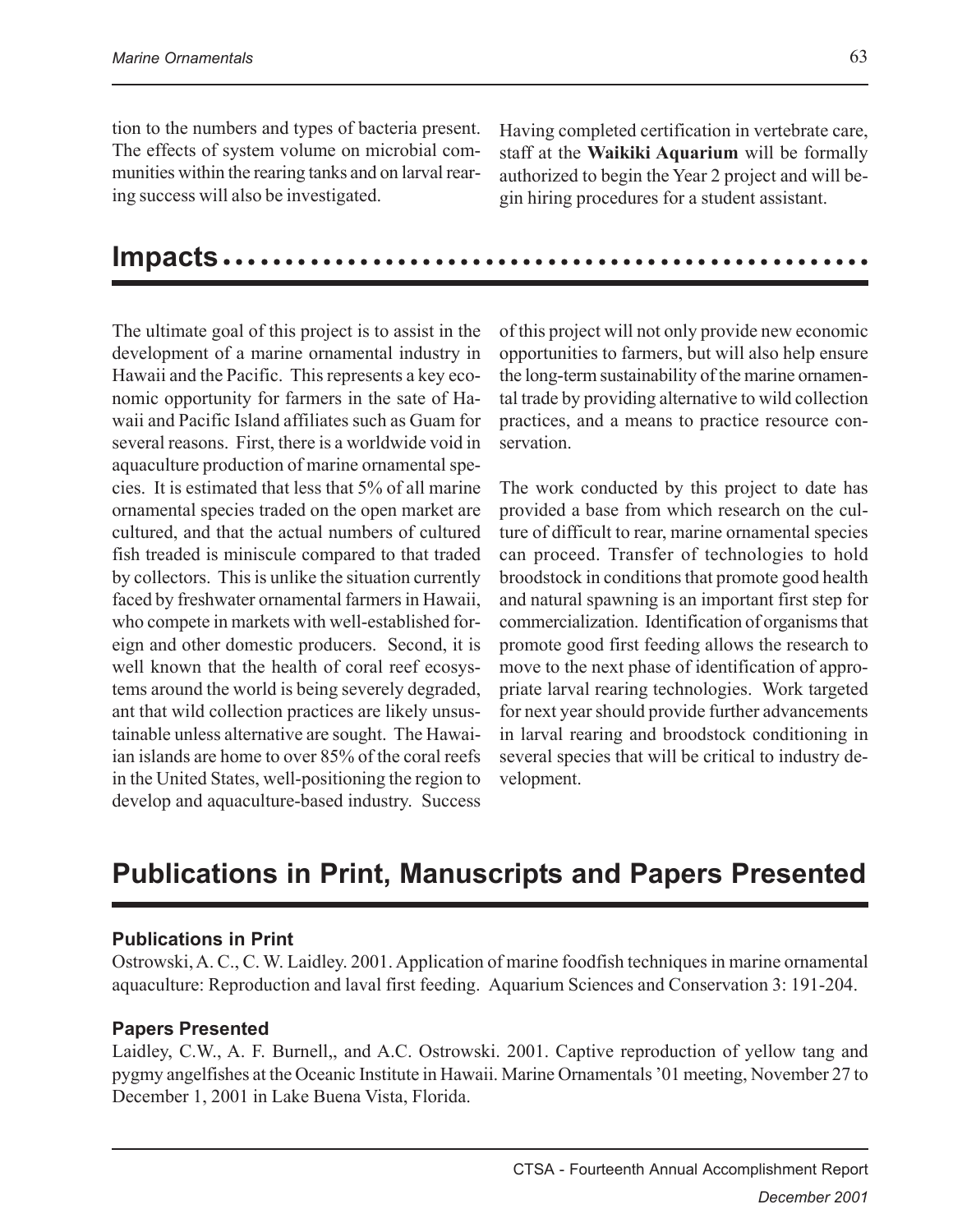tion to the numbers and types of bacteria present. The effects of system volume on microbial communities within the rearing tanks and on larval rearing success will also be investigated.

Having completed certification in vertebrate care, staff at the **Waikiki Aquarium** will be formally authorized to begin the Year 2 project and will begin hiring procedures for a student assistant.

## Impacts

The ultimate goal of this project is to assist in the development of a marine ornamental industry in Hawaii and the Pacific. This represents a key economic opportunity for farmers in the sate of Hawaii and Pacific Island affiliates such as Guam for several reasons. First, there is a worldwide void in aquaculture production of marine ornamental species. It is estimated that less that 5% of all marine ornamental species traded on the open market are cultured, and that the actual numbers of cultured fish treaded is miniscule compared to that traded by collectors. This is unlike the situation currently faced by freshwater ornamental farmers in Hawaii, who compete in markets with well-established foreign and other domestic producers. Second, it is well known that the health of coral reef ecosystems around the world is being severely degraded, ant that wild collection practices are likely unsustainable unless alternative are sought. The Hawaiian islands are home to over 85% of the coral reefs in the United States, well-positioning the region to develop and aquaculture-based industry. Success of this project will not only provide new economic opportunities to farmers, but will also help ensure the long-term sustainability of the marine ornamental trade by providing alternative to wild collection practices, and a means to practice resource conservation.

The work conducted by this project to date has provided a base from which research on the culture of difficult to rear, marine ornamental species can proceed. Transfer of technologies to hold broodstock in conditions that promote good health and natural spawning is an important first step for commercialization. Identification of organisms that promote good first feeding allows the research to move to the next phase of identification of appropriate larval rearing technologies. Work targeted for next year should provide further advancements in larval rearing and broodstock conditioning in several species that will be critical to industry development.

## Publications in Print, Manuscripts and Papers Presented

### Publications in Print

Ostrowski, A. C., C. W. Laidley. 2001. Application of marine foodfish techniques in marine ornamental aquaculture: Reproduction and laval first feeding. Aquarium Sciences and Conservation 3: 191-204.

### Papers Presented

Laidley, C.W., A. F. Burnell,, and A.C. Ostrowski. 2001. Captive reproduction of yellow tang and pygmy angelfishes at the Oceanic Institute in Hawaii. Marine Ornamentals '01 meeting, November 27 to December 1, 2001 in Lake Buena Vista, Florida.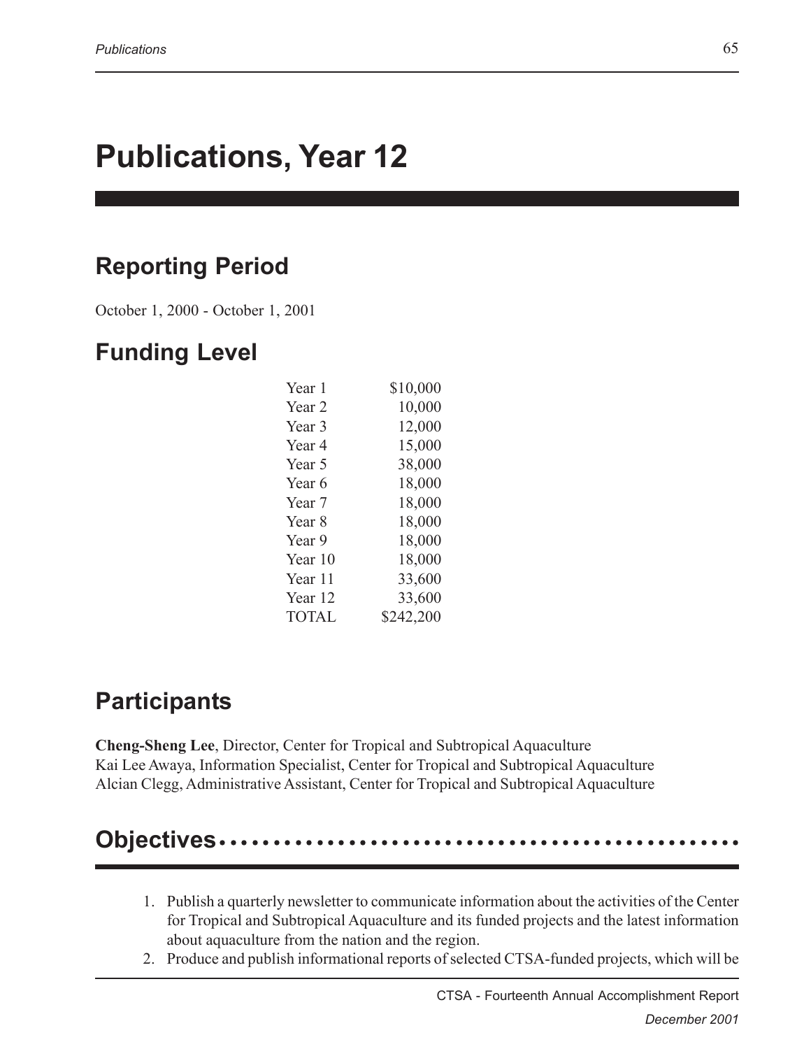# Publications, Year 12

## Reporting Period

October 1, 2000 - October 1, 2001

## Funding Level

| | |
|---|---|
| Year 1 | $10,000 |
| Year 2 | 10,000 |
| Year 3 | 12,000 |
| Year 4 | 15,000 |
| Year 5 | 38,000 |
| Year 6 | 18,000 |
| Year 7 | 18,000 |
| Year 8 | 18,000 |
| Year 9 | 18,000 |
| Year 10 | 18,000 |
| Year 11 | 33,600 |
| Year 12 | 33,600 |
| TOTAL | $242,200 |

## Participants

**Cheng-Sheng Lee**, Director, Center for Tropical and Subtropical Aquaculture
Kai Lee Awaya, Information Specialist, Center for Tropical and Subtropical Aquaculture
Alcian Clegg, Administrative Assistant, Center for Tropical and Subtropical Aquaculture

## Objectives

1. Publish a quarterly newsletter to communicate information about the activities of the Center for Tropical and Subtropical Aquaculture and its funded projects and the latest information about aquaculture from the nation and the region.
2. Produce and publish informational reports of selected CTSA-funded projects, which will be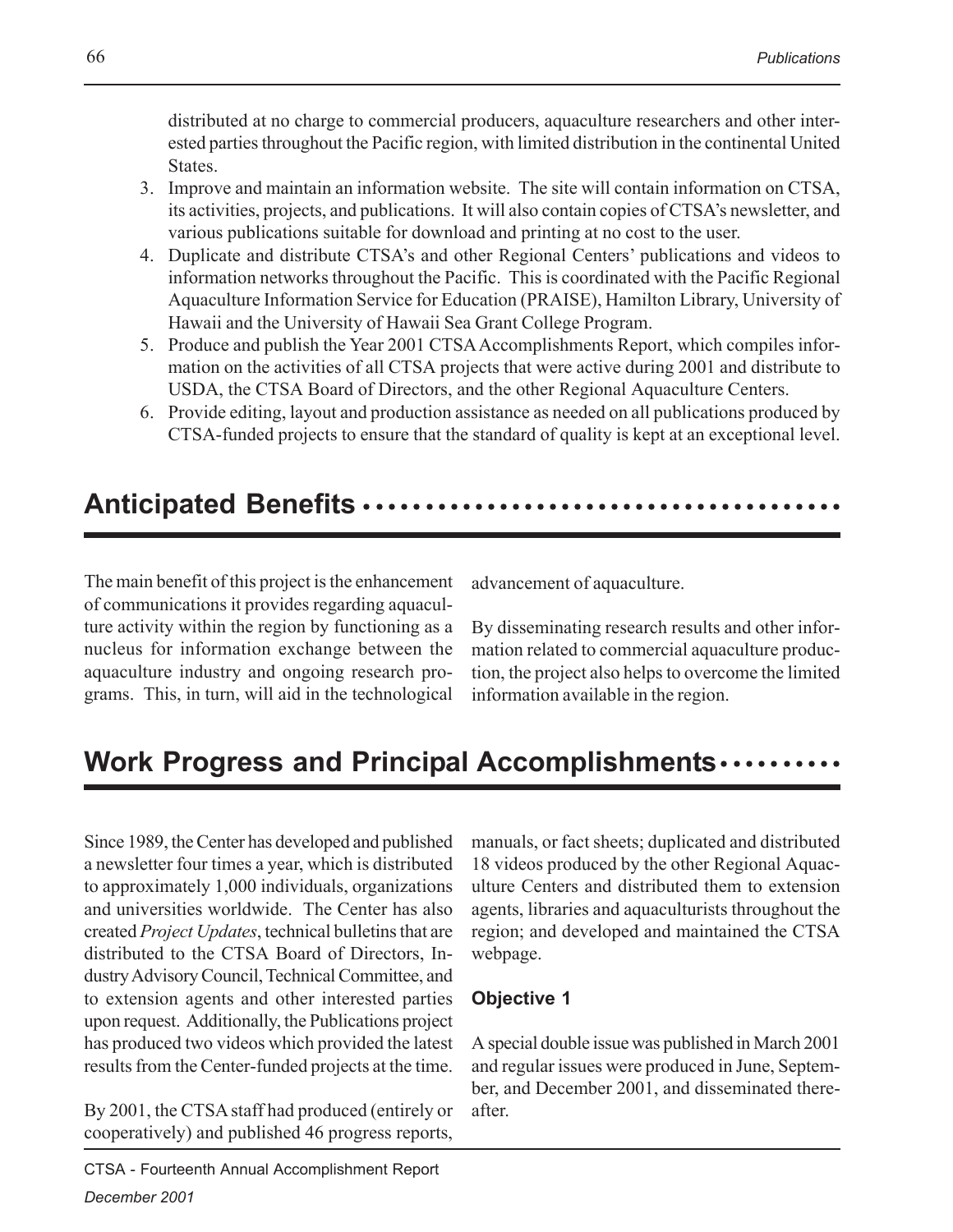distributed at no charge to commercial producers, aquaculture researchers and other interested parties throughout the Pacific region, with limited distribution in the continental United States.

3. Improve and maintain an information website. The site will contain information on CTSA, its activities, projects, and publications. It will also contain copies of CTSA's newsletter, and various publications suitable for download and printing at no cost to the user.
4. Duplicate and distribute CTSA's and other Regional Centers' publications and videos to information networks throughout the Pacific. This is coordinated with the Pacific Regional Aquaculture Information Service for Education (PRAISE), Hamilton Library, University of Hawaii and the University of Hawaii Sea Grant College Program.
5. Produce and publish the Year 2001 CTSA Accomplishments Report, which compiles information on the activities of all CTSA projects that were active during 2001 and distribute to USDA, the CTSA Board of Directors, and the other Regional Aquaculture Centers.
6. Provide editing, layout and production assistance as needed on all publications produced by CTSA-funded projects to ensure that the standard of quality is kept at an exceptional level.

## Anticipated Benefits

The main benefit of this project is the enhancement of communications it provides regarding aquaculture activity within the region by functioning as a nucleus for information exchange between the aquaculture industry and ongoing research programs. This, in turn, will aid in the technological advancement of aquaculture.

By disseminating research results and other information related to commercial aquaculture production, the project also helps to overcome the limited information available in the region.

## Work Progress and Principal Accomplishments

Since 1989, the Center has developed and published a newsletter four times a year, which is distributed to approximately 1,000 individuals, organizations and universities worldwide. The Center has also created *Project Updates*, technical bulletins that are distributed to the CTSA Board of Directors, Industry Advisory Council, Technical Committee, and to extension agents and other interested parties upon request. Additionally, the Publications project has produced two videos which provided the latest results from the Center-funded projects at the time.

By 2001, the CTSA staff had produced (entirely or cooperatively) and published 46 progress reports, manuals, or fact sheets; duplicated and distributed 18 videos produced by the other Regional Aquaculture Centers and distributed them to extension agents, libraries and aquaculturists throughout the region; and developed and maintained the CTSA webpage.

### Objective 1

A special double issue was published in March 2001 and regular issues were produced in June, September, and December 2001, and disseminated thereafter.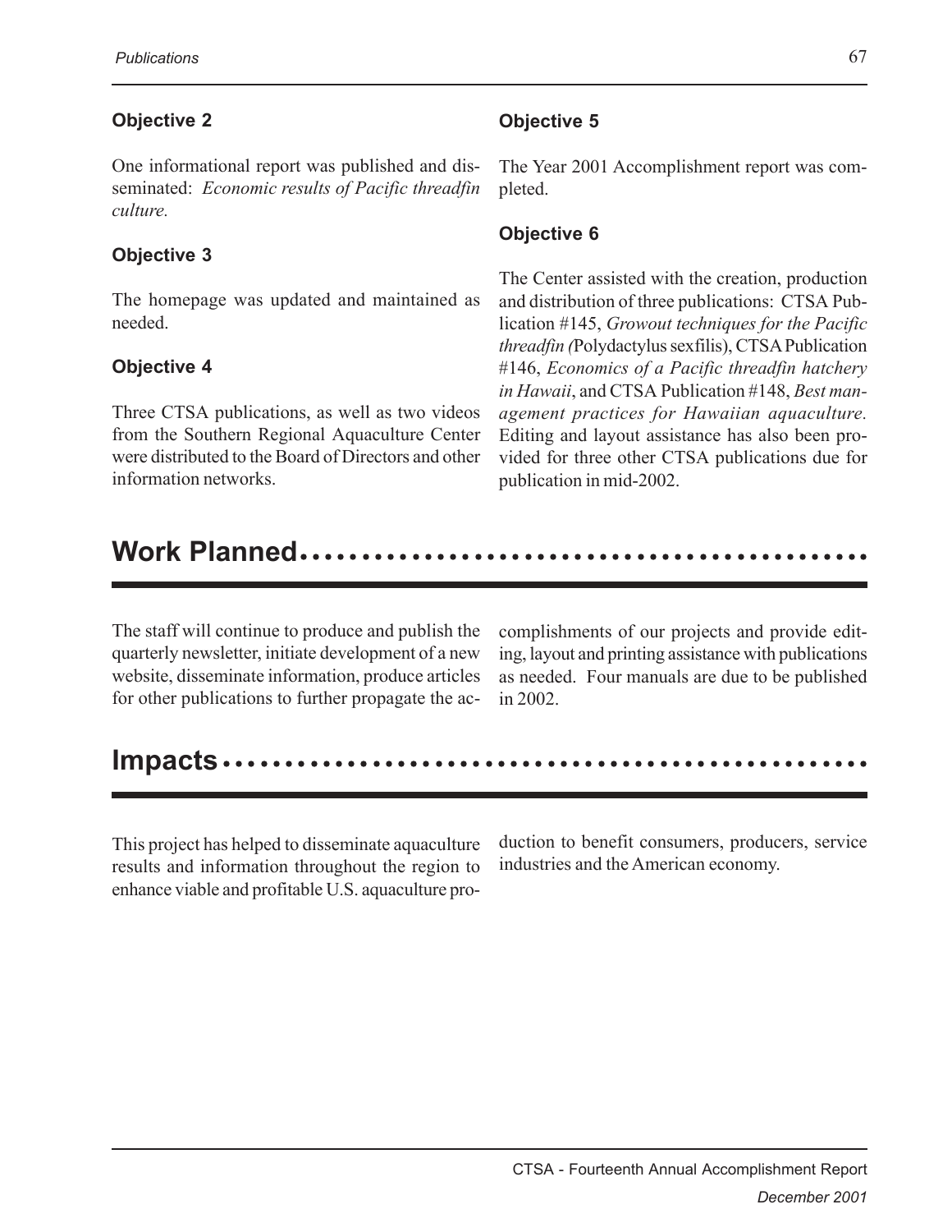### Objective 2

One informational report was published and disseminated: *Economic results of Pacific threadfin culture.*

### Objective 3

The homepage was updated and maintained as needed.

### Objective 4

Three CTSA publications, as well as two videos from the Southern Regional Aquaculture Center were distributed to the Board of Directors and other information networks.

### Objective 5

The Year 2001 Accomplishment report was completed.

### Objective 6

The Center assisted with the creation, production and distribution of three publications: CTSA Publication #145, *Growout techniques for the Pacific threadfin (*Polydactylus sexfilis), CTSA Publication #146, *Economics of a Pacific threadfin hatchery in Hawaii*, and CTSA Publication #148, *Best management practices for Hawaiian aquaculture.* Editing and layout assistance has also been provided for three other CTSA publications due for publication in mid-2002.

## Work Planned

The staff will continue to produce and publish the quarterly newsletter, initiate development of a new website, disseminate information, produce articles for other publications to further propagate the accomplishments of our projects and provide editing, layout and printing assistance with publications as needed. Four manuals are due to be published in 2002.

## Impacts

This project has helped to disseminate aquaculture results and information throughout the region to enhance viable and profitable U.S. aquaculture production to benefit consumers, producers, service industries and the American economy.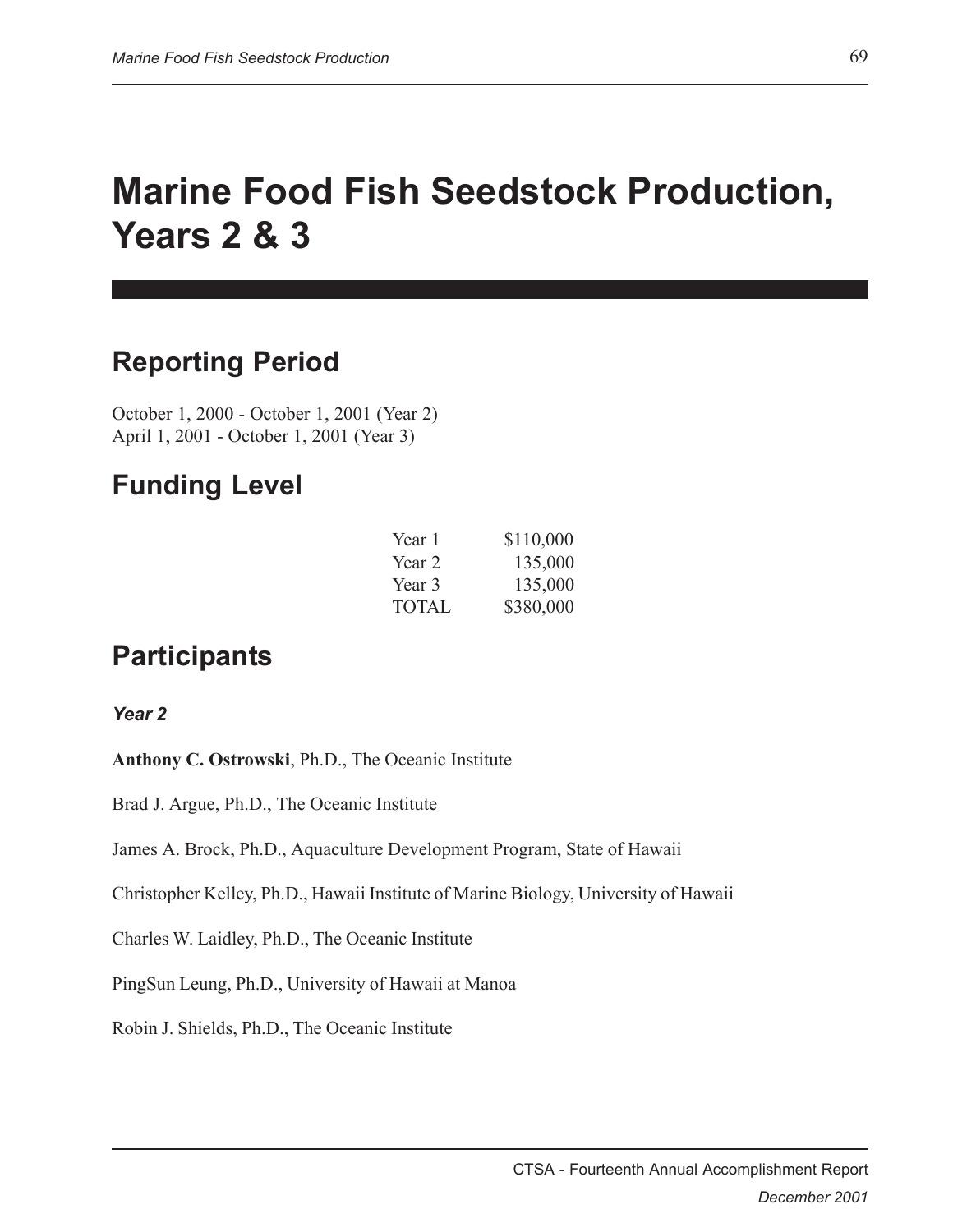# Marine Food Fish Seedstock Production, Years 2 & 3

## Reporting Period

October 1, 2000 - October 1, 2001 (Year 2)
April 1, 2001 - October 1, 2001 (Year 3)

## Funding Level

| | |
|---|---|
| Year 1 | $110,000 |
| Year 2 | 135,000 |
| Year 3 | 135,000 |
| TOTAL | $380,000 |

## Participants

### *Year 2*

**Anthony C. Ostrowski**, Ph.D., The Oceanic Institute

Brad J. Argue, Ph.D., The Oceanic Institute

James A. Brock, Ph.D., Aquaculture Development Program, State of Hawaii

Christopher Kelley, Ph.D., Hawaii Institute of Marine Biology, University of Hawaii

Charles W. Laidley, Ph.D., The Oceanic Institute

PingSun Leung, Ph.D., University of Hawaii at Manoa

Robin J. Shields, Ph.D., The Oceanic Institute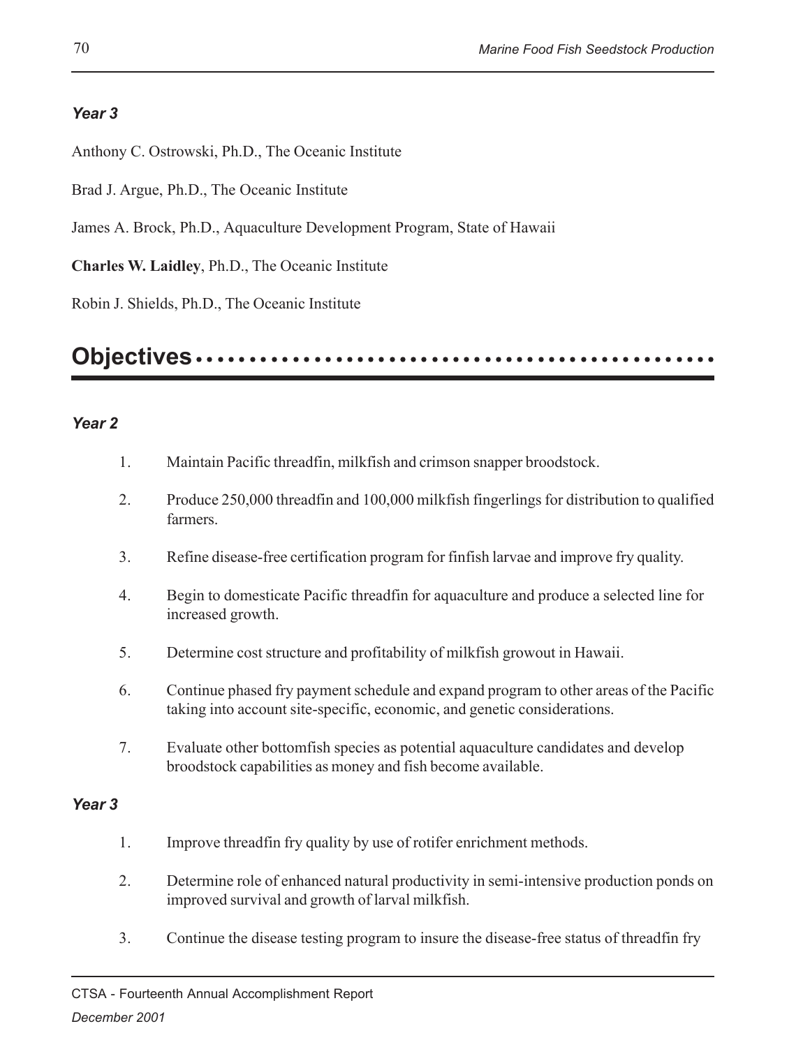### *Year 3*

Anthony C. Ostrowski, Ph.D., The Oceanic Institute

Brad J. Argue, Ph.D., The Oceanic Institute

James A. Brock, Ph.D., Aquaculture Development Program, State of Hawaii

**Charles W. Laidley**, Ph.D., The Oceanic Institute

Robin J. Shields, Ph.D., The Oceanic Institute

## Objectives

### *Year 2*

1. Maintain Pacific threadfin, milkfish and crimson snapper broodstock.
2. Produce 250,000 threadfin and 100,000 milkfish fingerlings for distribution to qualified farmers.
3. Refine disease-free certification program for finfish larvae and improve fry quality.
4. Begin to domesticate Pacific threadfin for aquaculture and produce a selected line for increased growth.
5. Determine cost structure and profitability of milkfish growout in Hawaii.
6. Continue phased fry payment schedule and expand program to other areas of the Pacific taking into account site-specific, economic, and genetic considerations.
7. Evaluate other bottomfish species as potential aquaculture candidates and develop broodstock capabilities as money and fish become available.

### *Year 3*

1. Improve threadfin fry quality by use of rotifer enrichment methods.
2. Determine role of enhanced natural productivity in semi-intensive production ponds on improved survival and growth of larval milkfish.
3. Continue the disease testing program to insure the disease-free status of threadfin fry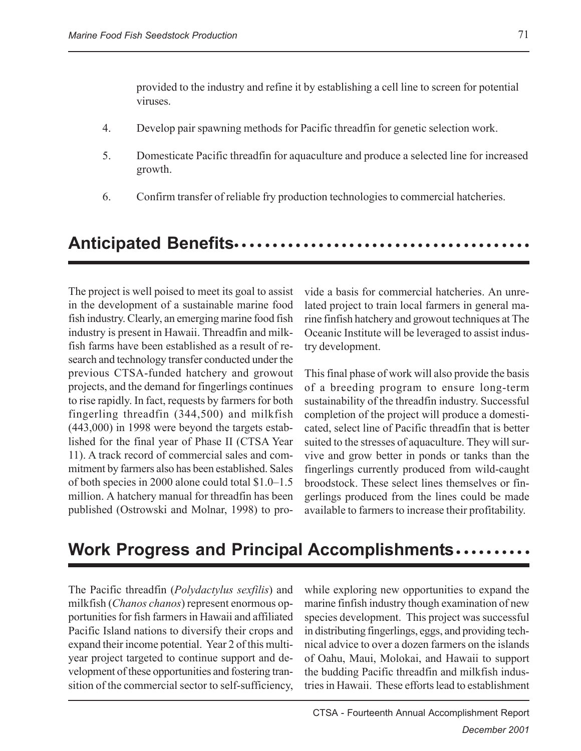provided to the industry and refine it by establishing a cell line to screen for potential viruses.

4. Develop pair spawning methods for Pacific threadfin for genetic selection work.

5. Domesticate Pacific threadfin for aquaculture and produce a selected line for increased growth.

6. Confirm transfer of reliable fry production technologies to commercial hatcheries.

## Anticipated Benefits

The project is well poised to meet its goal to assist in the development of a sustainable marine food fish industry. Clearly, an emerging marine food fish industry is present in Hawaii. Threadfin and milkfish farms have been established as a result of research and technology transfer conducted under the previous CTSA-funded hatchery and growout projects, and the demand for fingerlings continues to rise rapidly. In fact, requests by farmers for both fingerling threadfin (344,500) and milkfish (443,000) in 1998 were beyond the targets established for the final year of Phase II (CTSA Year 11). A track record of commercial sales and commitment by farmers also has been established. Sales of both species in 2000 alone could total $1.0–1.5 million. A hatchery manual for threadfin has been published (Ostrowski and Molnar, 1998) to provide a basis for commercial hatcheries. An unrelated project to train local farmers in general marine finfish hatchery and growout techniques at The Oceanic Institute will be leveraged to assist industry development.

This final phase of work will also provide the basis of a breeding program to ensure long-term sustainability of the threadfin industry. Successful completion of the project will produce a domesticated, select line of Pacific threadfin that is better suited to the stresses of aquaculture. They will survive and grow better in ponds or tanks than the fingerlings currently produced from wild-caught broodstock. These select lines themselves or fingerlings produced from the lines could be made available to farmers to increase their profitability.

## Work Progress and Principal Accomplishments

The Pacific threadfin (*Polydactylus sexfilis*) and milkfish (*Chanos chanos*) represent enormous opportunities for fish farmers in Hawaii and affiliated Pacific Island nations to diversify their crops and expand their income potential. Year 2 of this multiyear project targeted to continue support and development of these opportunities and fostering transition of the commercial sector to self-sufficiency, while exploring new opportunities to expand the marine finfish industry though examination of new species development. This project was successful in distributing fingerlings, eggs, and providing technical advice to over a dozen farmers on the islands of Oahu, Maui, Molokai, and Hawaii to support the budding Pacific threadfin and milkfish industries in Hawaii. These efforts lead to establishment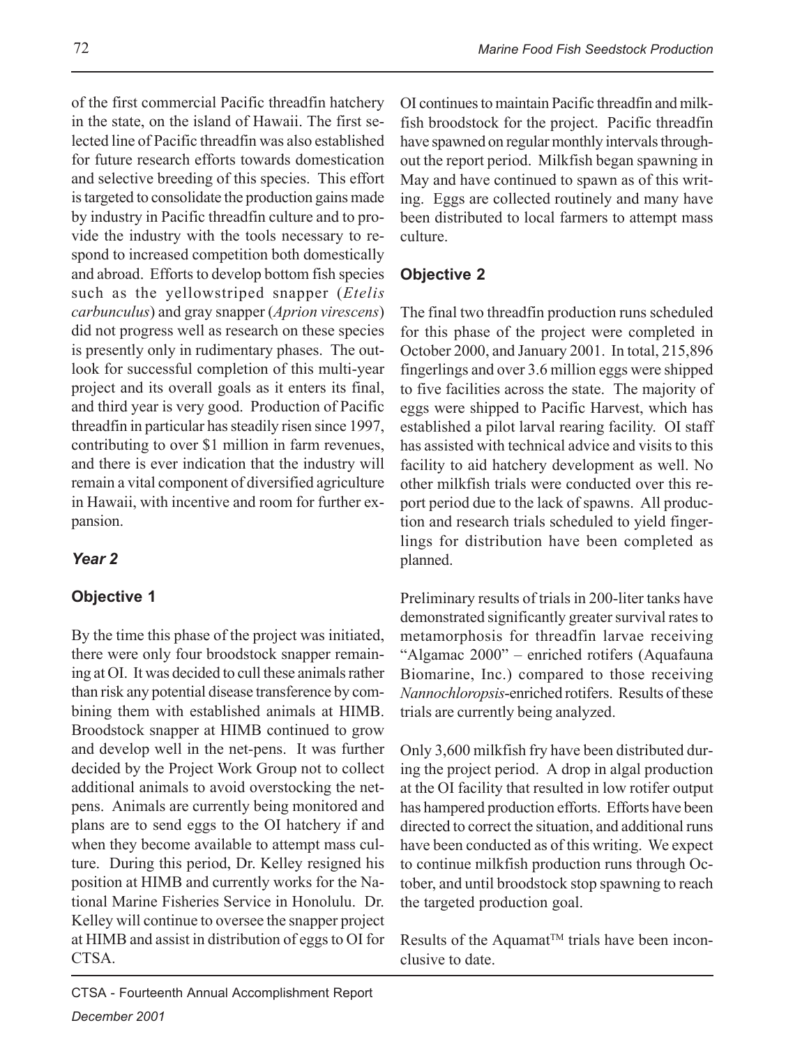of the first commercial Pacific threadfin hatchery in the state, on the island of Hawaii. The first selected line of Pacific threadfin was also established for future research efforts towards domestication and selective breeding of this species. This effort is targeted to consolidate the production gains made by industry in Pacific threadfin culture and to provide the industry with the tools necessary to respond to increased competition both domestically and abroad. Efforts to develop bottom fish species such as the yellowstriped snapper (*Etelis carbunculus*) and gray snapper (*Aprion virescens*) did not progress well as research on these species is presently only in rudimentary phases. The outlook for successful completion of this multi-year project and its overall goals as it enters its final, and third year is very good. Production of Pacific threadfin in particular has steadily risen since 1997, contributing to over $1 million in farm revenues, and there is ever indication that the industry will remain a vital component of diversified agriculture in Hawaii, with incentive and room for further expansion.

### *Year 2*

#### Objective 1

By the time this phase of the project was initiated, there were only four broodstock snapper remaining at OI. It was decided to cull these animals rather than risk any potential disease transference by combining them with established animals at HIMB. Broodstock snapper at HIMB continued to grow and develop well in the net-pens. It was further decided by the Project Work Group not to collect additional animals to avoid overstocking the net-pens. Animals are currently being monitored and plans are to send eggs to the OI hatchery if and when they become available to attempt mass culture. During this period, Dr. Kelley resigned his position at HIMB and currently works for the National Marine Fisheries Service in Honolulu. Dr. Kelley will continue to oversee the snapper project at HIMB and assist in distribution of eggs to OI for CTSA.

OI continues to maintain Pacific threadfin and milkfish broodstock for the project. Pacific threadfin have spawned on regular monthly intervals throughout the report period. Milkfish began spawning in May and have continued to spawn as of this writing. Eggs are collected routinely and many have been distributed to local farmers to attempt mass culture.

#### Objective 2

The final two threadfin production runs scheduled for this phase of the project were completed in October 2000, and January 2001. In total, 215,896 fingerlings and over 3.6 million eggs were shipped to five facilities across the state. The majority of eggs were shipped to Pacific Harvest, which has established a pilot larval rearing facility. OI staff has assisted with technical advice and visits to this facility to aid hatchery development as well. No other milkfish trials were conducted over this report period due to the lack of spawns. All production and research trials scheduled to yield fingerlings for distribution have been completed as planned.

Preliminary results of trials in 200-liter tanks have demonstrated significantly greater survival rates to metamorphosis for threadfin larvae receiving "Algamac 2000" – enriched rotifers (Aquafauna Biomarine, Inc.) compared to those receiving *Nannochloropsis*-enriched rotifers. Results of these trials are currently being analyzed.

Only 3,600 milkfish fry have been distributed during the project period. A drop in algal production at the OI facility that resulted in low rotifer output has hampered production efforts. Efforts have been directed to correct the situation, and additional runs have been conducted as of this writing. We expect to continue milkfish production runs through October, and until broodstock stop spawning to reach the targeted production goal.

Results of the Aquamat™ trials have been inconclusive to date.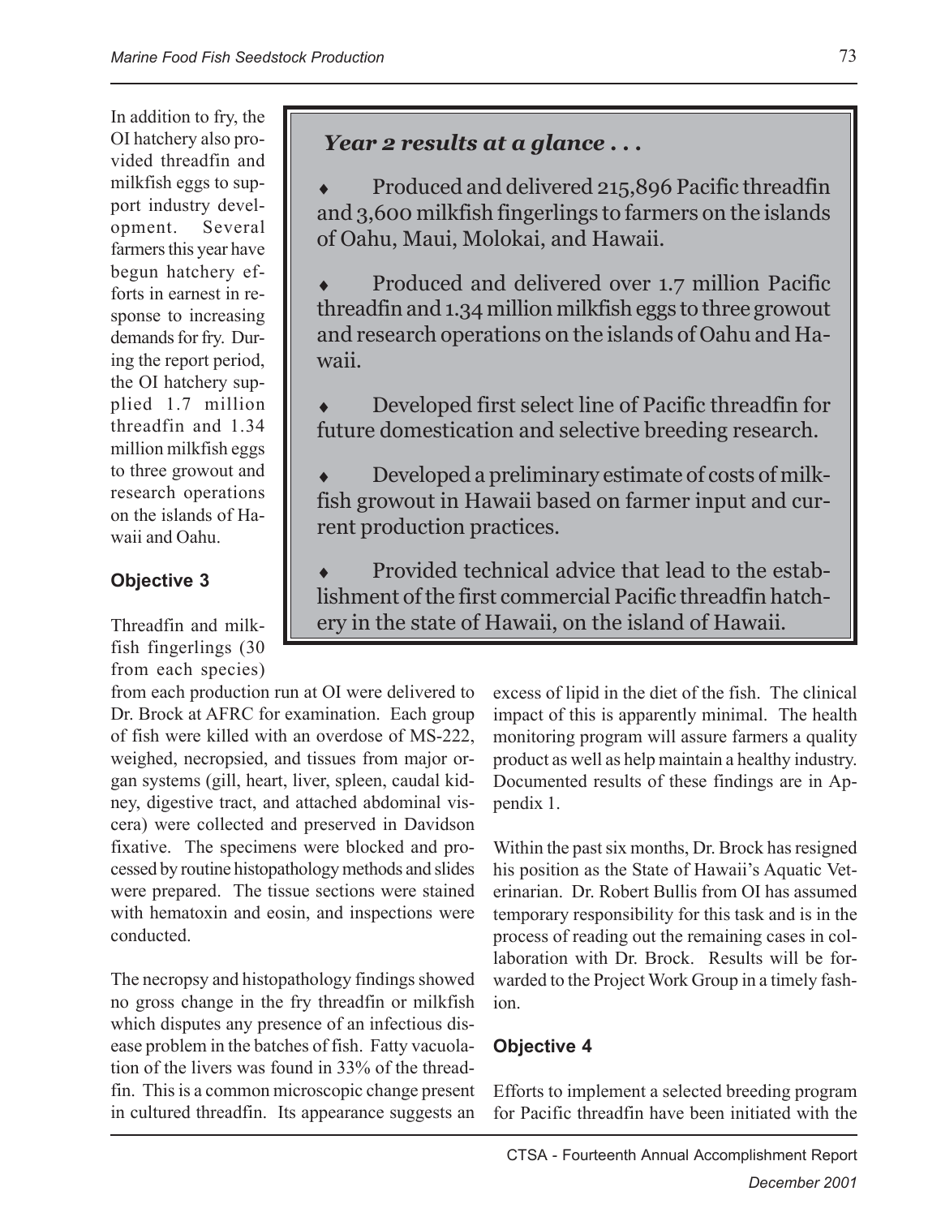In addition to fry, the OI hatchery also provided threadfin and milkfish eggs to support industry development. Several farmers this year have begun hatchery efforts in earnest in response to increasing demands for fry. During the report period, the OI hatchery supplied 1.7 million threadfin and 1.34 million milkfish eggs to three growout and research operations on the islands of Hawaii and Oahu.

> ***Year 2 results at a glance . . .***
>
> - Produced and delivered 215,896 Pacific threadfin and 3,600 milkfish fingerlings to farmers on the islands of Oahu, Maui, Molokai, and Hawaii.
> - Produced and delivered over 1.7 million Pacific threadfin and 1.34 million milkfish eggs to three growout and research operations on the islands of Oahu and Hawaii.
> - Developed first select line of Pacific threadfin for future domestication and selective breeding research.
> - Developed a preliminary estimate of costs of milkfish growout in Hawaii based on farmer input and current production practices.
> - Provided technical advice that lead to the establishment of the first commercial Pacific threadfin hatchery in the state of Hawaii, on the island of Hawaii.

**Objective 3**

Threadfin and milkfish fingerlings (30 from each species) from each production run at OI were delivered to Dr. Brock at AFRC for examination. Each group of fish were killed with an overdose of MS-222, weighed, necropsied, and tissues from major organ systems (gill, heart, liver, spleen, caudal kidney, digestive tract, and attached abdominal viscera) were collected and preserved in Davidson fixative. The specimens were blocked and processed by routine histopathology methods and slides were prepared. The tissue sections were stained with hematoxin and eosin, and inspections were conducted.

The necropsy and histopathology findings showed no gross change in the fry threadfin or milkfish which disputes any presence of an infectious disease problem in the batches of fish. Fatty vacuolation of the livers was found in 33% of the threadfin. This is a common microscopic change present in cultured threadfin. Its appearance suggests an excess of lipid in the diet of the fish. The clinical impact of this is apparently minimal. The health monitoring program will assure farmers a quality product as well as help maintain a healthy industry. Documented results of these findings are in Appendix 1.

Within the past six months, Dr. Brock has resigned his position as the State of Hawaii's Aquatic Veterinarian. Dr. Robert Bullis from OI has assumed temporary responsibility for this task and is in the process of reading out the remaining cases in collaboration with Dr. Brock. Results will be forwarded to the Project Work Group in a timely fashion.

**Objective 4**

Efforts to implement a selected breeding program for Pacific threadfin have been initiated with the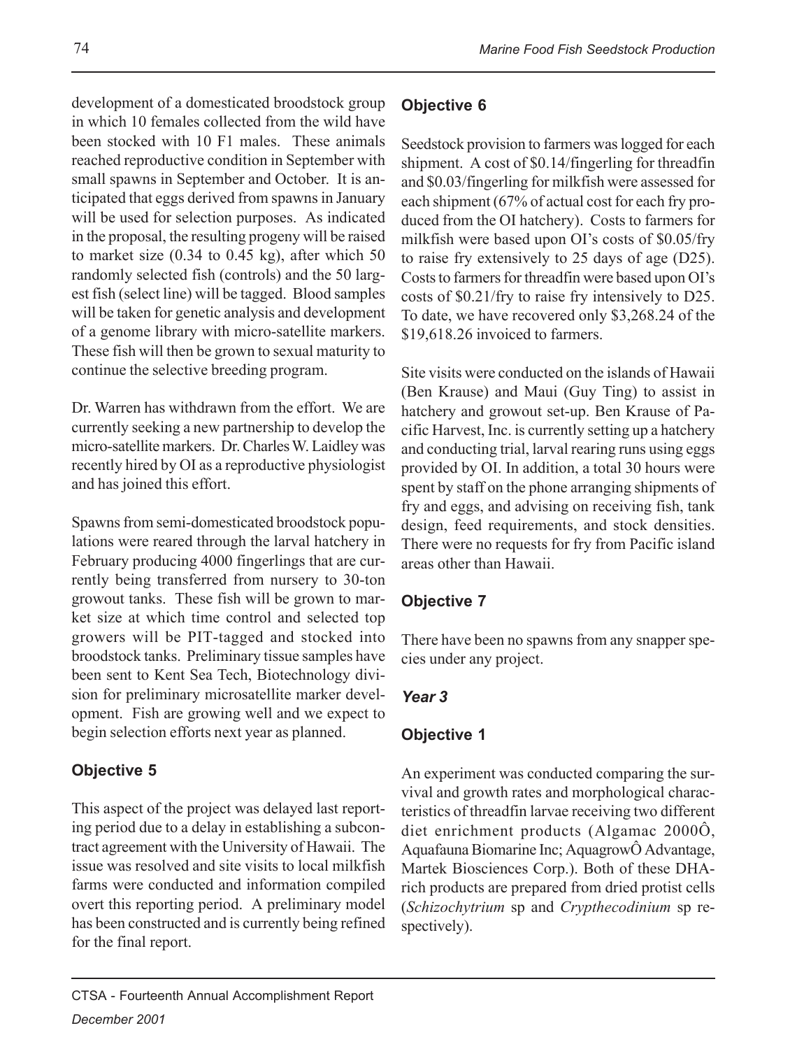development of a domesticated broodstock group in which 10 females collected from the wild have been stocked with 10 F1 males. These animals reached reproductive condition in September with small spawns in September and October. It is anticipated that eggs derived from spawns in January will be used for selection purposes. As indicated in the proposal, the resulting progeny will be raised to market size (0.34 to 0.45 kg), after which 50 randomly selected fish (controls) and the 50 largest fish (select line) will be tagged. Blood samples will be taken for genetic analysis and development of a genome library with micro-satellite markers. These fish will then be grown to sexual maturity to continue the selective breeding program.

Dr. Warren has withdrawn from the effort. We are currently seeking a new partnership to develop the micro-satellite markers. Dr. Charles W. Laidley was recently hired by OI as a reproductive physiologist and has joined this effort.

Spawns from semi-domesticated broodstock populations were reared through the larval hatchery in February producing 4000 fingerlings that are currently being transferred from nursery to 30-ton growout tanks. These fish will be grown to market size at which time control and selected top growers will be PIT-tagged and stocked into broodstock tanks. Preliminary tissue samples have been sent to Kent Sea Tech, Biotechnology division for preliminary microsatellite marker development. Fish are growing well and we expect to begin selection efforts next year as planned.

### Objective 5

This aspect of the project was delayed last reporting period due to a delay in establishing a subcontract agreement with the University of Hawaii. The issue was resolved and site visits to local milkfish farms were conducted and information compiled overt this reporting period. A preliminary model has been constructed and is currently being refined for the final report.

### Objective 6

Seedstock provision to farmers was logged for each shipment. A cost of $0.14/fingerling for threadfin and $0.03/fingerling for milkfish were assessed for each shipment (67% of actual cost for each fry produced from the OI hatchery). Costs to farmers for milkfish were based upon OI's costs of $0.05/fry to raise fry extensively to 25 days of age (D25). Costs to farmers for threadfin were based upon OI's costs of $0.21/fry to raise fry intensively to D25. To date, we have recovered only $3,268.24 of the $19,618.26 invoiced to farmers.

Site visits were conducted on the islands of Hawaii (Ben Krause) and Maui (Guy Ting) to assist in hatchery and growout set-up. Ben Krause of Pacific Harvest, Inc. is currently setting up a hatchery and conducting trial, larval rearing runs using eggs provided by OI. In addition, a total 30 hours were spent by staff on the phone arranging shipments of fry and eggs, and advising on receiving fish, tank design, feed requirements, and stock densities. There were no requests for fry from Pacific island areas other than Hawaii.

### Objective 7

There have been no spawns from any snapper species under any project.

## *Year 3*

### Objective 1

An experiment was conducted comparing the survival and growth rates and morphological characteristics of threadfin larvae receiving two different diet enrichment products (Algamac 2000Ô, Aquafauna Biomarine Inc; AquagrowÔ Advantage, Martek Biosciences Corp.). Both of these DHA-rich products are prepared from dried protist cells (*Schizochytrium* sp and *Crypthecodinium* sp respectively).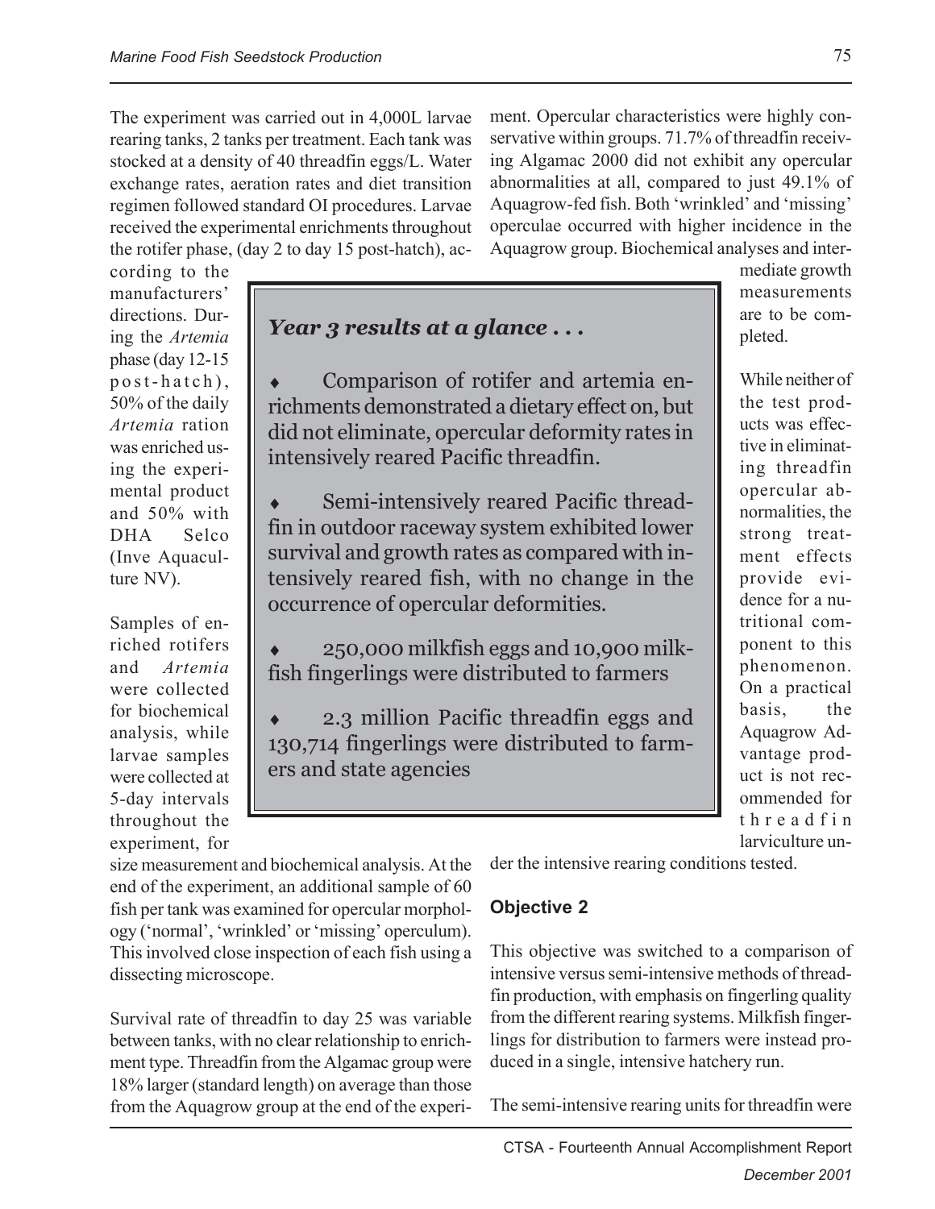The experiment was carried out in 4,000L larvae rearing tanks, 2 tanks per treatment. Each tank was stocked at a density of 40 threadfin eggs/L. Water exchange rates, aeration rates and diet transition regimen followed standard OI procedures. Larvae received the experimental enrichments throughout the rotifer phase, (day 2 to day 15 post-hatch), according to the manufacturers' directions. During the *Artemia* phase (day 12-15 post-hatch), 50% of the daily *Artemia* ration was enriched using the experimental product and 50% with DHA Selco (Inve Aquaculture NV).

Samples of enriched rotifers and *Artemia* were collected for biochemical analysis, while larvae samples were collected at 5-day intervals throughout the experiment, for size measurement and biochemical analysis. At the end of the experiment, an additional sample of 60 fish per tank was examined for opercular morphology ('normal', 'wrinkled' or 'missing' operculum). This involved close inspection of each fish using a dissecting microscope.

Survival rate of threadfin to day 25 was variable between tanks, with no clear relationship to enrichment type. Threadfin from the Algamac group were 18% larger (standard length) on average than those from the Aquagrow group at the end of the experiment. Opercular characteristics were highly conservative within groups. 71.7% of threadfin receiving Algamac 2000 did not exhibit any opercular abnormalities at all, compared to just 49.1% of Aquagrow-fed fish. Both 'wrinkled' and 'missing' operculae occurred with higher incidence in the Aquagrow group. Biochemical analyses and intermediate growth measurements are to be completed.

While neither of the test products was effective in eliminating threadfin opercular abnormalities, the strong treatment effects provide evidence for a nutritional component to this phenomenon. On a practical basis, the Aquagrow Advantage product is not recommended for threadfin larviculture under the intensive rearing conditions tested.

> ***Year 3 results at a glance . . .***
>
> - Comparison of rotifer and artemia enrichments demonstrated a dietary effect on, but did not eliminate, opercular deformity rates in intensively reared Pacific threadfin.
> - Semi-intensively reared Pacific threadfin in outdoor raceway system exhibited lower survival and growth rates as compared with intensively reared fish, with no change in the occurrence of opercular deformities.
> - 250,000 milkfish eggs and 10,900 milkfish fingerlings were distributed to farmers
> - 2.3 million Pacific threadfin eggs and 130,714 fingerlings were distributed to farmers and state agencies

### Objective 2

This objective was switched to a comparison of intensive versus semi-intensive methods of threadfin production, with emphasis on fingerling quality from the different rearing systems. Milkfish fingerlings for distribution to farmers were instead produced in a single, intensive hatchery run.

The semi-intensive rearing units for threadfin were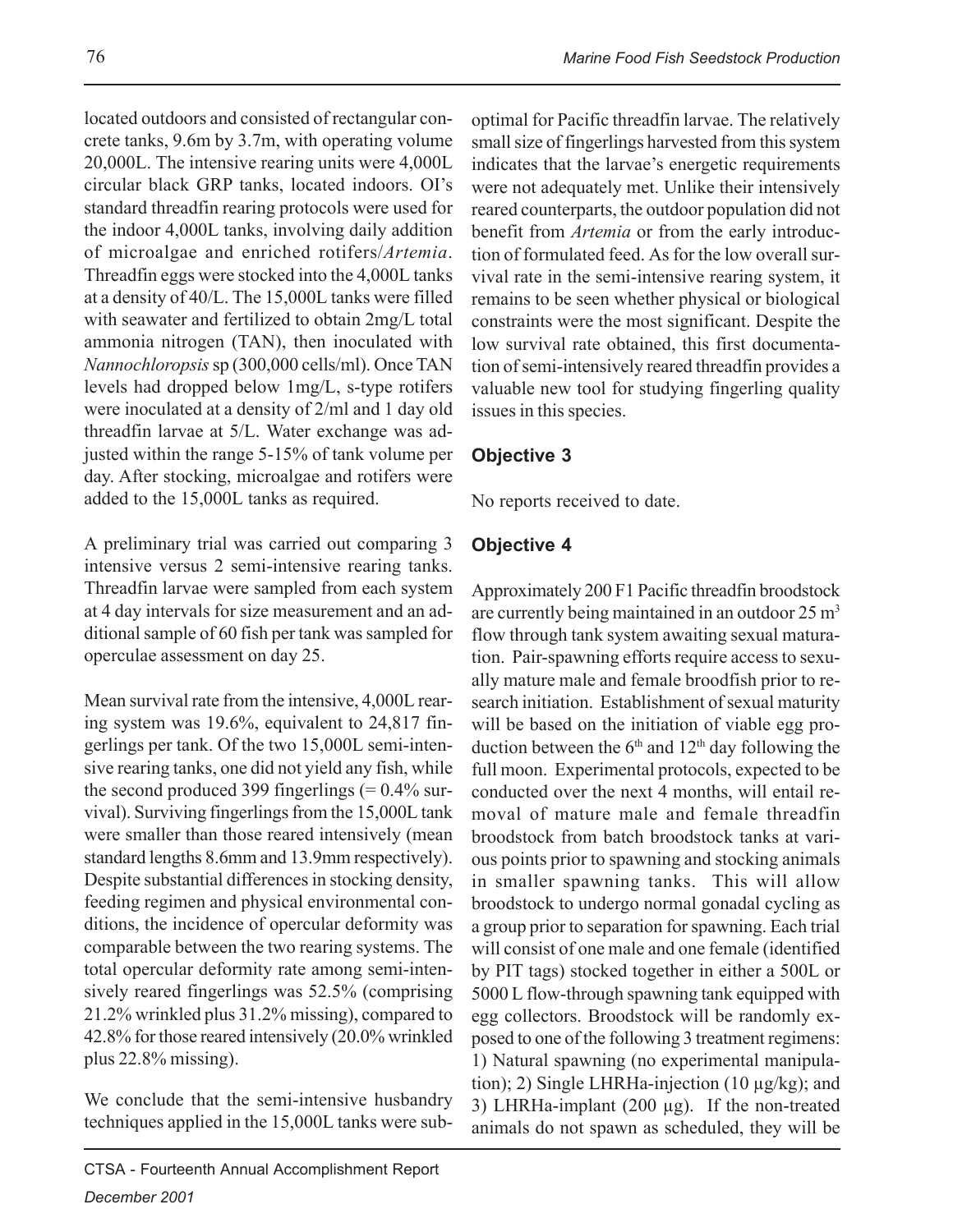located outdoors and consisted of rectangular concrete tanks, 9.6m by 3.7m, with operating volume 20,000L. The intensive rearing units were 4,000L circular black GRP tanks, located indoors. OI's standard threadfin rearing protocols were used for the indoor 4,000L tanks, involving daily addition of microalgae and enriched rotifers/*Artemia*. Threadfin eggs were stocked into the 4,000L tanks at a density of 40/L. The 15,000L tanks were filled with seawater and fertilized to obtain 2mg/L total ammonia nitrogen (TAN), then inoculated with *Nannochloropsis* sp (300,000 cells/ml). Once TAN levels had dropped below 1mg/L, s-type rotifers were inoculated at a density of 2/ml and 1 day old threadfin larvae at 5/L. Water exchange was adjusted within the range 5-15% of tank volume per day. After stocking, microalgae and rotifers were added to the 15,000L tanks as required.

A preliminary trial was carried out comparing 3 intensive versus 2 semi-intensive rearing tanks. Threadfin larvae were sampled from each system at 4 day intervals for size measurement and an additional sample of 60 fish per tank was sampled for operculae assessment on day 25.

Mean survival rate from the intensive, 4,000L rearing system was 19.6%, equivalent to 24,817 fingerlings per tank. Of the two 15,000L semi-intensive rearing tanks, one did not yield any fish, while the second produced 399 fingerlings (= 0.4% survival). Surviving fingerlings from the 15,000L tank were smaller than those reared intensively (mean standard lengths 8.6mm and 13.9mm respectively). Despite substantial differences in stocking density, feeding regimen and physical environmental conditions, the incidence of opercular deformity was comparable between the two rearing systems. The total opercular deformity rate among semi-intensively reared fingerlings was 52.5% (comprising 21.2% wrinkled plus 31.2% missing), compared to 42.8% for those reared intensively (20.0% wrinkled plus 22.8% missing).

We conclude that the semi-intensive husbandry techniques applied in the 15,000L tanks were sub-optimal for Pacific threadfin larvae. The relatively small size of fingerlings harvested from this system indicates that the larvae's energetic requirements were not adequately met. Unlike their intensively reared counterparts, the outdoor population did not benefit from *Artemia* or from the early introduction of formulated feed. As for the low overall survival rate in the semi-intensive rearing system, it remains to be seen whether physical or biological constraints were the most significant. Despite the low survival rate obtained, this first documentation of semi-intensively reared threadfin provides a valuable new tool for studying fingerling quality issues in this species.

### Objective 3

No reports received to date.

### Objective 4

Approximately 200 F1 Pacific threadfin broodstock are currently being maintained in an outdoor 25 $m^3$ flow through tank system awaiting sexual maturation. Pair-spawning efforts require access to sexually mature male and female broodfish prior to research initiation. Establishment of sexual maturity will be based on the initiation of viable egg production between the $6^{th}$ and $12^{th}$ day following the full moon. Experimental protocols, expected to be conducted over the next 4 months, will entail removal of mature male and female threadfin broodstock from batch broodstock tanks at various points prior to spawning and stocking animals in smaller spawning tanks. This will allow broodstock to undergo normal gonadal cycling as a group prior to separation for spawning. Each trial will consist of one male and one female (identified by PIT tags) stocked together in either a 500L or 5000 L flow-through spawning tank equipped with egg collectors. Broodstock will be randomly exposed to one of the following 3 treatment regimens: 1) Natural spawning (no experimental manipulation); 2) Single LHRHa-injection (10 µg/kg); and 3) LHRHa-implant (200 µg). If the non-treated animals do not spawn as scheduled, they will be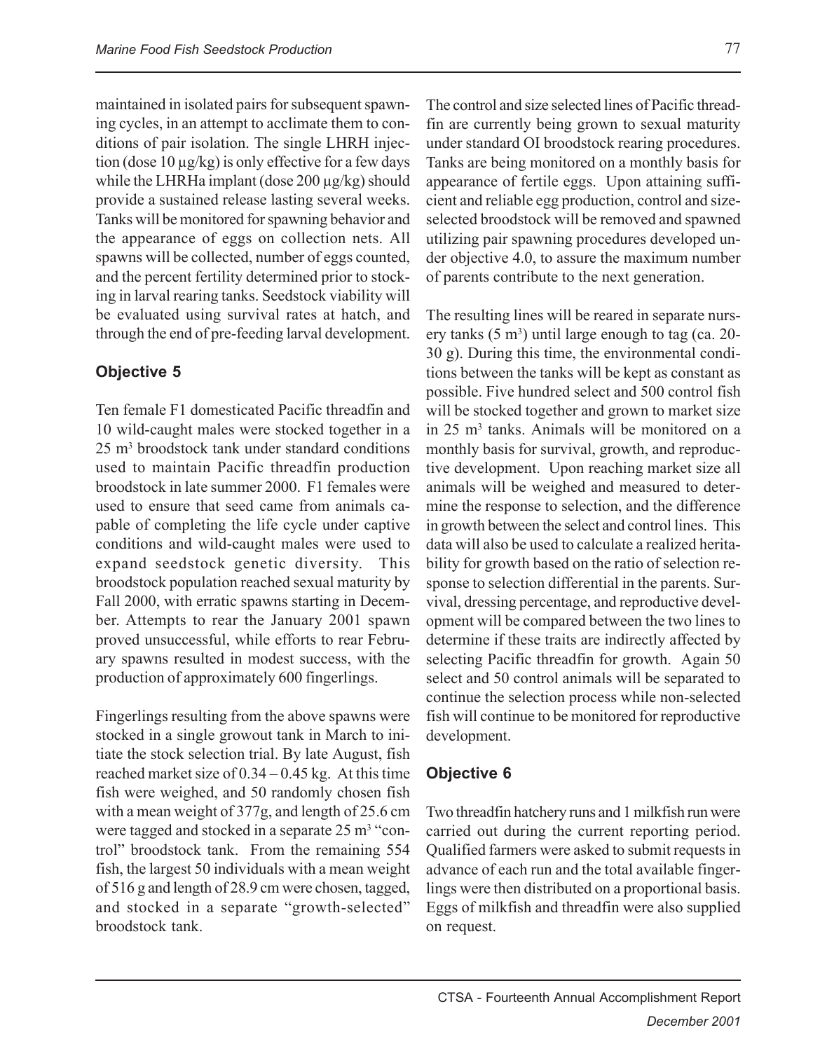maintained in isolated pairs for subsequent spawning cycles, in an attempt to acclimate them to conditions of pair isolation. The single LHRH injection (dose 10 µg/kg) is only effective for a few days while the LHRHa implant (dose 200 µg/kg) should provide a sustained release lasting several weeks. Tanks will be monitored for spawning behavior and the appearance of eggs on collection nets. All spawns will be collected, number of eggs counted, and the percent fertility determined prior to stocking in larval rearing tanks. Seedstock viability will be evaluated using survival rates at hatch, and through the end of pre-feeding larval development.

## Objective 5

Ten female F1 domesticated Pacific threadfin and 10 wild-caught males were stocked together in a 25 $m^3$ broodstock tank under standard conditions used to maintain Pacific threadfin production broodstock in late summer 2000. F1 females were used to ensure that seed came from animals capable of completing the life cycle under captive conditions and wild-caught males were used to expand seedstock genetic diversity. This broodstock population reached sexual maturity by Fall 2000, with erratic spawns starting in December. Attempts to rear the January 2001 spawn proved unsuccessful, while efforts to rear February spawns resulted in modest success, with the production of approximately 600 fingerlings.

Fingerlings resulting from the above spawns were stocked in a single growout tank in March to initiate the stock selection trial. By late August, fish reached market size of 0.34 – 0.45 kg. At this time fish were weighed, and 50 randomly chosen fish with a mean weight of 377g, and length of 25.6 cm were tagged and stocked in a separate 25 $m^3$ "control" broodstock tank. From the remaining 554 fish, the largest 50 individuals with a mean weight of 516 g and length of 28.9 cm were chosen, tagged, and stocked in a separate "growth-selected" broodstock tank.

The control and size selected lines of Pacific threadfin are currently being grown to sexual maturity under standard OI broodstock rearing procedures. Tanks are being monitored on a monthly basis for appearance of fertile eggs. Upon attaining sufficient and reliable egg production, control and size-selected broodstock will be removed and spawned utilizing pair spawning procedures developed under objective 4.0, to assure the maximum number of parents contribute to the next generation.

The resulting lines will be reared in separate nursery tanks (5 $m^3$) until large enough to tag (ca. 20-30 g). During this time, the environmental conditions between the tanks will be kept as constant as possible. Five hundred select and 500 control fish will be stocked together and grown to market size in 25 $m^3$ tanks. Animals will be monitored on a monthly basis for survival, growth, and reproductive development. Upon reaching market size all animals will be weighed and measured to determine the response to selection, and the difference in growth between the select and control lines. This data will also be used to calculate a realized heritability for growth based on the ratio of selection response to selection differential in the parents. Survival, dressing percentage, and reproductive development will be compared between the two lines to determine if these traits are indirectly affected by selecting Pacific threadfin for growth. Again 50 select and 50 control animals will be separated to continue the selection process while non-selected fish will continue to be monitored for reproductive development.

## Objective 6

Two threadfin hatchery runs and 1 milkfish run were carried out during the current reporting period. Qualified farmers were asked to submit requests in advance of each run and the total available fingerlings were then distributed on a proportional basis. Eggs of milkfish and threadfin were also supplied on request.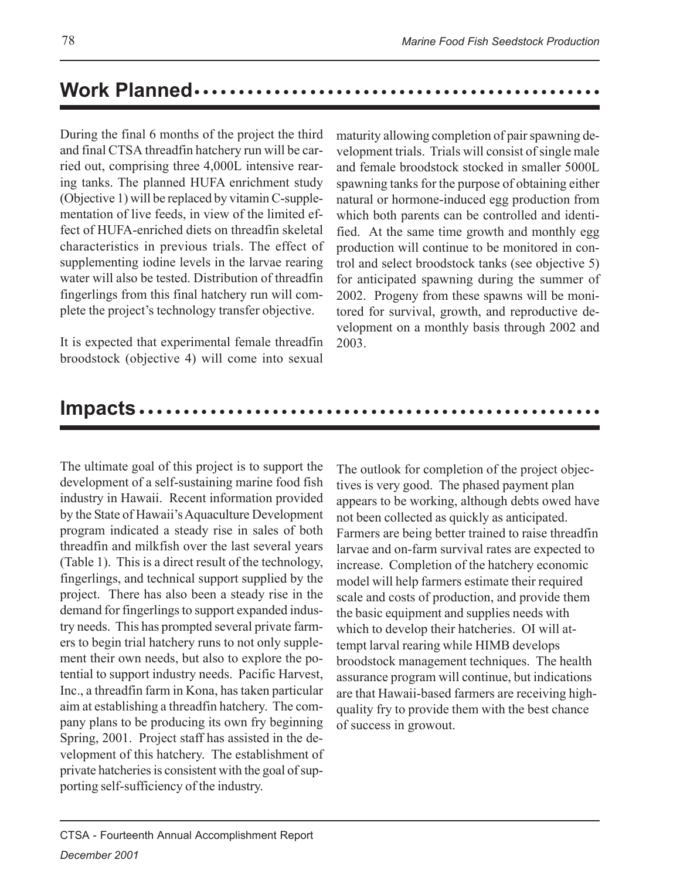## Work Planned

During the final 6 months of the project the third and final CTSA threadfin hatchery run will be carried out, comprising three 4,000L intensive rearing tanks. The planned HUFA enrichment study (Objective 1) will be replaced by vitamin C-supplementation of live feeds, in view of the limited effect of HUFA-enriched diets on threadfin skeletal characteristics in previous trials. The effect of supplementing iodine levels in the larvae rearing water will also be tested. Distribution of threadfin fingerlings from this final hatchery run will complete the project's technology transfer objective.

It is expected that experimental female threadfin broodstock (objective 4) will come into sexual maturity allowing completion of pair spawning development trials. Trials will consist of single male and female broodstock stocked in smaller 5000L spawning tanks for the purpose of obtaining either natural or hormone-induced egg production from which both parents can be controlled and identified. At the same time growth and monthly egg production will continue to be monitored in control and select broodstock tanks (see objective 5) for anticipated spawning during the summer of 2002. Progeny from these spawns will be monitored for survival, growth, and reproductive development on a monthly basis through 2002 and 2003.

## Impacts

The ultimate goal of this project is to support the development of a self-sustaining marine food fish industry in Hawaii. Recent information provided by the State of Hawaii's Aquaculture Development program indicated a steady rise in sales of both threadfin and milkfish over the last several years (Table 1). This is a direct result of the technology, fingerlings, and technical support supplied by the project. There has also been a steady rise in the demand for fingerlings to support expanded industry needs. This has prompted several private farmers to begin trial hatchery runs to not only supplement their own needs, but also to explore the potential to support industry needs. Pacific Harvest, Inc., a threadfin farm in Kona, has taken particular aim at establishing a threadfin hatchery. The company plans to be producing its own fry beginning Spring, 2001. Project staff has assisted in the development of this hatchery. The establishment of private hatcheries is consistent with the goal of supporting self-sufficiency of the industry.

The outlook for completion of the project objectives is very good. The phased payment plan appears to be working, although debts owed have not been collected as quickly as anticipated. Farmers are being better trained to raise threadfin larvae and on-farm survival rates are expected to increase. Completion of the hatchery economic model will help farmers estimate their required scale and costs of production, and provide them the basic equipment and supplies needs with which to develop their hatcheries. OI will attempt larval rearing while HIMB develops broodstock management techniques. The health assurance program will continue, but indications are that Hawaii-based farmers are receiving high-quality fry to provide them with the best chance of success in growout.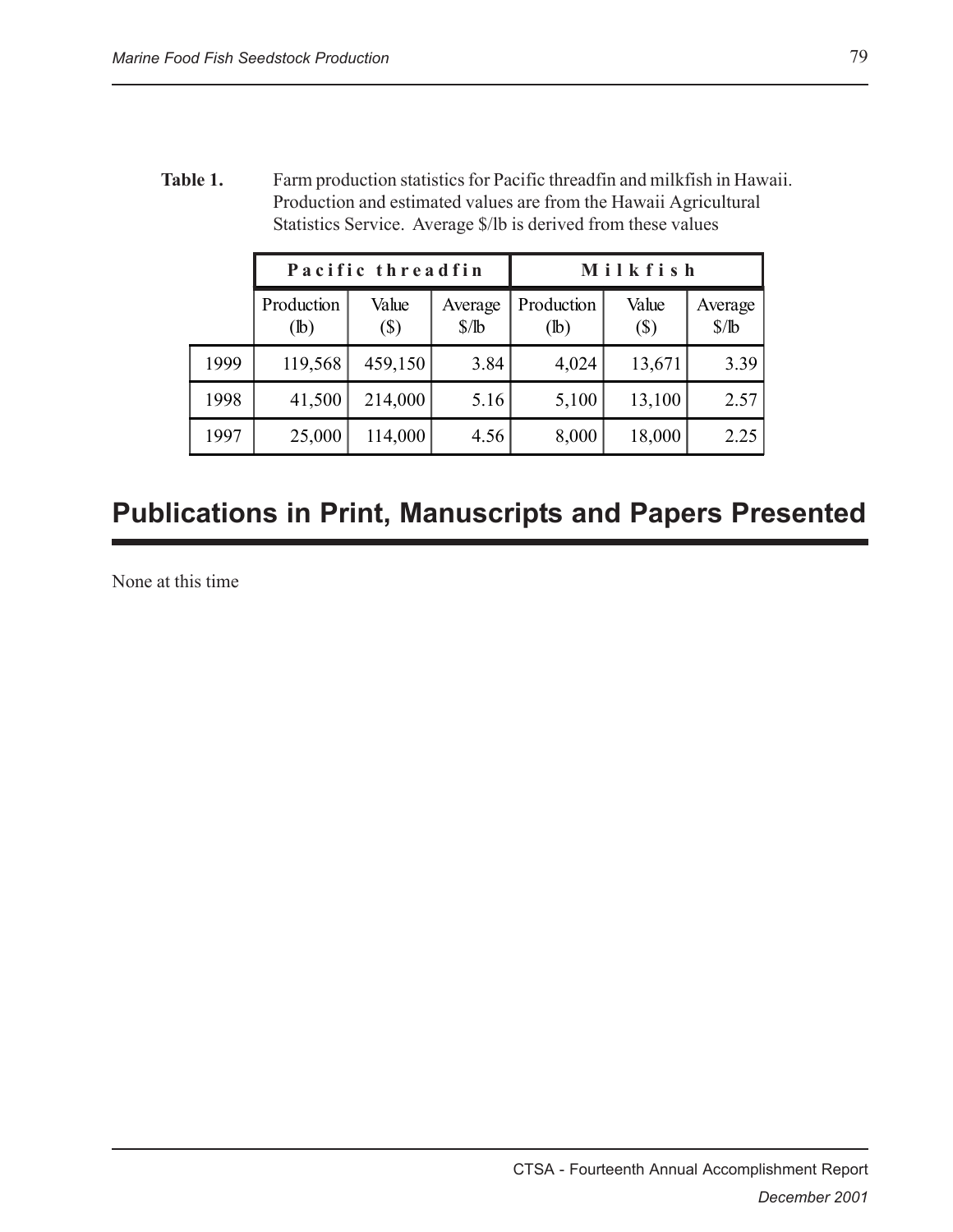**Table 1.** Farm production statistics for Pacific threadfin and milkfish in Hawaii. Production and estimated values are from the Hawaii Agricultural Statistics Service. Average $/lb is derived from these values

| | Pacific threadfin | | | Milkfish | | |
|---|---|---|---|---|---|---|
| | Production (lb) | Value ($) | Average $/lb | Production (lb) | Value ($) | Average $/lb |
| 1999 | 119,568 | 459,150 | 3.84 | 4,024 | 13,671 | 3.39 |
| 1998 | 41,500 | 214,000 | 5.16 | 5,100 | 13,100 | 2.57 |
| 1997 | 25,000 | 114,000 | 4.56 | 8,000 | 18,000 | 2.25 |

## Publications in Print, Manuscripts and Papers Presented

None at this time